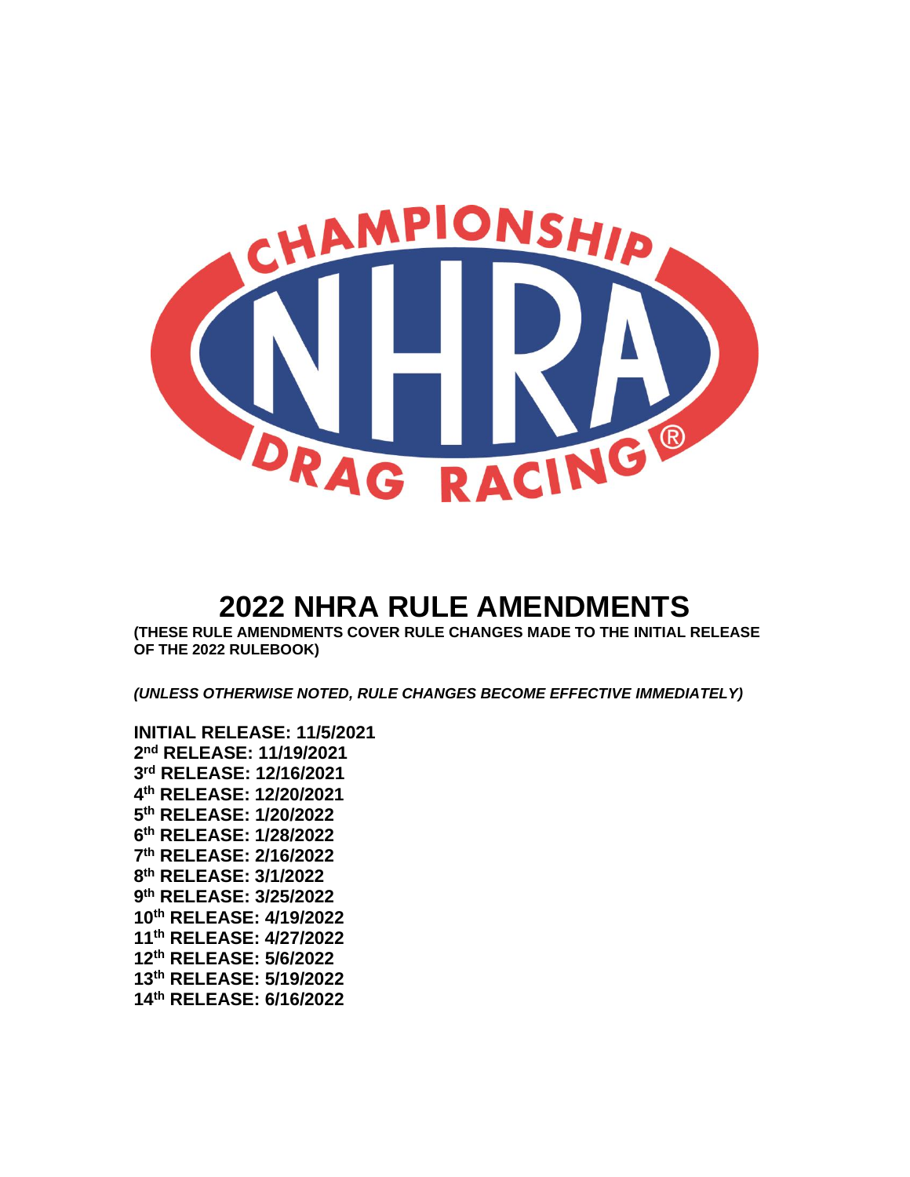# 2022 NHRA RULE AMENDMENTS

**(THESE RULE AMENDMENTS COVER RULE CHANGES MADE TO THE INITIAL RELEASE OF THE 2022 RULEBOOK)**

***(UNLESS OTHERWISE NOTED, RULE CHANGES BECOME EFFECTIVE IMMEDIATELY)***

**INITIAL RELEASE: 11/5/2021**
**2nd RELEASE: 11/19/2021**
**3rd RELEASE: 12/16/2021**
**4th RELEASE: 12/20/2021**
**5th RELEASE: 1/20/2022**
**6th RELEASE: 1/28/2022**
**7th RELEASE: 2/16/2022**
**8th RELEASE: 3/1/2022**
**9th RELEASE: 3/25/2022**
**10th RELEASE: 4/19/2022**
**11th RELEASE: 4/27/2022**
**12th RELEASE: 5/6/2022**
**13th RELEASE: 5/19/2022**
**14th RELEASE: 6/16/2022**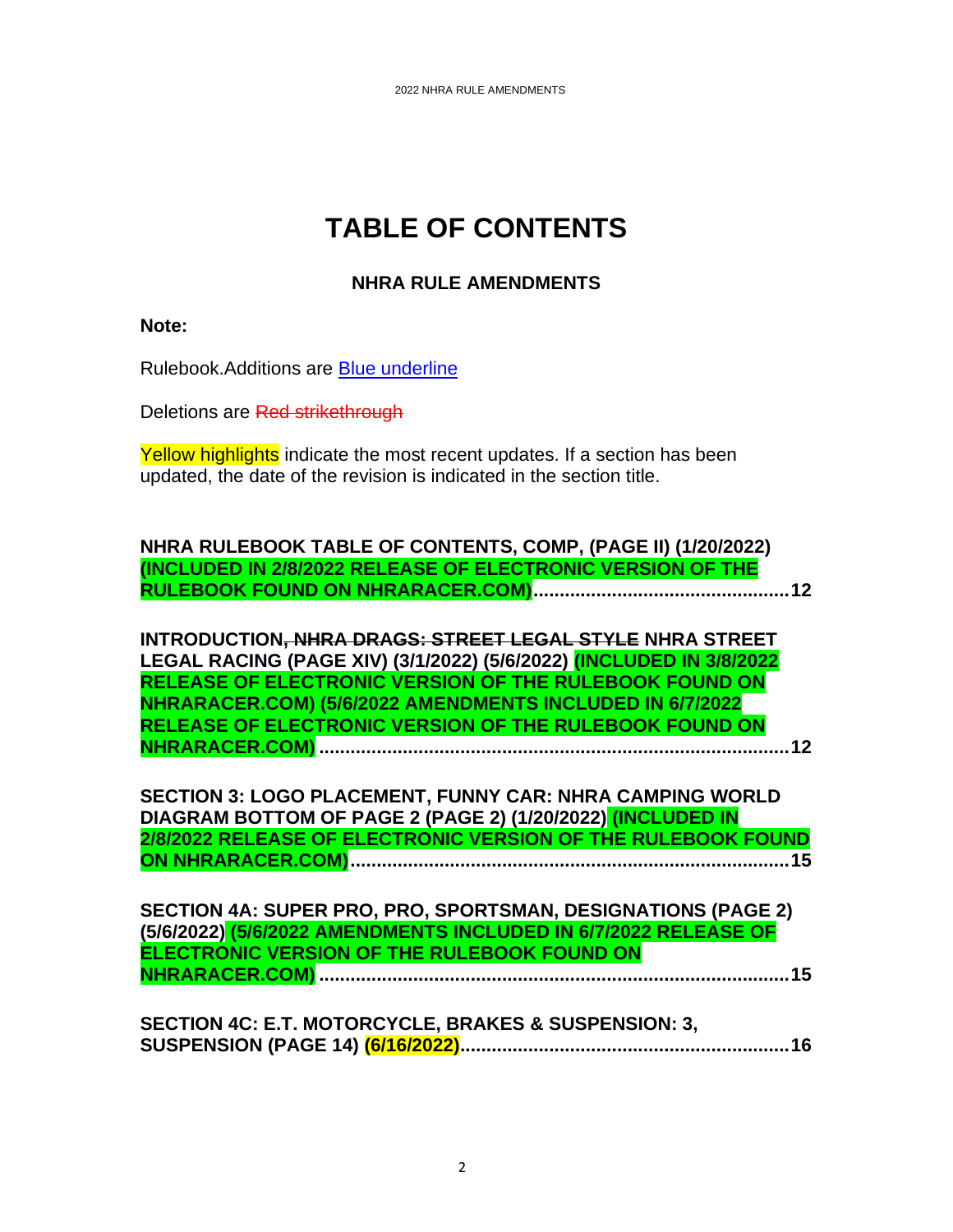# TABLE OF CONTENTS

## NHRA RULE AMENDMENTS

**Note:**

Rulebook.Additions are Blue underline

Deletions are ~~Red strikethrough~~

Yellow highlights indicate the most recent updates. If a section has been updated, the date of the revision is indicated in the section title.

**NHRA RULEBOOK TABLE OF CONTENTS, COMP, (PAGE II) (1/20/2022) (INCLUDED IN 2/8/2022 RELEASE OF ELECTRONIC VERSION OF THE RULEBOOK FOUND ON NHRARACER.COM)................................................12**

**INTRODUCTION~~, NHRA DRAGS: STREET LEGAL STYLE~~ NHRA STREET LEGAL RACING (PAGE XIV) (3/1/2022) (5/6/2022) (INCLUDED IN 3/8/2022 RELEASE OF ELECTRONIC VERSION OF THE RULEBOOK FOUND ON NHRARACER.COM) (5/6/2022 AMENDMENTS INCLUDED IN 6/7/2022 RELEASE OF ELECTRONIC VERSION OF THE RULEBOOK FOUND ON NHRARACER.COM) ........................................................................................12**

**SECTION 3: LOGO PLACEMENT, FUNNY CAR: NHRA CAMPING WORLD DIAGRAM BOTTOM OF PAGE 2 (PAGE 2) (1/20/2022) (INCLUDED IN 2/8/2022 RELEASE OF ELECTRONIC VERSION OF THE RULEBOOK FOUND ON NHRARACER.COM)...................................................................................15**

**SECTION 4A: SUPER PRO, PRO, SPORTSMAN, DESIGNATIONS (PAGE 2) (5/6/2022) (5/6/2022 AMENDMENTS INCLUDED IN 6/7/2022 RELEASE OF ELECTRONIC VERSION OF THE RULEBOOK FOUND ON NHRARACER.COM) .........................................................................................15**

**SECTION 4C: E.T. MOTORCYCLE, BRAKES & SUSPENSION: 3, SUSPENSION (PAGE 14) (6/16/2022)..............................................................16**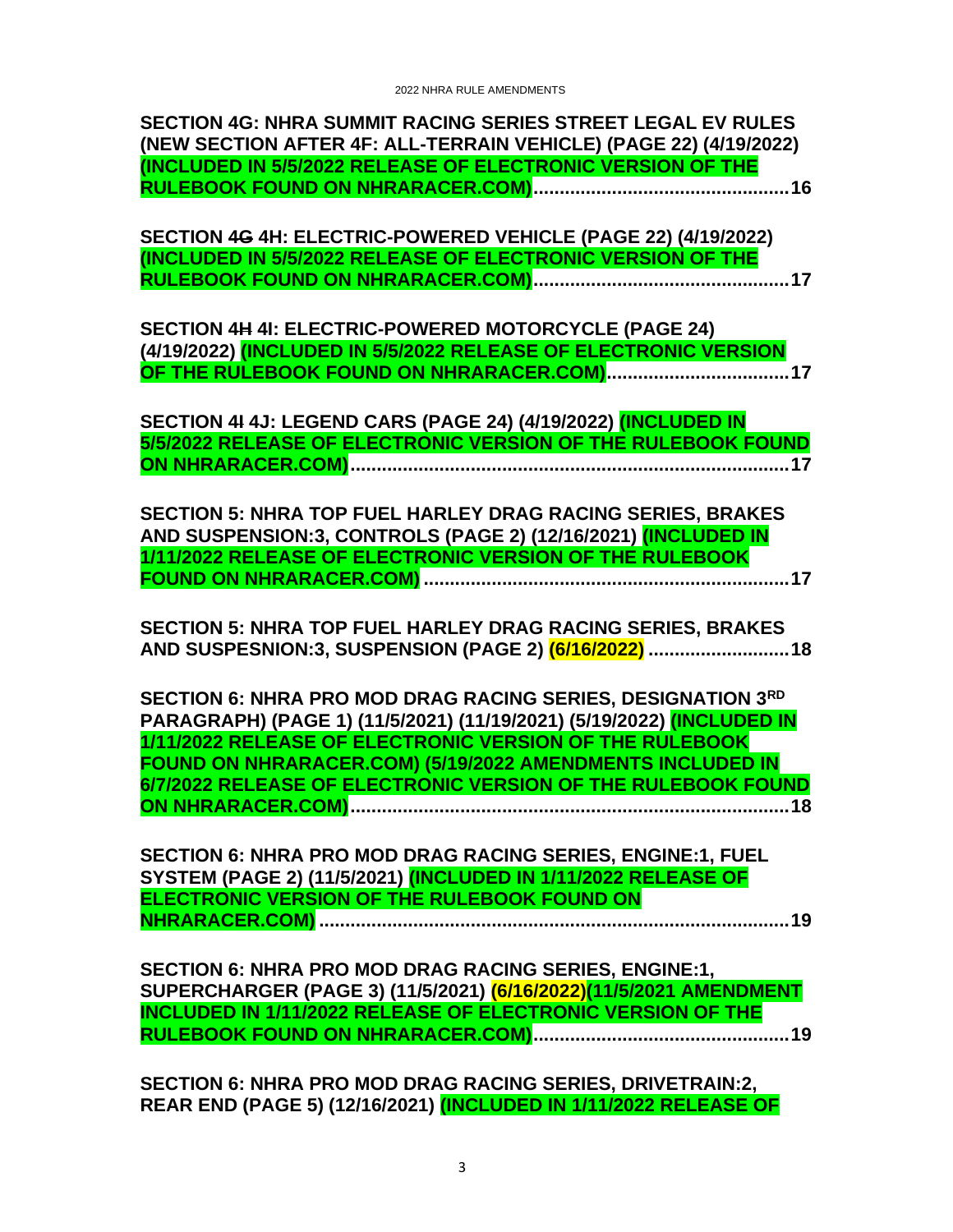**SECTION 4G: NHRA SUMMIT RACING SERIES STREET LEGAL EV RULES (NEW SECTION AFTER 4F: ALL-TERRAIN VEHICLE) (PAGE 22) (4/19/2022) (INCLUDED IN 5/5/2022 RELEASE OF ELECTRONIC VERSION OF THE RULEBOOK FOUND ON NHRARACER.COM)................................................16**

**SECTION ~~4G~~ 4H: ELECTRIC-POWERED VEHICLE (PAGE 22) (4/19/2022) (INCLUDED IN 5/5/2022 RELEASE OF ELECTRONIC VERSION OF THE RULEBOOK FOUND ON NHRARACER.COM)................................................17**

**SECTION ~~4H~~ 4I: ELECTRIC-POWERED MOTORCYCLE (PAGE 24) (4/19/2022) (INCLUDED IN 5/5/2022 RELEASE OF ELECTRONIC VERSION OF THE RULEBOOK FOUND ON NHRARACER.COM)..................................17**

**SECTION ~~4I~~ 4J: LEGEND CARS (PAGE 24) (4/19/2022) (INCLUDED IN 5/5/2022 RELEASE OF ELECTRONIC VERSION OF THE RULEBOOK FOUND ON NHRARACER.COM)...................................................................................17**

**SECTION 5: NHRA TOP FUEL HARLEY DRAG RACING SERIES, BRAKES AND SUSPENSION:3, CONTROLS (PAGE 2) (12/16/2021) (INCLUDED IN 1/11/2022 RELEASE OF ELECTRONIC VERSION OF THE RULEBOOK FOUND ON NHRARACER.COM) .....................................................................17**

**SECTION 5: NHRA TOP FUEL HARLEY DRAG RACING SERIES, BRAKES AND SUSPESNION:3, SUSPENSION (PAGE 2) (6/16/2022) ...........................18**

**SECTION 6: NHRA PRO MOD DRAG RACING SERIES, DESIGNATION 3RD PARAGRAPH) (PAGE 1) (11/5/2021) (11/19/2021) (5/19/2022) (INCLUDED IN 1/11/2022 RELEASE OF ELECTRONIC VERSION OF THE RULEBOOK FOUND ON NHRARACER.COM) (5/19/2022 AMENDMENTS INCLUDED IN 6/7/2022 RELEASE OF ELECTRONIC VERSION OF THE RULEBOOK FOUND ON NHRARACER.COM)..................................................................................18**

**SECTION 6: NHRA PRO MOD DRAG RACING SERIES, ENGINE:1, FUEL SYSTEM (PAGE 2) (11/5/2021) (INCLUDED IN 1/11/2022 RELEASE OF ELECTRONIC VERSION OF THE RULEBOOK FOUND ON NHRARACER.COM) .......................................................................................19**

**SECTION 6: NHRA PRO MOD DRAG RACING SERIES, ENGINE:1, SUPERCHARGER (PAGE 3) (11/5/2021) (6/16/2022)(11/5/2021 AMENDMENT INCLUDED IN 1/11/2022 RELEASE OF ELECTRONIC VERSION OF THE RULEBOOK FOUND ON NHRARACER.COM)................................................19**

**SECTION 6: NHRA PRO MOD DRAG RACING SERIES, DRIVETRAIN:2, REAR END (PAGE 5) (12/16/2021) (INCLUDED IN 1/11/2022 RELEASE OF**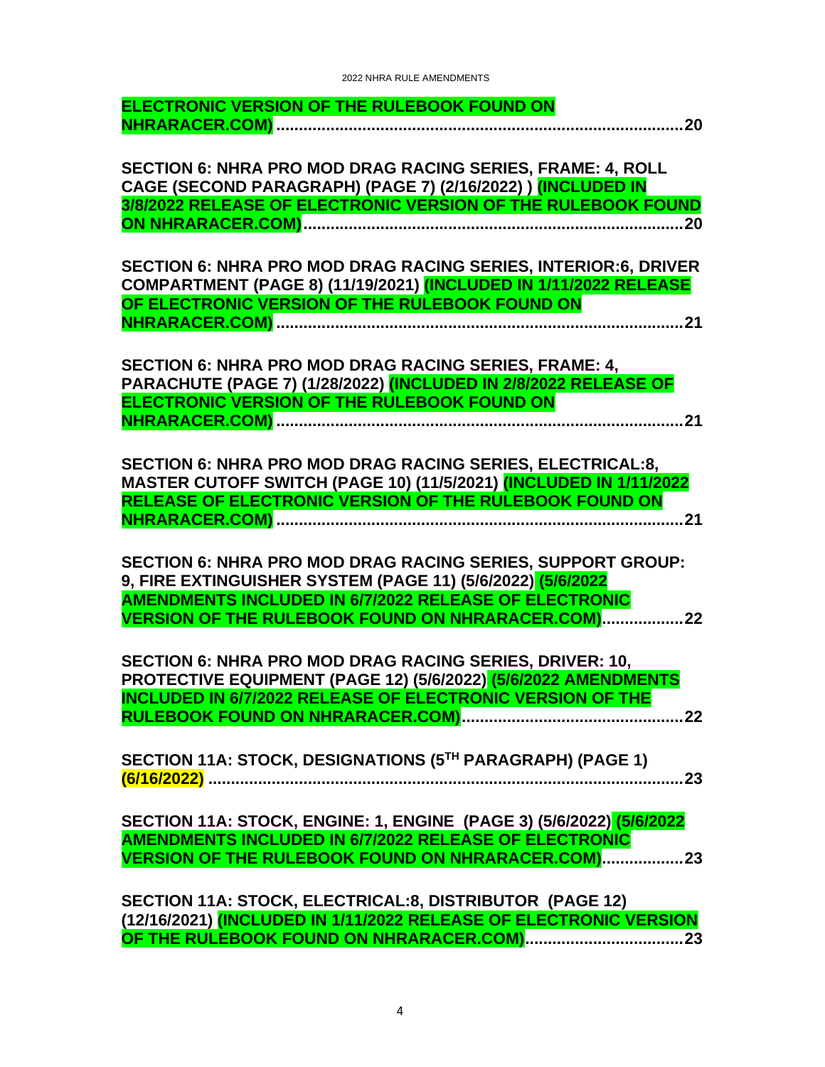**ELECTRONIC VERSION OF THE RULEBOOK FOUND ON NHRARACER.COM) ..........................................................................................20**

**SECTION 6: NHRA PRO MOD DRAG RACING SERIES, FRAME: 4, ROLL CAGE (SECOND PARAGRAPH) (PAGE 7) (2/16/2022) ) (INCLUDED IN 3/8/2022 RELEASE OF ELECTRONIC VERSION OF THE RULEBOOK FOUND ON NHRARACER.COM)....................................................................................20**

**SECTION 6: NHRA PRO MOD DRAG RACING SERIES, INTERIOR:6, DRIVER COMPARTMENT (PAGE 8) (11/19/2021) (INCLUDED IN 1/11/2022 RELEASE OF ELECTRONIC VERSION OF THE RULEBOOK FOUND ON NHRARACER.COM) ..........................................................................................21**

**SECTION 6: NHRA PRO MOD DRAG RACING SERIES, FRAME: 4, PARACHUTE (PAGE 7) (1/28/2022) (INCLUDED IN 2/8/2022 RELEASE OF ELECTRONIC VERSION OF THE RULEBOOK FOUND ON NHRARACER.COM) ..........................................................................................21**

**SECTION 6: NHRA PRO MOD DRAG RACING SERIES, ELECTRICAL:8, MASTER CUTOFF SWITCH (PAGE 10) (11/5/2021) (INCLUDED IN 1/11/2022 RELEASE OF ELECTRONIC VERSION OF THE RULEBOOK FOUND ON NHRARACER.COM) ..........................................................................................21**

**SECTION 6: NHRA PRO MOD DRAG RACING SERIES, SUPPORT GROUP: 9, FIRE EXTINGUISHER SYSTEM (PAGE 11) (5/6/2022) (5/6/2022 AMENDMENTS INCLUDED IN 6/7/2022 RELEASE OF ELECTRONIC VERSION OF THE RULEBOOK FOUND ON NHRARACER.COM)..................22**

**SECTION 6: NHRA PRO MOD DRAG RACING SERIES, DRIVER: 10, PROTECTIVE EQUIPMENT (PAGE 12) (5/6/2022) (5/6/2022 AMENDMENTS INCLUDED IN 6/7/2022 RELEASE OF ELECTRONIC VERSION OF THE RULEBOOK FOUND ON NHRARACER.COM).................................................22**

**SECTION 11A: STOCK, DESIGNATIONS (5TH PARAGRAPH) (PAGE 1) (6/16/2022) ..........................................................................................................23**

**SECTION 11A: STOCK, ENGINE: 1, ENGINE (PAGE 3) (5/6/2022) (5/6/2022 AMENDMENTS INCLUDED IN 6/7/2022 RELEASE OF ELECTRONIC VERSION OF THE RULEBOOK FOUND ON NHRARACER.COM)..................23**

**SECTION 11A: STOCK, ELECTRICAL:8, DISTRIBUTOR (PAGE 12) (12/16/2021) (INCLUDED IN 1/11/2022 RELEASE OF ELECTRONIC VERSION OF THE RULEBOOK FOUND ON NHRARACER.COM)..................................23**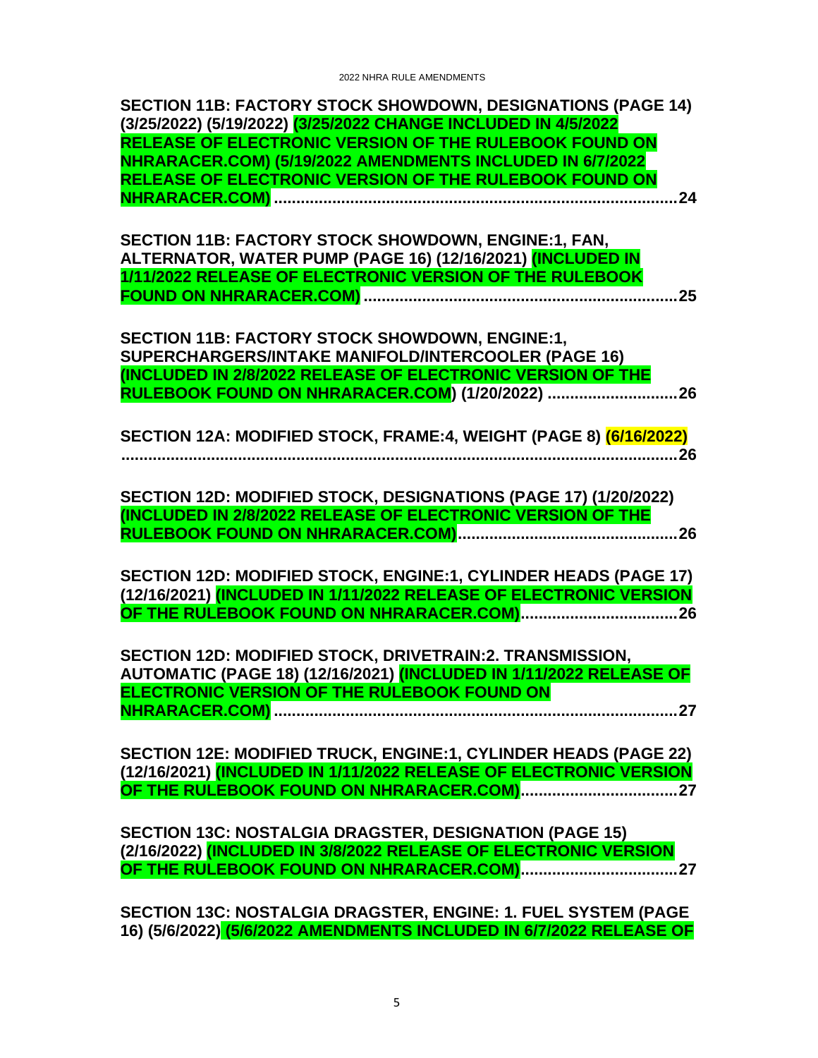**SECTION 11B: FACTORY STOCK SHOWDOWN, DESIGNATIONS (PAGE 14) (3/25/2022) (5/19/2022) (3/25/2022 CHANGE INCLUDED IN 4/5/2022 RELEASE OF ELECTRONIC VERSION OF THE RULEBOOK FOUND ON NHRARACER.COM) (5/19/2022 AMENDMENTS INCLUDED IN 6/7/2022 RELEASE OF ELECTRONIC VERSION OF THE RULEBOOK FOUND ON NHRARACER.COM) ........................................................................................ 24**

**SECTION 11B: FACTORY STOCK SHOWDOWN, ENGINE:1, FAN, ALTERNATOR, WATER PUMP (PAGE 16) (12/16/2021) (INCLUDED IN 1/11/2022 RELEASE OF ELECTRONIC VERSION OF THE RULEBOOK FOUND ON NHRARACER.COM) .................................................................... 25**

**SECTION 11B: FACTORY STOCK SHOWDOWN, ENGINE:1, SUPERCHARGERS/INTAKE MANIFOLD/INTERCOOLER (PAGE 16) (INCLUDED IN 2/8/2022 RELEASE OF ELECTRONIC VERSION OF THE RULEBOOK FOUND ON NHRARACER.COM) (1/20/2022) ............................ 26**

**SECTION 12A: MODIFIED STOCK, FRAME:4, WEIGHT (PAGE 8) (6/16/2022) ............................................................................................................................ 26**

**SECTION 12D: MODIFIED STOCK, DESIGNATIONS (PAGE 17) (1/20/2022) (INCLUDED IN 2/8/2022 RELEASE OF ELECTRONIC VERSION OF THE RULEBOOK FOUND ON NHRARACER.COM)................................................ 26**

**SECTION 12D: MODIFIED STOCK, ENGINE:1, CYLINDER HEADS (PAGE 17) (12/16/2021) (INCLUDED IN 1/11/2022 RELEASE OF ELECTRONIC VERSION OF THE RULEBOOK FOUND ON NHRARACER.COM).................................. 26**

**SECTION 12D: MODIFIED STOCK, DRIVETRAIN:2. TRANSMISSION, AUTOMATIC (PAGE 18) (12/16/2021) (INCLUDED IN 1/11/2022 RELEASE OF ELECTRONIC VERSION OF THE RULEBOOK FOUND ON NHRARACER.COM) ........................................................................................ 27**

**SECTION 12E: MODIFIED TRUCK, ENGINE:1, CYLINDER HEADS (PAGE 22) (12/16/2021) (INCLUDED IN 1/11/2022 RELEASE OF ELECTRONIC VERSION OF THE RULEBOOK FOUND ON NHRARACER.COM).................................. 27**

**SECTION 13C: NOSTALGIA DRAGSTER, DESIGNATION (PAGE 15) (2/16/2022) (INCLUDED IN 3/8/2022 RELEASE OF ELECTRONIC VERSION OF THE RULEBOOK FOUND ON NHRARACER.COM).................................. 27**

**SECTION 13C: NOSTALGIA DRAGSTER, ENGINE: 1. FUEL SYSTEM (PAGE 16) (5/6/2022) (5/6/2022 AMENDMENTS INCLUDED IN 6/7/2022 RELEASE OF**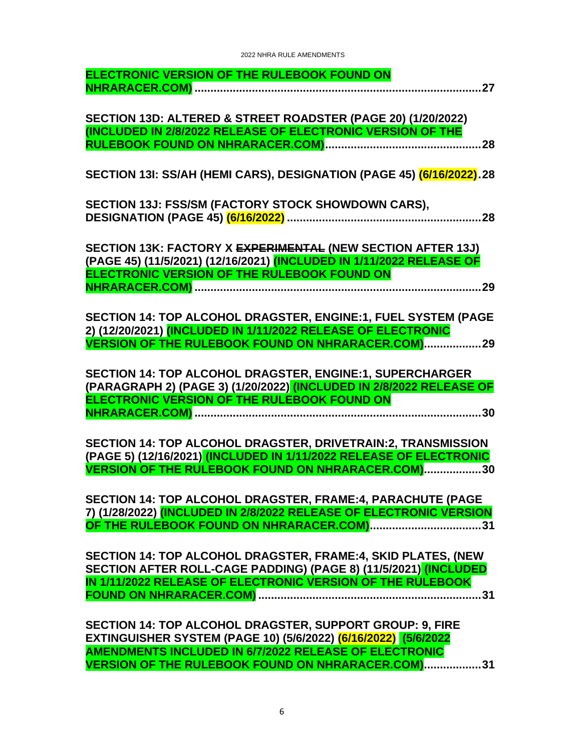**ELECTRONIC VERSION OF THE RULEBOOK FOUND ON NHRARACER.COM)** ............................................................................................ **27**

**SECTION 13D: ALTERED & STREET ROADSTER (PAGE 20) (1/20/2022) (INCLUDED IN 2/8/2022 RELEASE OF ELECTRONIC VERSION OF THE RULEBOOK FOUND ON NHRARACER.COM)**................................................. **28**

**SECTION 13I: SS/AH (HEMI CARS), DESIGNATION (PAGE 45) (6/16/2022)**. **28**

**SECTION 13J: FSS/SM (FACTORY STOCK SHOWDOWN CARS), DESIGNATION (PAGE 45) (6/16/2022)** ............................................................ **28**

**SECTION 13K: FACTORY X ~~EXPERIMENTAL~~ (NEW SECTION AFTER 13J) (PAGE 45) (11/5/2021) (12/16/2021) (INCLUDED IN 1/11/2022 RELEASE OF ELECTRONIC VERSION OF THE RULEBOOK FOUND ON NHRARACER.COM)** ........................................................................................ **29**

**SECTION 14: TOP ALCOHOL DRAGSTER, ENGINE:1, FUEL SYSTEM (PAGE 2) (12/20/2021) (INCLUDED IN 1/11/2022 RELEASE OF ELECTRONIC VERSION OF THE RULEBOOK FOUND ON NHRARACER.COM)**.................. **29**

**SECTION 14: TOP ALCOHOL DRAGSTER, ENGINE:1, SUPERCHARGER (PARAGRAPH 2) (PAGE 3) (1/20/2022) (INCLUDED IN 2/8/2022 RELEASE OF ELECTRONIC VERSION OF THE RULEBOOK FOUND ON NHRARACER.COM)** ........................................................................................ **30**

**SECTION 14: TOP ALCOHOL DRAGSTER, DRIVETRAIN:2, TRANSMISSION (PAGE 5) (12/16/2021) (INCLUDED IN 1/11/2022 RELEASE OF ELECTRONIC VERSION OF THE RULEBOOK FOUND ON NHRARACER.COM)**.................. **30**

**SECTION 14: TOP ALCOHOL DRAGSTER, FRAME:4, PARACHUTE (PAGE 7) (1/28/2022) (INCLUDED IN 2/8/2022 RELEASE OF ELECTRONIC VERSION OF THE RULEBOOK FOUND ON NHRARACER.COM)**................................... **31**

**SECTION 14: TOP ALCOHOL DRAGSTER, FRAME:4, SKID PLATES, (NEW SECTION AFTER ROLL-CAGE PADDING) (PAGE 8) (11/5/2021) (INCLUDED IN 1/11/2022 RELEASE OF ELECTRONIC VERSION OF THE RULEBOOK FOUND ON NHRARACER.COM)** ..................................................................... **31**

**SECTION 14: TOP ALCOHOL DRAGSTER, SUPPORT GROUP: 9, FIRE EXTINGUISHER SYSTEM (PAGE 10) (5/6/2022) (6/16/2022) (5/6/2022 AMENDMENTS INCLUDED IN 6/7/2022 RELEASE OF ELECTRONIC VERSION OF THE RULEBOOK FOUND ON NHRARACER.COM)**.................. **31**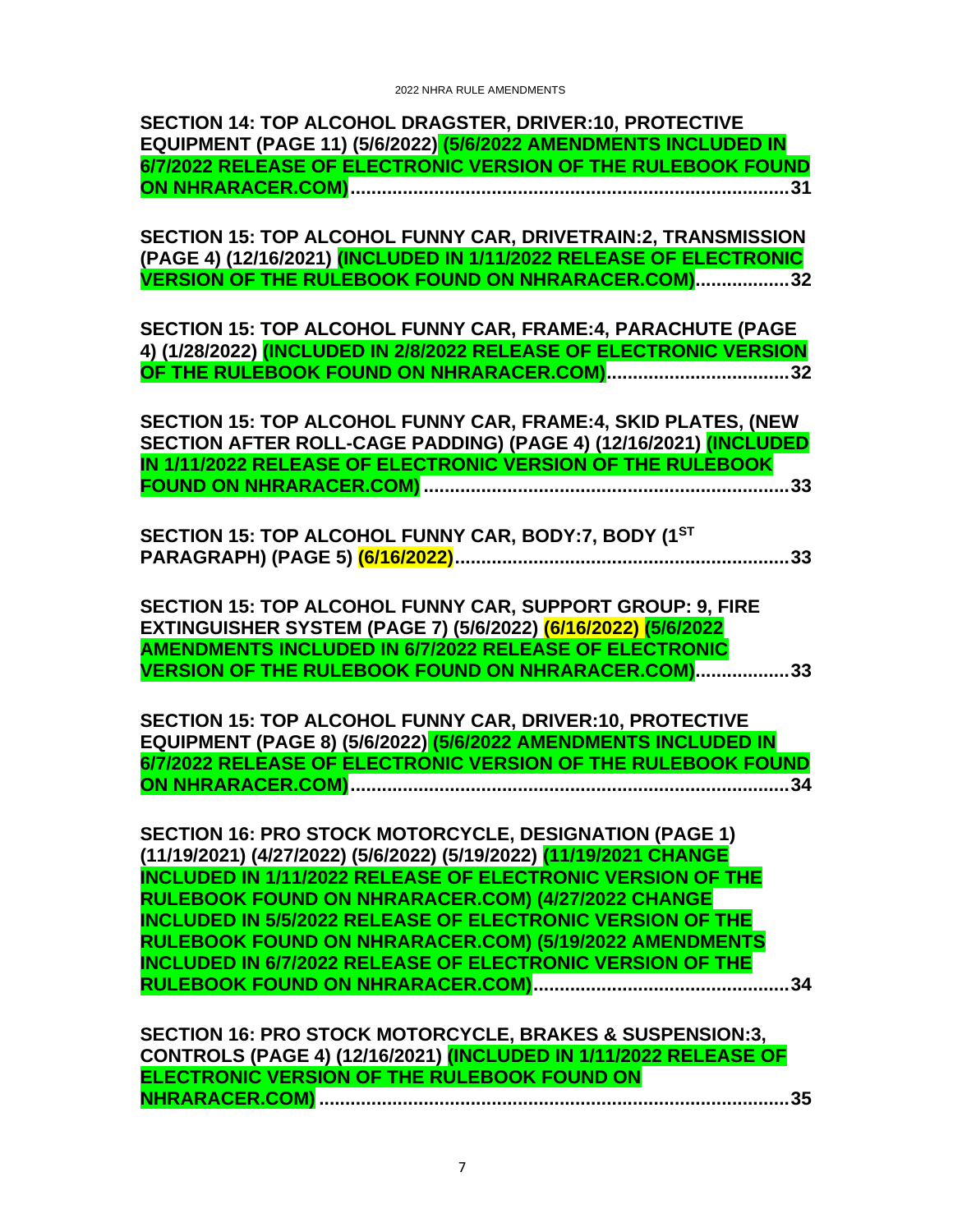**SECTION 14: TOP ALCOHOL DRAGSTER, DRIVER:10, PROTECTIVE EQUIPMENT (PAGE 11) (5/6/2022) (5/6/2022 AMENDMENTS INCLUDED IN 6/7/2022 RELEASE OF ELECTRONIC VERSION OF THE RULEBOOK FOUND ON NHRARACER.COM)....................................................................................31**

**SECTION 15: TOP ALCOHOL FUNNY CAR, DRIVETRAIN:2, TRANSMISSION (PAGE 4) (12/16/2021) (INCLUDED IN 1/11/2022 RELEASE OF ELECTRONIC VERSION OF THE RULEBOOK FOUND ON NHRARACER.COM)..................32**

**SECTION 15: TOP ALCOHOL FUNNY CAR, FRAME:4, PARACHUTE (PAGE 4) (1/28/2022) (INCLUDED IN 2/8/2022 RELEASE OF ELECTRONIC VERSION OF THE RULEBOOK FOUND ON NHRARACER.COM)...................................32**

**SECTION 15: TOP ALCOHOL FUNNY CAR, FRAME:4, SKID PLATES, (NEW SECTION AFTER ROLL-CAGE PADDING) (PAGE 4) (12/16/2021) (INCLUDED IN 1/11/2022 RELEASE OF ELECTRONIC VERSION OF THE RULEBOOK FOUND ON NHRARACER.COM) ......................................................................33**

**SECTION 15: TOP ALCOHOL FUNNY CAR, BODY:7, BODY (1ST PARAGRAPH) (PAGE 5) (6/16/2022)................................................................33**

**SECTION 15: TOP ALCOHOL FUNNY CAR, SUPPORT GROUP: 9, FIRE EXTINGUISHER SYSTEM (PAGE 7) (5/6/2022) (6/16/2022) (5/6/2022 AMENDMENTS INCLUDED IN 6/7/2022 RELEASE OF ELECTRONIC VERSION OF THE RULEBOOK FOUND ON NHRARACER.COM)..................33**

**SECTION 15: TOP ALCOHOL FUNNY CAR, DRIVER:10, PROTECTIVE EQUIPMENT (PAGE 8) (5/6/2022) (5/6/2022 AMENDMENTS INCLUDED IN 6/7/2022 RELEASE OF ELECTRONIC VERSION OF THE RULEBOOK FOUND ON NHRARACER.COM)....................................................................................34**

**SECTION 16: PRO STOCK MOTORCYCLE, DESIGNATION (PAGE 1) (11/19/2021) (4/27/2022) (5/6/2022) (5/19/2022) (11/19/2021 CHANGE INCLUDED IN 1/11/2022 RELEASE OF ELECTRONIC VERSION OF THE RULEBOOK FOUND ON NHRARACER.COM) (4/27/2022 CHANGE INCLUDED IN 5/5/2022 RELEASE OF ELECTRONIC VERSION OF THE RULEBOOK FOUND ON NHRARACER.COM) (5/19/2022 AMENDMENTS INCLUDED IN 6/7/2022 RELEASE OF ELECTRONIC VERSION OF THE RULEBOOK FOUND ON NHRARACER.COM).................................................34**

**SECTION 16: PRO STOCK MOTORCYCLE, BRAKES & SUSPENSION:3, CONTROLS (PAGE 4) (12/16/2021) (INCLUDED IN 1/11/2022 RELEASE OF ELECTRONIC VERSION OF THE RULEBOOK FOUND ON NHRARACER.COM) ..........................................................................................35**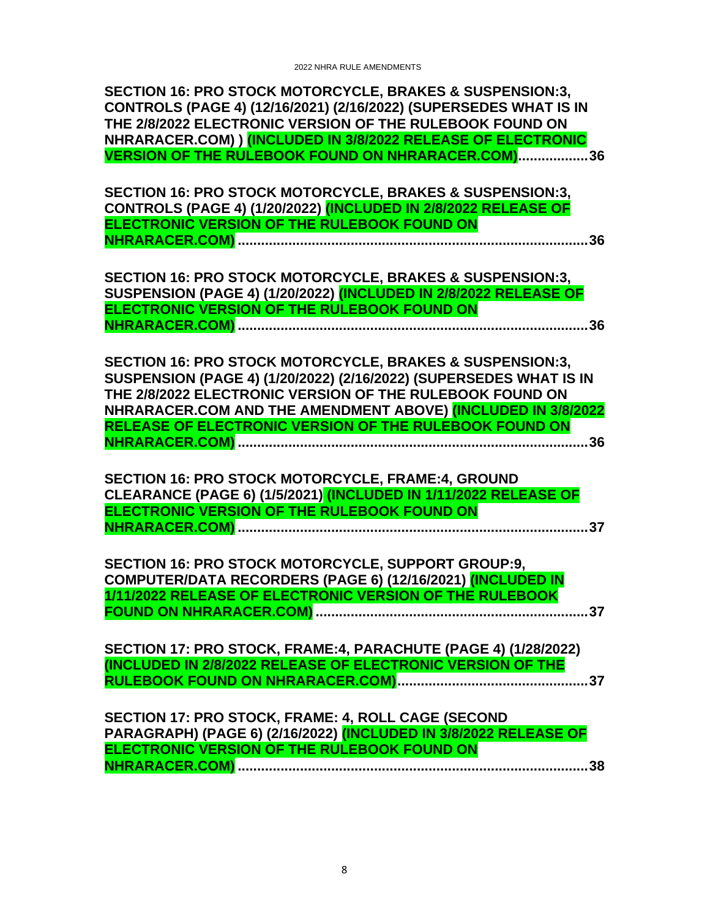**SECTION 16: PRO STOCK MOTORCYCLE, BRAKES & SUSPENSION:3, CONTROLS (PAGE 4) (12/16/2021) (2/16/2022) (SUPERSEDES WHAT IS IN THE 2/8/2022 ELECTRONIC VERSION OF THE RULEBOOK FOUND ON NHRARACER.COM) ) (INCLUDED IN 3/8/2022 RELEASE OF ELECTRONIC VERSION OF THE RULEBOOK FOUND ON NHRARACER.COM)..................36**

**SECTION 16: PRO STOCK MOTORCYCLE, BRAKES & SUSPENSION:3, CONTROLS (PAGE 4) (1/20/2022) (INCLUDED IN 2/8/2022 RELEASE OF ELECTRONIC VERSION OF THE RULEBOOK FOUND ON NHRARACER.COM) ..........................................................................................36**

**SECTION 16: PRO STOCK MOTORCYCLE, BRAKES & SUSPENSION:3, SUSPENSION (PAGE 4) (1/20/2022) (INCLUDED IN 2/8/2022 RELEASE OF ELECTRONIC VERSION OF THE RULEBOOK FOUND ON NHRARACER.COM) ..........................................................................................36**

**SECTION 16: PRO STOCK MOTORCYCLE, BRAKES & SUSPENSION:3, SUSPENSION (PAGE 4) (1/20/2022) (2/16/2022) (SUPERSEDES WHAT IS IN THE 2/8/2022 ELECTRONIC VERSION OF THE RULEBOOK FOUND ON NHRARACER.COM AND THE AMENDMENT ABOVE) (INCLUDED IN 3/8/2022 RELEASE OF ELECTRONIC VERSION OF THE RULEBOOK FOUND ON NHRARACER.COM) ..........................................................................................36**

**SECTION 16: PRO STOCK MOTORCYCLE, FRAME:4, GROUND CLEARANCE (PAGE 6) (1/5/2021) (INCLUDED IN 1/11/2022 RELEASE OF ELECTRONIC VERSION OF THE RULEBOOK FOUND ON NHRARACER.COM) ..........................................................................................37**

**SECTION 16: PRO STOCK MOTORCYCLE, SUPPORT GROUP:9, COMPUTER/DATA RECORDERS (PAGE 6) (12/16/2021) (INCLUDED IN 1/11/2022 RELEASE OF ELECTRONIC VERSION OF THE RULEBOOK FOUND ON NHRARACER.COM) ......................................................................37**

**SECTION 17: PRO STOCK, FRAME:4, PARACHUTE (PAGE 4) (1/28/2022) (INCLUDED IN 2/8/2022 RELEASE OF ELECTRONIC VERSION OF THE RULEBOOK FOUND ON NHRARACER.COM).................................................37**

**SECTION 17: PRO STOCK, FRAME: 4, ROLL CAGE (SECOND PARAGRAPH) (PAGE 6) (2/16/2022) (INCLUDED IN 3/8/2022 RELEASE OF ELECTRONIC VERSION OF THE RULEBOOK FOUND ON NHRARACER.COM) ..........................................................................................38**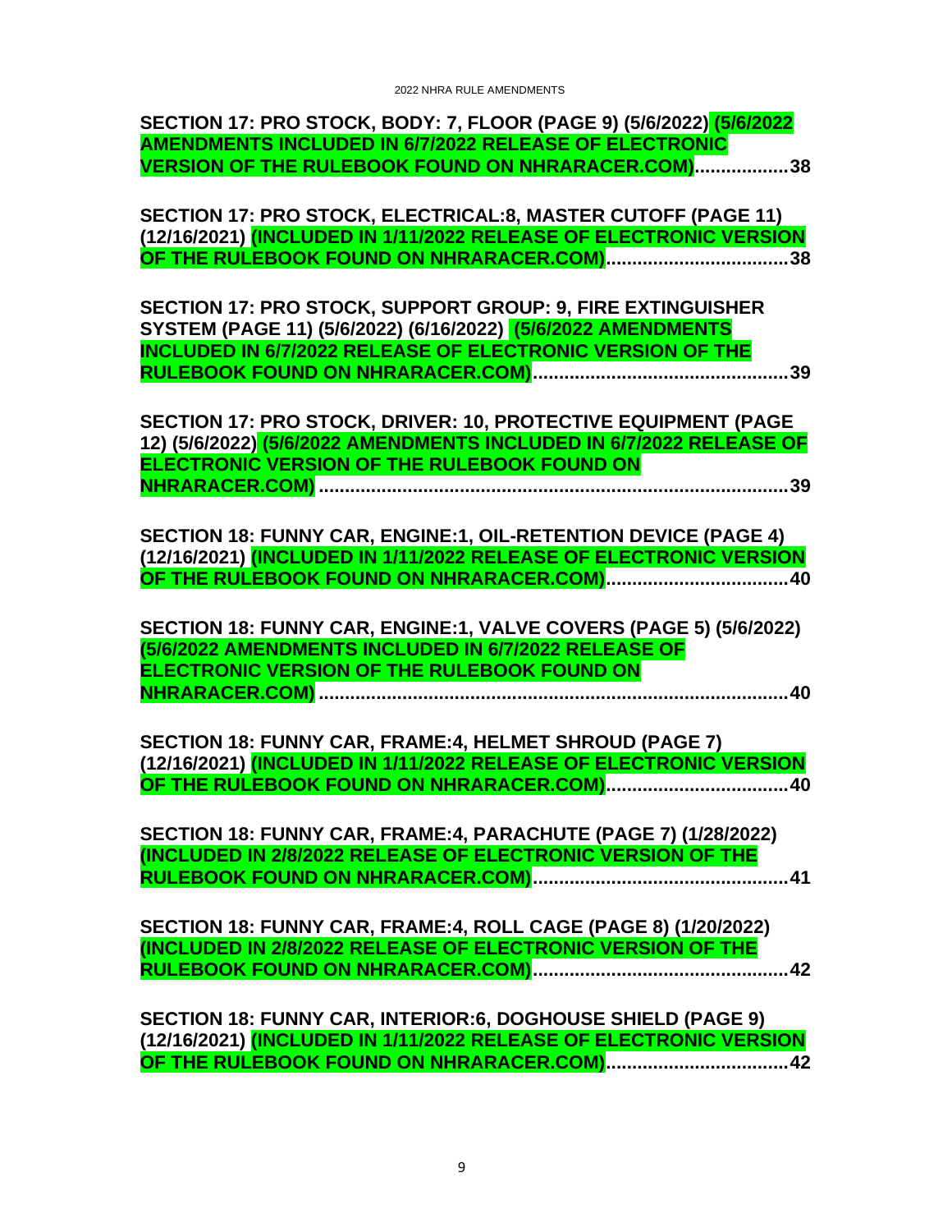**SECTION 17: PRO STOCK, BODY: 7, FLOOR (PAGE 9) (5/6/2022) (5/6/2022 AMENDMENTS INCLUDED IN 6/7/2022 RELEASE OF ELECTRONIC VERSION OF THE RULEBOOK FOUND ON NHRARACER.COM)..................38**

**SECTION 17: PRO STOCK, ELECTRICAL:8, MASTER CUTOFF (PAGE 11) (12/16/2021) (INCLUDED IN 1/11/2022 RELEASE OF ELECTRONIC VERSION OF THE RULEBOOK FOUND ON NHRARACER.COM)..................................38**

**SECTION 17: PRO STOCK, SUPPORT GROUP: 9, FIRE EXTINGUISHER SYSTEM (PAGE 11) (5/6/2022) (6/16/2022) (5/6/2022 AMENDMENTS INCLUDED IN 6/7/2022 RELEASE OF ELECTRONIC VERSION OF THE RULEBOOK FOUND ON NHRARACER.COM)................................................39**

**SECTION 17: PRO STOCK, DRIVER: 10, PROTECTIVE EQUIPMENT (PAGE 12) (5/6/2022) (5/6/2022 AMENDMENTS INCLUDED IN 6/7/2022 RELEASE OF ELECTRONIC VERSION OF THE RULEBOOK FOUND ON NHRARACER.COM) .........................................................................................39**

**SECTION 18: FUNNY CAR, ENGINE:1, OIL-RETENTION DEVICE (PAGE 4) (12/16/2021) (INCLUDED IN 1/11/2022 RELEASE OF ELECTRONIC VERSION OF THE RULEBOOK FOUND ON NHRARACER.COM)..................................40**

**SECTION 18: FUNNY CAR, ENGINE:1, VALVE COVERS (PAGE 5) (5/6/2022) (5/6/2022 AMENDMENTS INCLUDED IN 6/7/2022 RELEASE OF ELECTRONIC VERSION OF THE RULEBOOK FOUND ON NHRARACER.COM) .........................................................................................40**

**SECTION 18: FUNNY CAR, FRAME:4, HELMET SHROUD (PAGE 7) (12/16/2021) (INCLUDED IN 1/11/2022 RELEASE OF ELECTRONIC VERSION OF THE RULEBOOK FOUND ON NHRARACER.COM)..................................40**

**SECTION 18: FUNNY CAR, FRAME:4, PARACHUTE (PAGE 7) (1/28/2022) (INCLUDED IN 2/8/2022 RELEASE OF ELECTRONIC VERSION OF THE RULEBOOK FOUND ON NHRARACER.COM)................................................41**

**SECTION 18: FUNNY CAR, FRAME:4, ROLL CAGE (PAGE 8) (1/20/2022) (INCLUDED IN 2/8/2022 RELEASE OF ELECTRONIC VERSION OF THE RULEBOOK FOUND ON NHRARACER.COM)................................................42**

**SECTION 18: FUNNY CAR, INTERIOR:6, DOGHOUSE SHIELD (PAGE 9) (12/16/2021) (INCLUDED IN 1/11/2022 RELEASE OF ELECTRONIC VERSION OF THE RULEBOOK FOUND ON NHRARACER.COM)..................................42**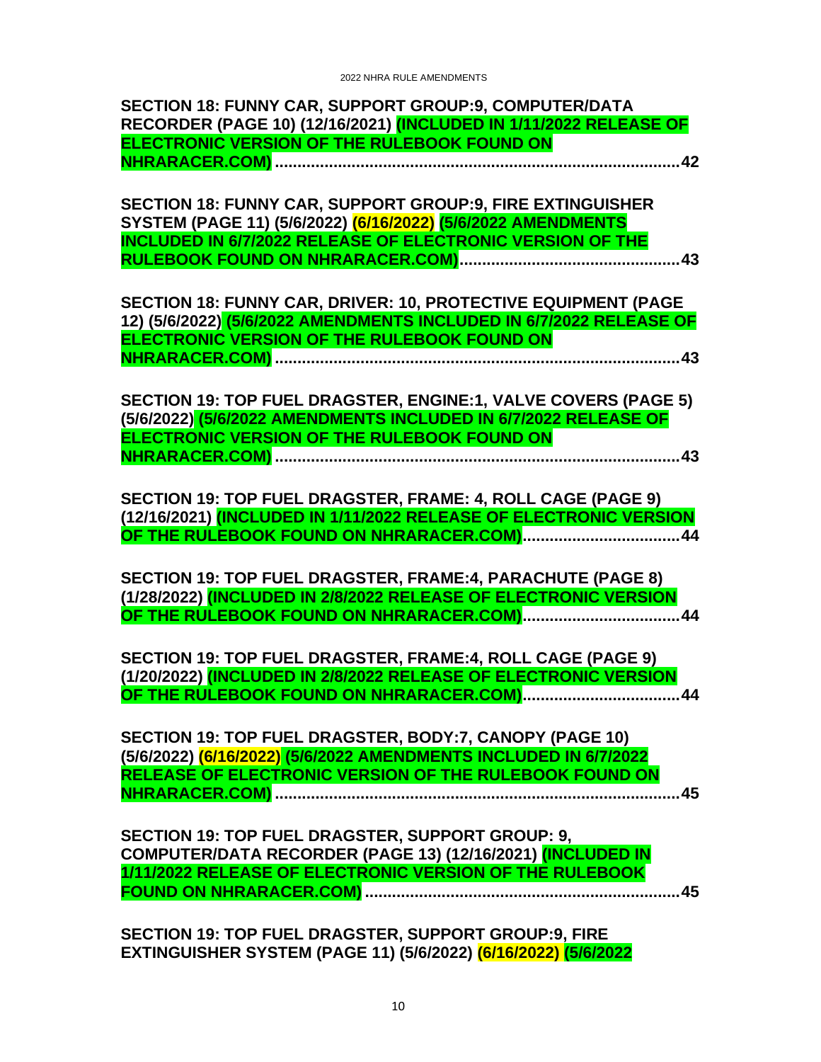**SECTION 18: FUNNY CAR, SUPPORT GROUP:9, COMPUTER/DATA RECORDER (PAGE 10) (12/16/2021) (INCLUDED IN 1/11/2022 RELEASE OF ELECTRONIC VERSION OF THE RULEBOOK FOUND ON NHRARACER.COM) ........................................................................................ 42**

**SECTION 18: FUNNY CAR, SUPPORT GROUP:9, FIRE EXTINGUISHER SYSTEM (PAGE 11) (5/6/2022) (6/16/2022) (5/6/2022 AMENDMENTS INCLUDED IN 6/7/2022 RELEASE OF ELECTRONIC VERSION OF THE RULEBOOK FOUND ON NHRARACER.COM)............................................... 43**

**SECTION 18: FUNNY CAR, DRIVER: 10, PROTECTIVE EQUIPMENT (PAGE 12) (5/6/2022) (5/6/2022 AMENDMENTS INCLUDED IN 6/7/2022 RELEASE OF ELECTRONIC VERSION OF THE RULEBOOK FOUND ON NHRARACER.COM) ........................................................................................ 43**

**SECTION 19: TOP FUEL DRAGSTER, ENGINE:1, VALVE COVERS (PAGE 5) (5/6/2022) (5/6/2022 AMENDMENTS INCLUDED IN 6/7/2022 RELEASE OF ELECTRONIC VERSION OF THE RULEBOOK FOUND ON NHRARACER.COM) ........................................................................................ 43**

**SECTION 19: TOP FUEL DRAGSTER, FRAME: 4, ROLL CAGE (PAGE 9) (12/16/2021) (INCLUDED IN 1/11/2022 RELEASE OF ELECTRONIC VERSION OF THE RULEBOOK FOUND ON NHRARACER.COM).................................. 44**

**SECTION 19: TOP FUEL DRAGSTER, FRAME:4, PARACHUTE (PAGE 8) (1/28/2022) (INCLUDED IN 2/8/2022 RELEASE OF ELECTRONIC VERSION OF THE RULEBOOK FOUND ON NHRARACER.COM).................................. 44**

**SECTION 19: TOP FUEL DRAGSTER, FRAME:4, ROLL CAGE (PAGE 9) (1/20/2022) (INCLUDED IN 2/8/2022 RELEASE OF ELECTRONIC VERSION OF THE RULEBOOK FOUND ON NHRARACER.COM).................................. 44**

**SECTION 19: TOP FUEL DRAGSTER, BODY:7, CANOPY (PAGE 10) (5/6/2022) (6/16/2022) (5/6/2022 AMENDMENTS INCLUDED IN 6/7/2022 RELEASE OF ELECTRONIC VERSION OF THE RULEBOOK FOUND ON NHRARACER.COM) ........................................................................................ 45**

**SECTION 19: TOP FUEL DRAGSTER, SUPPORT GROUP: 9, COMPUTER/DATA RECORDER (PAGE 13) (12/16/2021) (INCLUDED IN 1/11/2022 RELEASE OF ELECTRONIC VERSION OF THE RULEBOOK FOUND ON NHRARACER.COM) ..................................................................... 45**

**SECTION 19: TOP FUEL DRAGSTER, SUPPORT GROUP:9, FIRE EXTINGUISHER SYSTEM (PAGE 11) (5/6/2022) (6/16/2022) (5/6/2022**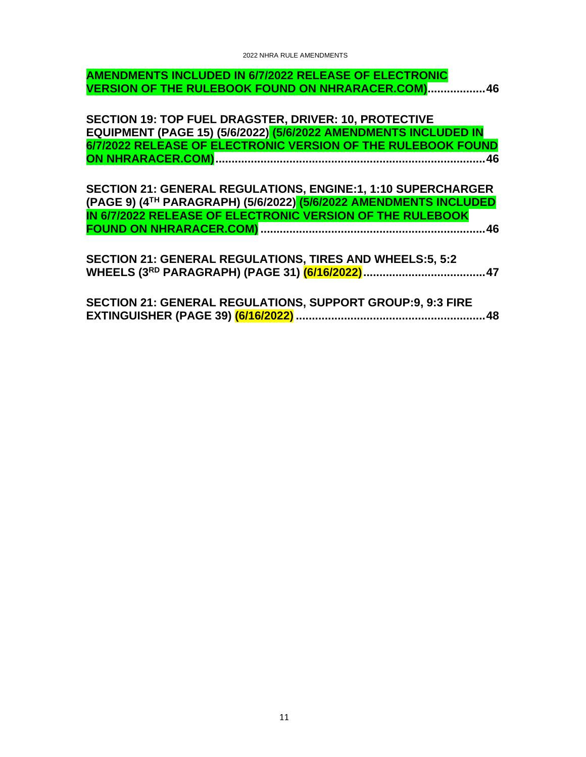**AMENDMENTS INCLUDED IN 6/7/2022 RELEASE OF ELECTRONIC VERSION OF THE RULEBOOK FOUND ON NHRARACER.COM)..................46**

**SECTION 19: TOP FUEL DRAGSTER, DRIVER: 10, PROTECTIVE EQUIPMENT (PAGE 15) (5/6/2022) (5/6/2022 AMENDMENTS INCLUDED IN 6/7/2022 RELEASE OF ELECTRONIC VERSION OF THE RULEBOOK FOUND ON NHRARACER.COM)....................................................................................46**

**SECTION 21: GENERAL REGULATIONS, ENGINE:1, 1:10 SUPERCHARGER (PAGE 9) (4TH PARAGRAPH) (5/6/2022) (5/6/2022 AMENDMENTS INCLUDED IN 6/7/2022 RELEASE OF ELECTRONIC VERSION OF THE RULEBOOK FOUND ON NHRARACER.COM) ......................................................................46**

**SECTION 21: GENERAL REGULATIONS, TIRES AND WHEELS:5, 5:2 WHEELS (3RD PARAGRAPH) (PAGE 31) (6/16/2022)......................................47**

**SECTION 21: GENERAL REGULATIONS, SUPPORT GROUP:9, 9:3 FIRE EXTINGUISHER (PAGE 39) (6/16/2022) ..........................................................48**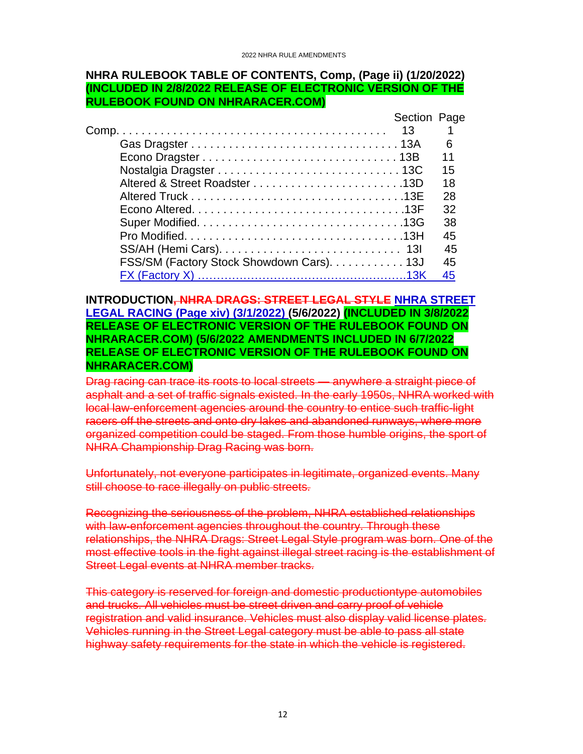**NHRA RULEBOOK TABLE OF CONTENTS, Comp, (Page ii) (1/20/2022) (INCLUDED IN 2/8/2022 RELEASE OF ELECTRONIC VERSION OF THE RULEBOOK FOUND ON NHRARACER.COM)**

| | Section | Page |
|---|---|---|
| Comp. | 13 | 1 |
| Gas Dragster | 13A | 6 |
| Econo Dragster | 13B | 11 |
| Nostalgia Dragster | 13C | 15 |
| Altered & Street Roadster | 13D | 18 |
| Altered Truck | 13E | 28 |
| Econo Altered | 13F | 32 |
| Super Modified | 13G | 38 |
| Pro Modified | 13H | 45 |
| SS/AH (Hemi Cars) | 13I | 45 |
| FSS/SM (Factory Stock Showdown Cars) | 13J | 45 |
| FX (Factory X) | 13K | 45 |

**INTRODUCTION~~, NHRA DRAGS: STREET LEGAL STYLE~~ NHRA STREET LEGAL RACING (Page xiv) (3/1/2022) (5/6/2022) (INCLUDED IN 3/8/2022 RELEASE OF ELECTRONIC VERSION OF THE RULEBOOK FOUND ON NHRARACER.COM) (5/6/2022 AMENDMENTS INCLUDED IN 6/7/2022 RELEASE OF ELECTRONIC VERSION OF THE RULEBOOK FOUND ON NHRARACER.COM)**

~~Drag racing can trace its roots to local streets — anywhere a straight piece of asphalt and a set of traffic signals existed. In the early 1950s, NHRA worked with local law-enforcement agencies around the country to entice such traffic-light racers off the streets and onto dry lakes and abandoned runways, where more organized competition could be staged. From those humble origins, the sport of NHRA Championship Drag Racing was born.~~

~~Unfortunately, not everyone participates in legitimate, organized events. Many still choose to race illegally on public streets.~~

~~Recognizing the seriousness of the problem, NHRA established relationships with law-enforcement agencies throughout the country. Through these relationships, the NHRA Drags: Street Legal Style program was born. One of the most effective tools in the fight against illegal street racing is the establishment of Street Legal events at NHRA member tracks.~~

~~This category is reserved for foreign and domestic productiontype automobiles and trucks. All vehicles must be street driven and carry proof of vehicle registration and valid insurance. Vehicles must also display valid license plates. Vehicles running in the Street Legal category must be able to pass all state highway safety requirements for the state in which the vehicle is registered.~~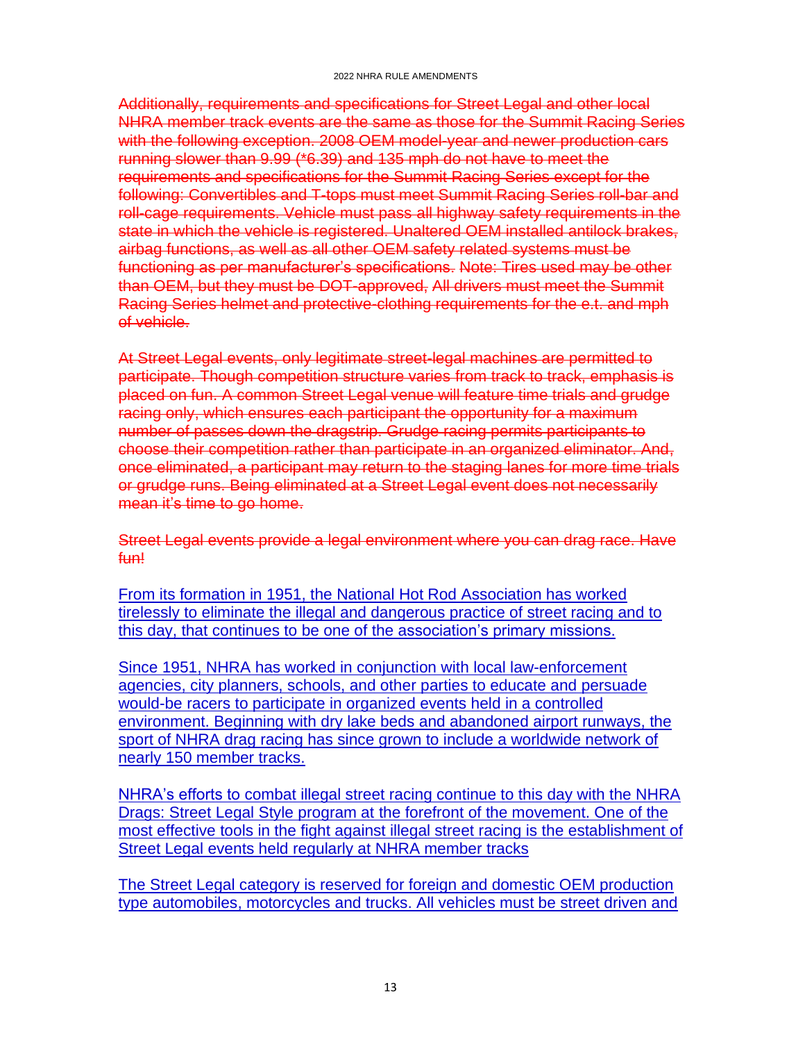~~Additionally, requirements and specifications for Street Legal and other local NHRA member track events are the same as those for the Summit Racing Series with the following exception. 2008 OEM model-year and newer production cars running slower than 9.99 (*6.39) and 135 mph do not have to meet the requirements and specifications for the Summit Racing Series except for the following: Convertibles and T-tops must meet Summit Racing Series roll-bar and roll-cage requirements. Vehicle must pass all highway safety requirements in the state in which the vehicle is registered. Unaltered OEM installed antilock brakes, airbag functions, as well as all other OEM safety related systems must be functioning as per manufacturer's specifications. Note: Tires used may be other than OEM, but they must be DOT-approved, All drivers must meet the Summit Racing Series helmet and protective-clothing requirements for the e.t. and mph of vehicle.~~

~~At Street Legal events, only legitimate street-legal machines are permitted to participate. Though competition structure varies from track to track, emphasis is placed on fun. A common Street Legal venue will feature time trials and grudge racing only, which ensures each participant the opportunity for a maximum number of passes down the dragstrip. Grudge racing permits participants to choose their competition rather than participate in an organized eliminator. And, once eliminated, a participant may return to the staging lanes for more time trials or grudge runs. Being eliminated at a Street Legal event does not necessarily mean it's time to go home.~~

~~Street Legal events provide a legal environment where you can drag race. Have fun!~~

<u>From its formation in 1951, the National Hot Rod Association has worked tirelessly to eliminate the illegal and dangerous practice of street racing and to this day, that continues to be one of the association's primary missions.</u>

<u>Since 1951, NHRA has worked in conjunction with local law-enforcement agencies, city planners, schools, and other parties to educate and persuade would-be racers to participate in organized events held in a controlled environment. Beginning with dry lake beds and abandoned airport runways, the sport of NHRA drag racing has since grown to include a worldwide network of nearly 150 member tracks.</u>

<u>NHRA's efforts to combat illegal street racing continue to this day with the NHRA Drags: Street Legal Style program at the forefront of the movement. One of the most effective tools in the fight against illegal street racing is the establishment of Street Legal events held regularly at NHRA member tracks</u>

<u>The Street Legal category is reserved for foreign and domestic OEM production type automobiles, motorcycles and trucks. All vehicles must be street driven and</u>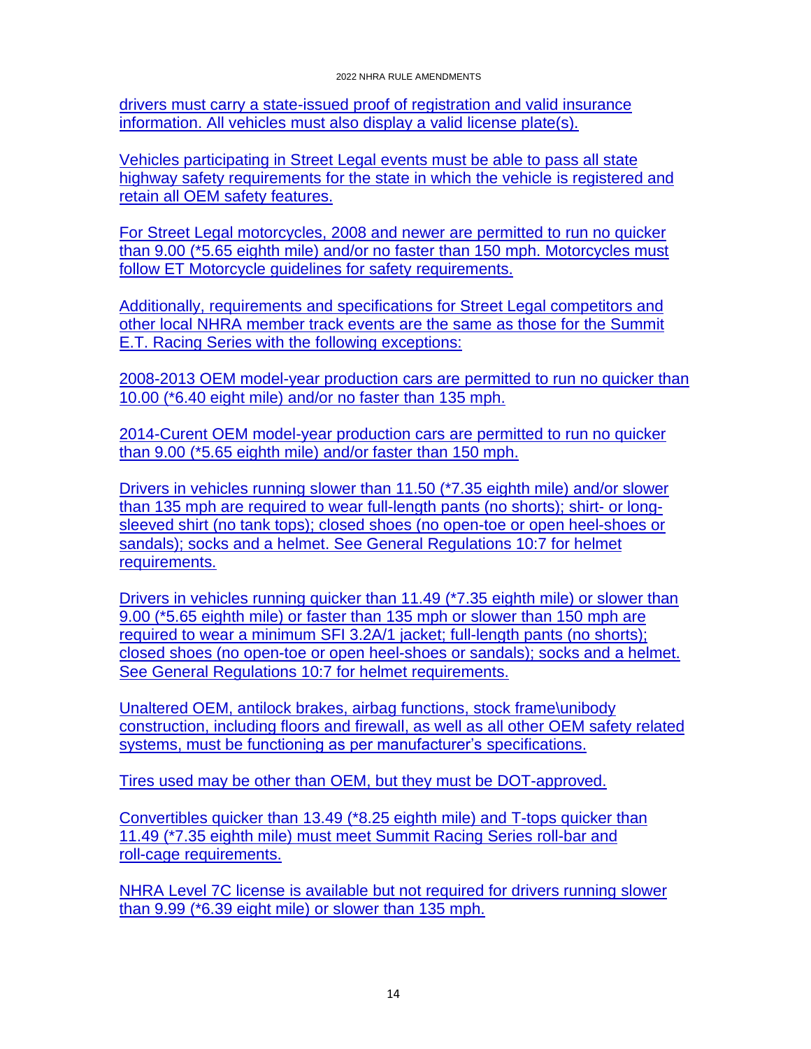drivers must carry a state-issued proof of registration and valid insurance information. All vehicles must also display a valid license plate(s).

Vehicles participating in Street Legal events must be able to pass all state highway safety requirements for the state in which the vehicle is registered and retain all OEM safety features.

For Street Legal motorcycles, 2008 and newer are permitted to run no quicker than 9.00 (*5.65 eighth mile) and/or no faster than 150 mph. Motorcycles must follow ET Motorcycle guidelines for safety requirements.

Additionally, requirements and specifications for Street Legal competitors and other local NHRA member track events are the same as those for the Summit E.T. Racing Series with the following exceptions:

2008-2013 OEM model-year production cars are permitted to run no quicker than 10.00 (*6.40 eight mile) and/or no faster than 135 mph.

2014-Curent OEM model-year production cars are permitted to run no quicker than 9.00 (*5.65 eighth mile) and/or faster than 150 mph.

Drivers in vehicles running slower than 11.50 (*7.35 eighth mile) and/or slower than 135 mph are required to wear full-length pants (no shorts); shirt- or long-sleeved shirt (no tank tops); closed shoes (no open-toe or open heel-shoes or sandals); socks and a helmet. See General Regulations 10:7 for helmet requirements.

Drivers in vehicles running quicker than 11.49 (*7.35 eighth mile) or slower than 9.00 (*5.65 eighth mile) or faster than 135 mph or slower than 150 mph are required to wear a minimum SFI 3.2A/1 jacket; full-length pants (no shorts); closed shoes (no open-toe or open heel-shoes or sandals); socks and a helmet. See General Regulations 10:7 for helmet requirements.

Unaltered OEM, antilock brakes, airbag functions, stock frame\unibody construction, including floors and firewall, as well as all other OEM safety related systems, must be functioning as per manufacturer's specifications.

Tires used may be other than OEM, but they must be DOT-approved.

Convertibles quicker than 13.49 (*8.25 eighth mile) and T-tops quicker than 11.49 (*7.35 eighth mile) must meet Summit Racing Series roll-bar and roll-cage requirements.

NHRA Level 7C license is available but not required for drivers running slower than 9.99 (*6.39 eight mile) or slower than 135 mph.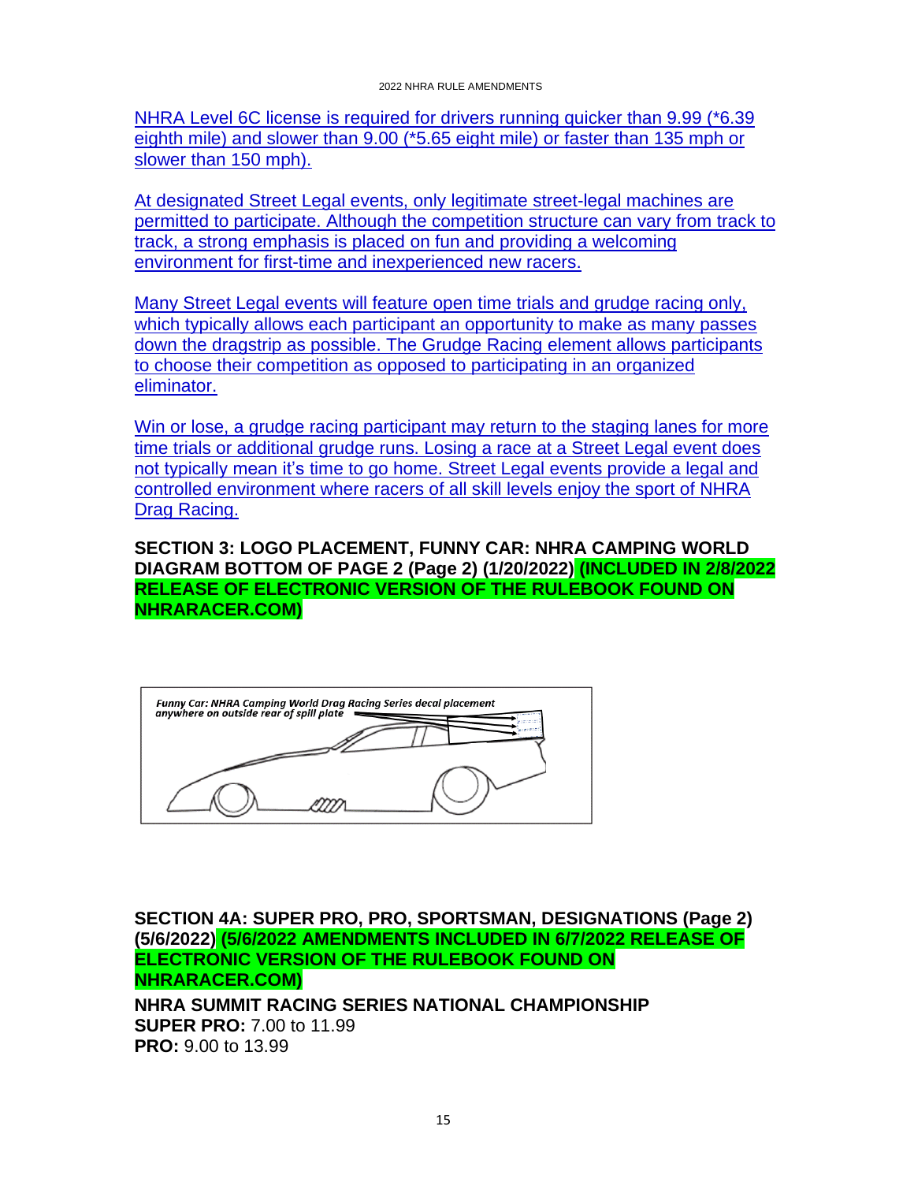NHRA Level 6C license is required for drivers running quicker than 9.99 (*6.39 eighth mile) and slower than 9.00 (*5.65 eight mile) or faster than 135 mph or slower than 150 mph).

At designated Street Legal events, only legitimate street-legal machines are permitted to participate. Although the competition structure can vary from track to track, a strong emphasis is placed on fun and providing a welcoming environment for first-time and inexperienced new racers.

Many Street Legal events will feature open time trials and grudge racing only, which typically allows each participant an opportunity to make as many passes down the dragstrip as possible. The Grudge Racing element allows participants to choose their competition as opposed to participating in an organized eliminator.

Win or lose, a grudge racing participant may return to the staging lanes for more time trials or additional grudge runs. Losing a race at a Street Legal event does not typically mean it's time to go home. Street Legal events provide a legal and controlled environment where racers of all skill levels enjoy the sport of NHRA Drag Racing.

**SECTION 3: LOGO PLACEMENT, FUNNY CAR: NHRA CAMPING WORLD DIAGRAM BOTTOM OF PAGE 2 (Page 2) (1/20/2022) (INCLUDED IN 2/8/2022 RELEASE OF ELECTRONIC VERSION OF THE RULEBOOK FOUND ON NHRARACER.COM)**

*Funny Car: NHRA Camping World Drag Racing Series decal placement anywhere on outside rear of spill plate*

**SECTION 4A: SUPER PRO, PRO, SPORTSMAN, DESIGNATIONS (Page 2) (5/6/2022) (5/6/2022 AMENDMENTS INCLUDED IN 6/7/2022 RELEASE OF ELECTRONIC VERSION OF THE RULEBOOK FOUND ON NHRARACER.COM)**

**NHRA SUMMIT RACING SERIES NATIONAL CHAMPIONSHIP**
**SUPER PRO:** 7.00 to 11.99
**PRO:** 9.00 to 13.99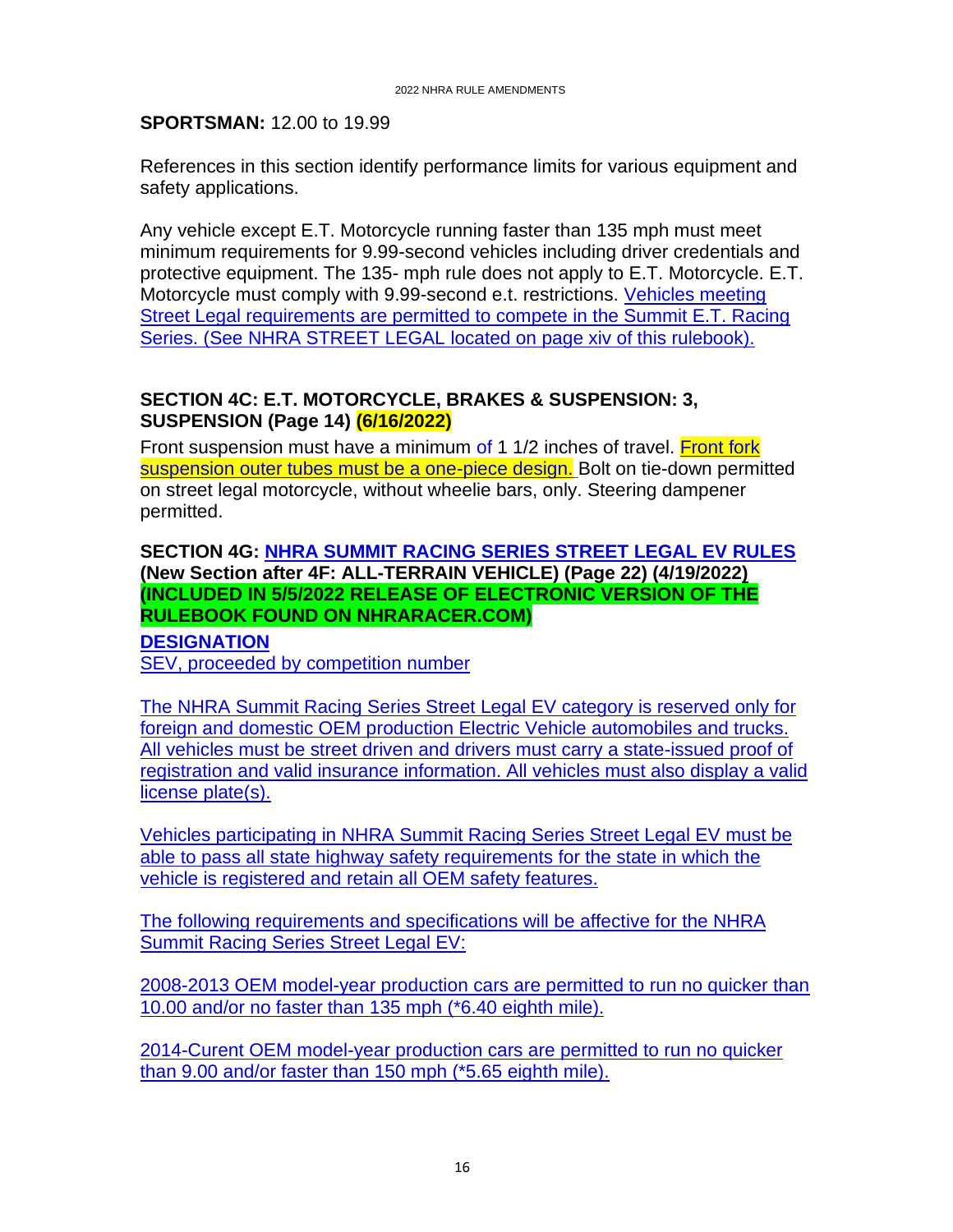**SPORTSMAN:** 12.00 to 19.99

References in this section identify performance limits for various equipment and safety applications.

Any vehicle except E.T. Motorcycle running faster than 135 mph must meet minimum requirements for 9.99-second vehicles including driver credentials and protective equipment. The 135- mph rule does not apply to E.T. Motorcycle. E.T. Motorcycle must comply with 9.99-second e.t. restrictions. Vehicles meeting Street Legal requirements are permitted to compete in the Summit E.T. Racing Series. (See NHRA STREET LEGAL located on page xiv of this rulebook).

**SECTION 4C: E.T. MOTORCYCLE, BRAKES & SUSPENSION: 3, SUSPENSION (Page 14) (6/16/2022)**

Front suspension must have a minimum of 1 1/2 inches of travel. Front fork suspension outer tubes must be a one-piece design. Bolt on tie-down permitted on street legal motorcycle, without wheelie bars, only. Steering dampener permitted.

**SECTION 4G: NHRA SUMMIT RACING SERIES STREET LEGAL EV RULES (New Section after 4F: ALL-TERRAIN VEHICLE) (Page 22) (4/19/2022) (INCLUDED IN 5/5/2022 RELEASE OF ELECTRONIC VERSION OF THE RULEBOOK FOUND ON NHRARACER.COM)**

**DESIGNATION**

SEV, proceeded by competition number

The NHRA Summit Racing Series Street Legal EV category is reserved only for foreign and domestic OEM production Electric Vehicle automobiles and trucks. All vehicles must be street driven and drivers must carry a state-issued proof of registration and valid insurance information. All vehicles must also display a valid license plate(s).

Vehicles participating in NHRA Summit Racing Series Street Legal EV must be able to pass all state highway safety requirements for the state in which the vehicle is registered and retain all OEM safety features.

The following requirements and specifications will be affective for the NHRA Summit Racing Series Street Legal EV:

2008-2013 OEM model-year production cars are permitted to run no quicker than 10.00 and/or no faster than 135 mph (*6.40 eighth mile).

2014-Curent OEM model-year production cars are permitted to run no quicker than 9.00 and/or faster than 150 mph (*5.65 eighth mile).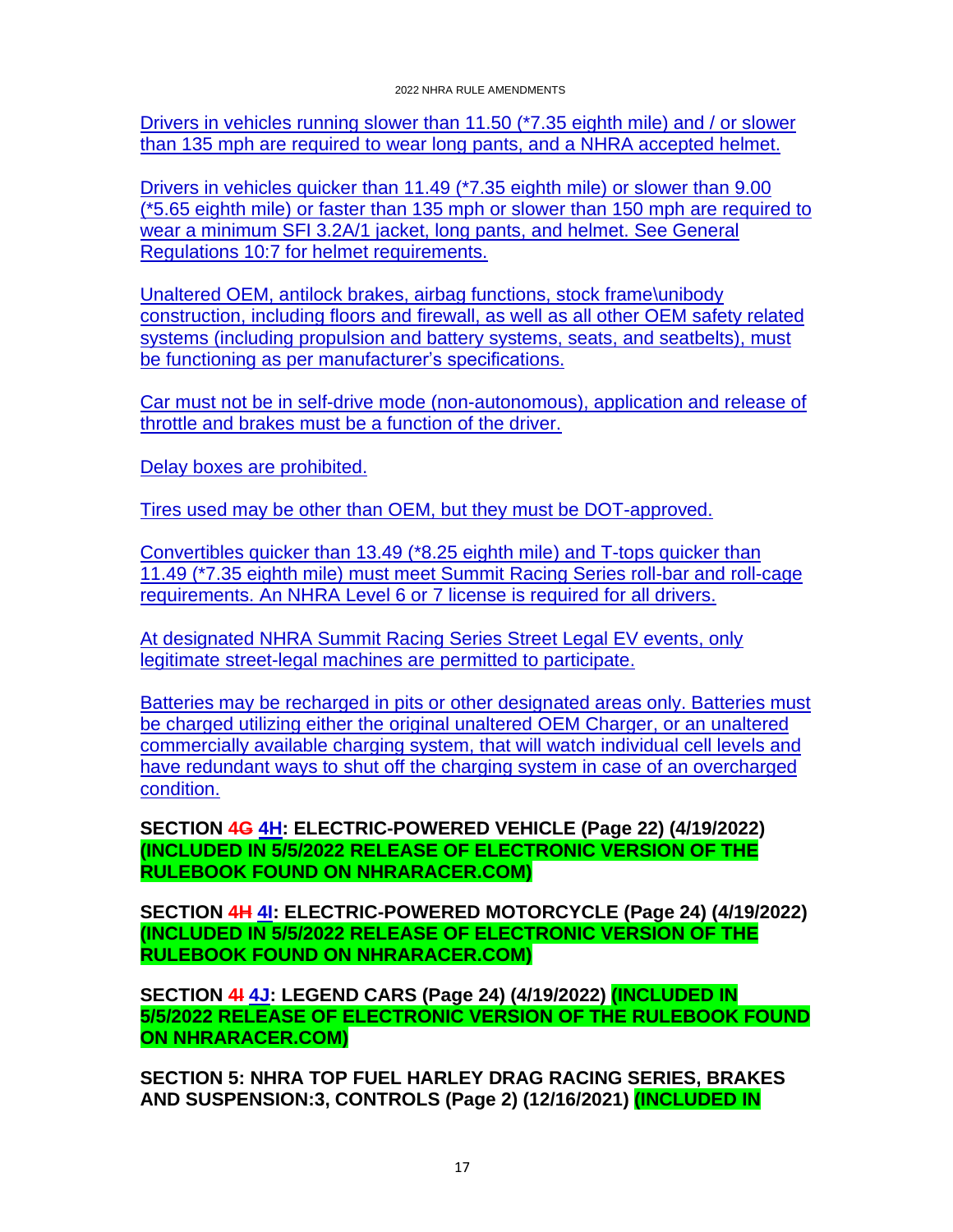<u>Drivers in vehicles running slower than 11.50 (*7.35 eighth mile) and / or slower than 135 mph are required to wear long pants, and a NHRA accepted helmet.</u>

<u>Drivers in vehicles quicker than 11.49 (*7.35 eighth mile) or slower than 9.00 (*5.65 eighth mile) or faster than 135 mph or slower than 150 mph are required to wear a minimum SFI 3.2A/1 jacket, long pants, and helmet. See General Regulations 10:7 for helmet requirements.</u>

<u>Unaltered OEM, antilock brakes, airbag functions, stock frame\unibody construction, including floors and firewall, as well as all other OEM safety related systems (including propulsion and battery systems, seats, and seatbelts), must be functioning as per manufacturer's specifications.</u>

<u>Car must not be in self-drive mode (non-autonomous), application and release of throttle and brakes must be a function of the driver.</u>

<u>Delay boxes are prohibited.</u>

<u>Tires used may be other than OEM, but they must be DOT-approved.</u>

<u>Convertibles quicker than 13.49 (*8.25 eighth mile) and T-tops quicker than 11.49 (*7.35 eighth mile) must meet Summit Racing Series roll-bar and roll-cage requirements. An NHRA Level 6 or 7 license is required for all drivers.</u>

<u>At designated NHRA Summit Racing Series Street Legal EV events, only legitimate street-legal machines are permitted to participate.</u>

<u>Batteries may be recharged in pits or other designated areas only. Batteries must be charged utilizing either the original unaltered OEM Charger, or an unaltered commercially available charging system, that will watch individual cell levels and have redundant ways to shut off the charging system in case of an overcharged condition.</u>

**SECTION ~~4G~~ <u>4H</u>: ELECTRIC-POWERED VEHICLE (Page 22) (4/19/2022) (INCLUDED IN 5/5/2022 RELEASE OF ELECTRONIC VERSION OF THE RULEBOOK FOUND ON NHRARACER.COM)**

**SECTION ~~4H~~ <u>4I</u>: ELECTRIC-POWERED MOTORCYCLE (Page 24) (4/19/2022) (INCLUDED IN 5/5/2022 RELEASE OF ELECTRONIC VERSION OF THE RULEBOOK FOUND ON NHRARACER.COM)**

**SECTION ~~4I~~ <u>4J</u>: LEGEND CARS (Page 24) (4/19/2022) (INCLUDED IN 5/5/2022 RELEASE OF ELECTRONIC VERSION OF THE RULEBOOK FOUND ON NHRARACER.COM)**

**SECTION 5: NHRA TOP FUEL HARLEY DRAG RACING SERIES, BRAKES AND SUSPENSION:3, CONTROLS (Page 2) (12/16/2021) (INCLUDED IN**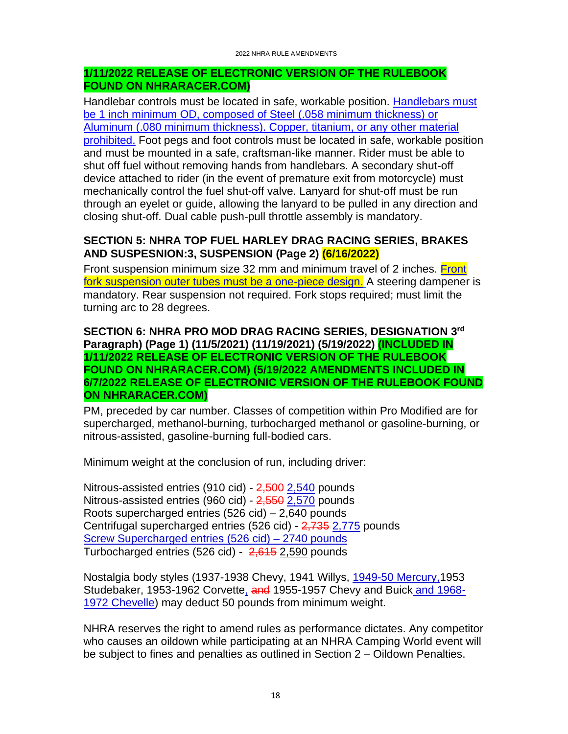**1/11/2022 RELEASE OF ELECTRONIC VERSION OF THE RULEBOOK FOUND ON NHRARACER.COM)**

Handlebar controls must be located in safe, workable position. Handlebars must be 1 inch minimum OD, composed of Steel (.058 minimum thickness) or Aluminum (.080 minimum thickness). Copper, titanium, or any other material prohibited. Foot pegs and foot controls must be located in safe, workable position and must be mounted in a safe, craftsman-like manner. Rider must be able to shut off fuel without removing hands from handlebars. A secondary shut-off device attached to rider (in the event of premature exit from motorcycle) must mechanically control the fuel shut-off valve. Lanyard for shut-off must be run through an eyelet or guide, allowing the lanyard to be pulled in any direction and closing shut-off. Dual cable push-pull throttle assembly is mandatory.

### SECTION 5: NHRA TOP FUEL HARLEY DRAG RACING SERIES, BRAKES AND SUSPESNION:3, SUSPENSION (Page 2) (6/16/2022)

Front suspension minimum size 32 mm and minimum travel of 2 inches. Front fork suspension outer tubes must be a one-piece design. A steering dampener is mandatory. Rear suspension not required. Fork stops required; must limit the turning arc to 28 degrees.

### SECTION 6: NHRA PRO MOD DRAG RACING SERIES, DESIGNATION 3rd Paragraph) (Page 1) (11/5/2021) (11/19/2021) (5/19/2022) (INCLUDED IN 1/11/2022 RELEASE OF ELECTRONIC VERSION OF THE RULEBOOK FOUND ON NHRARACER.COM) (5/19/2022 AMENDMENTS INCLUDED IN 6/7/2022 RELEASE OF ELECTRONIC VERSION OF THE RULEBOOK FOUND ON NHRARACER.COM)

PM, preceded by car number. Classes of competition within Pro Modified are for supercharged, methanol-burning, turbocharged methanol or gasoline-burning, or nitrous-assisted, gasoline-burning full-bodied cars.

Minimum weight at the conclusion of run, including driver:

Nitrous-assisted entries (910 cid) - ~~2,500~~ 2,540 pounds
Nitrous-assisted entries (960 cid) - ~~2,550~~ 2,570 pounds
Roots supercharged entries (526 cid) – 2,640 pounds
Centrifugal supercharged entries (526 cid) - ~~2,735~~ 2,775 pounds
Screw Supercharged entries (526 cid) – 2740 pounds
Turbocharged entries (526 cid) - ~~2,615~~ 2,590 pounds

Nostalgia body styles (1937-1938 Chevy, 1941 Willys, 1949-50 Mercury, 1953 Studebaker, 1953-1962 Corvette, ~~and~~ 1955-1957 Chevy and Buick and 1968-1972 Chevelle) may deduct 50 pounds from minimum weight.

NHRA reserves the right to amend rules as performance dictates. Any competitor who causes an oildown while participating at an NHRA Camping World event will be subject to fines and penalties as outlined in Section 2 – Oildown Penalties.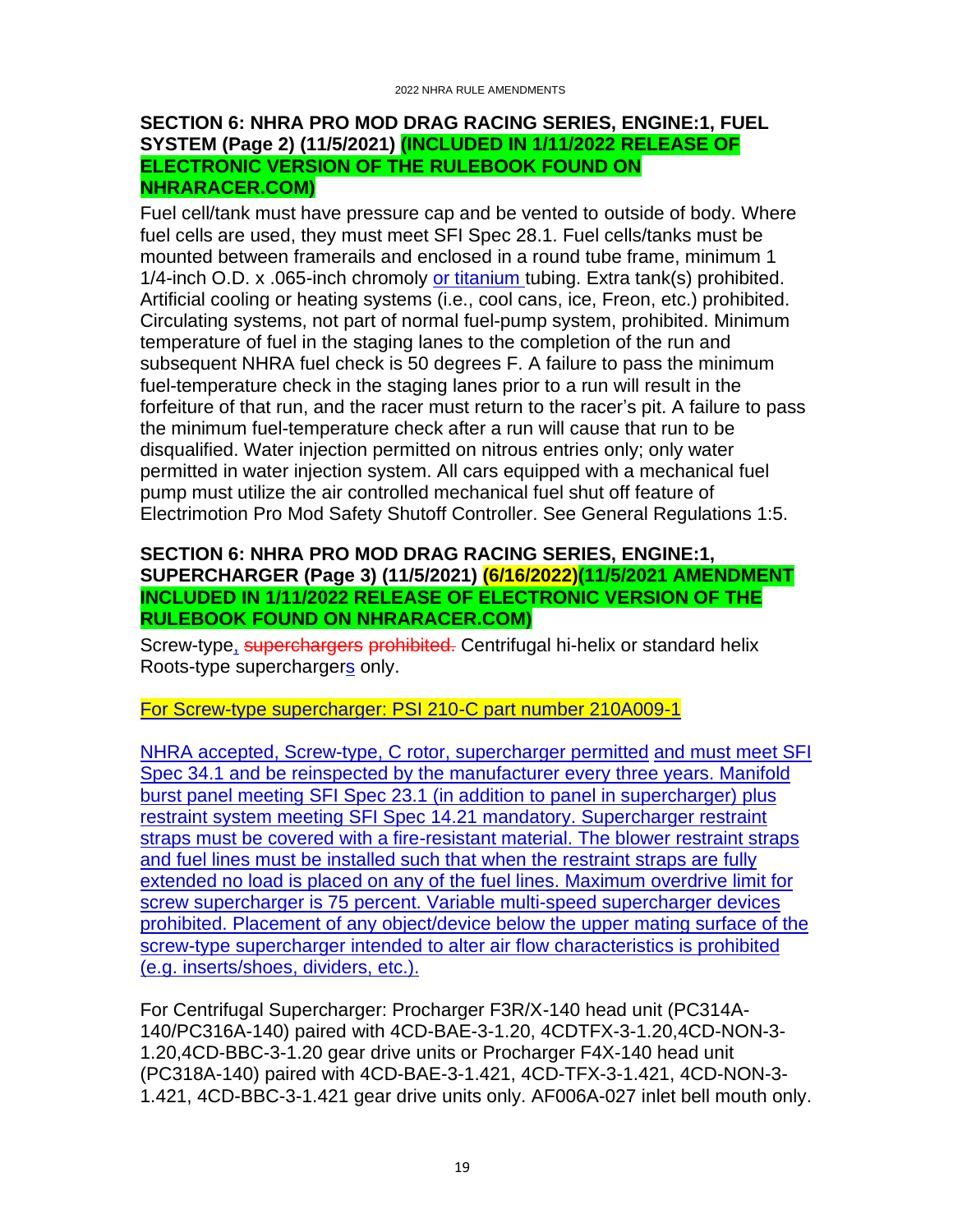## SECTION 6: NHRA PRO MOD DRAG RACING SERIES, ENGINE:1, FUEL SYSTEM (Page 2) (11/5/2021) (INCLUDED IN 1/11/2022 RELEASE OF ELECTRONIC VERSION OF THE RULEBOOK FOUND ON NHRARACER.COM)

Fuel cell/tank must have pressure cap and be vented to outside of body. Where fuel cells are used, they must meet SFI Spec 28.1. Fuel cells/tanks must be mounted between framerails and enclosed in a round tube frame, minimum 1 1/4-inch O.D. x .065-inch chromoly or titanium tubing. Extra tank(s) prohibited. Artificial cooling or heating systems (i.e., cool cans, ice, Freon, etc.) prohibited. Circulating systems, not part of normal fuel-pump system, prohibited. Minimum temperature of fuel in the staging lanes to the completion of the run and subsequent NHRA fuel check is 50 degrees F. A failure to pass the minimum fuel-temperature check in the staging lanes prior to a run will result in the forfeiture of that run, and the racer must return to the racer's pit. A failure to pass the minimum fuel-temperature check after a run will cause that run to be disqualified. Water injection permitted on nitrous entries only; only water permitted in water injection system. All cars equipped with a mechanical fuel pump must utilize the air controlled mechanical fuel shut off feature of Electrimotion Pro Mod Safety Shutoff Controller. See General Regulations 1:5.

## SECTION 6: NHRA PRO MOD DRAG RACING SERIES, ENGINE:1, SUPERCHARGER (Page 3) (11/5/2021) (6/16/2022)(11/5/2021 AMENDMENT INCLUDED IN 1/11/2022 RELEASE OF ELECTRONIC VERSION OF THE RULEBOOK FOUND ON NHRARACER.COM)

Screw-type, ~~superchargers prohibited.~~ Centrifugal hi-helix or standard helix Roots-type superchargers only.

For Screw-type supercharger: PSI 210-C part number 210A009-1

NHRA accepted, Screw-type, C rotor, supercharger permitted and must meet SFI Spec 34.1 and be reinspected by the manufacturer every three years. Manifold burst panel meeting SFI Spec 23.1 (in addition to panel in supercharger) plus restraint system meeting SFI Spec 14.21 mandatory. Supercharger restraint straps must be covered with a fire-resistant material. The blower restraint straps and fuel lines must be installed such that when the restraint straps are fully extended no load is placed on any of the fuel lines. Maximum overdrive limit for screw supercharger is 75 percent. Variable multi-speed supercharger devices prohibited. Placement of any object/device below the upper mating surface of the screw-type supercharger intended to alter air flow characteristics is prohibited (e.g. inserts/shoes, dividers, etc.).

For Centrifugal Supercharger: Procharger F3R/X-140 head unit (PC314A-140/PC316A-140) paired with 4CD-BAE-3-1.20, 4CDTFX-3-1.20,4CD-NON-3-1.20,4CD-BBC-3-1.20 gear drive units or Procharger F4X-140 head unit (PC318A-140) paired with 4CD-BAE-3-1.421, 4CD-TFX-3-1.421, 4CD-NON-3-1.421, 4CD-BBC-3-1.421 gear drive units only. AF006A-027 inlet bell mouth only.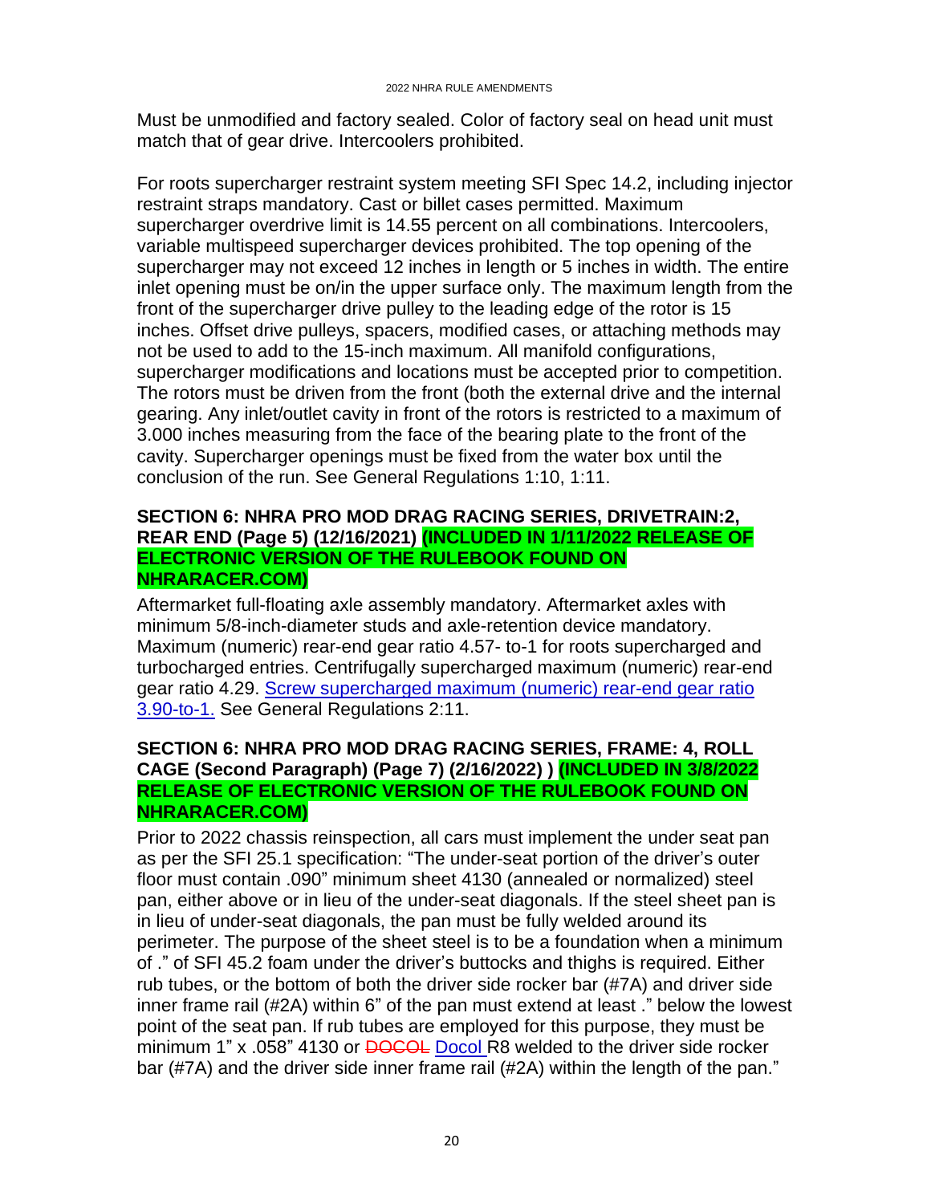Must be unmodified and factory sealed. Color of factory seal on head unit must match that of gear drive. Intercoolers prohibited.

For roots supercharger restraint system meeting SFI Spec 14.2, including injector restraint straps mandatory. Cast or billet cases permitted. Maximum supercharger overdrive limit is 14.55 percent on all combinations. Intercoolers, variable multispeed supercharger devices prohibited. The top opening of the supercharger may not exceed 12 inches in length or 5 inches in width. The entire inlet opening must be on/in the upper surface only. The maximum length from the front of the supercharger drive pulley to the leading edge of the rotor is 15 inches. Offset drive pulleys, spacers, modified cases, or attaching methods may not be used to add to the 15-inch maximum. All manifold configurations, supercharger modifications and locations must be accepted prior to competition. The rotors must be driven from the front (both the external drive and the internal gearing. Any inlet/outlet cavity in front of the rotors is restricted to a maximum of 3.000 inches measuring from the face of the bearing plate to the front of the cavity. Supercharger openings must be fixed from the water box until the conclusion of the run. See General Regulations 1:10, 1:11.

### SECTION 6: NHRA PRO MOD DRAG RACING SERIES, DRIVETRAIN:2, REAR END (Page 5) (12/16/2021) (INCLUDED IN 1/11/2022 RELEASE OF ELECTRONIC VERSION OF THE RULEBOOK FOUND ON NHRARACER.COM)

Aftermarket full-floating axle assembly mandatory. Aftermarket axles with minimum 5/8-inch-diameter studs and axle-retention device mandatory. Maximum (numeric) rear-end gear ratio 4.57- to-1 for roots supercharged and turbocharged entries. Centrifugally supercharged maximum (numeric) rear-end gear ratio 4.29. Screw supercharged maximum (numeric) rear-end gear ratio 3.90-to-1. See General Regulations 2:11.

### SECTION 6: NHRA PRO MOD DRAG RACING SERIES, FRAME: 4, ROLL CAGE (Second Paragraph) (Page 7) (2/16/2022) ) (INCLUDED IN 3/8/2022 RELEASE OF ELECTRONIC VERSION OF THE RULEBOOK FOUND ON NHRARACER.COM)

Prior to 2022 chassis reinspection, all cars must implement the under seat pan as per the SFI 25.1 specification: "The under-seat portion of the driver's outer floor must contain .090" minimum sheet 4130 (annealed or normalized) steel pan, either above or in lieu of the under-seat diagonals. If the steel sheet pan is in lieu of under-seat diagonals, the pan must be fully welded around its perimeter. The purpose of the sheet steel is to be a foundation when a minimum of ." of SFI 45.2 foam under the driver's buttocks and thighs is required. Either rub tubes, or the bottom of both the driver side rocker bar (#7A) and driver side inner frame rail (#2A) within 6" of the pan must extend at least ." below the lowest point of the seat pan. If rub tubes are employed for this purpose, they must be minimum 1" x .058" 4130 or ~~DOCOL~~ Docol R8 welded to the driver side rocker bar (#7A) and the driver side inner frame rail (#2A) within the length of the pan."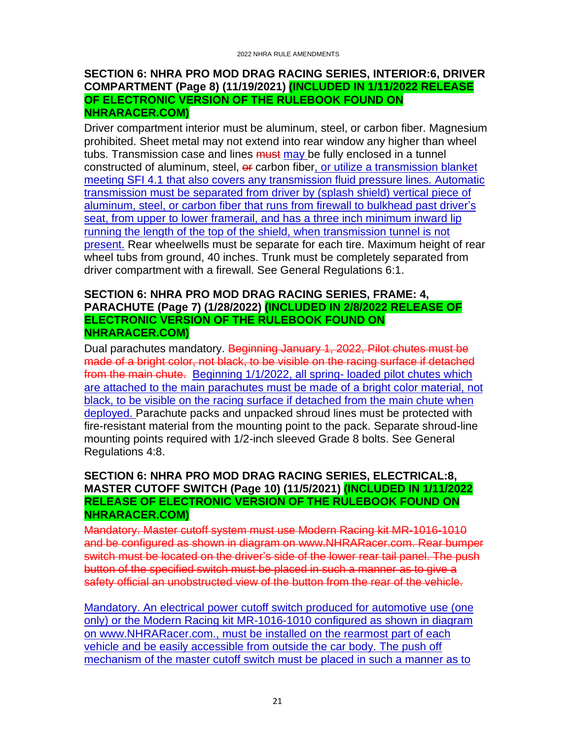**SECTION 6: NHRA PRO MOD DRAG RACING SERIES, INTERIOR:6, DRIVER COMPARTMENT (Page 8) (11/19/2021) (INCLUDED IN 1/11/2022 RELEASE OF ELECTRONIC VERSION OF THE RULEBOOK FOUND ON NHRARACER.COM)**

Driver compartment interior must be aluminum, steel, or carbon fiber. Magnesium prohibited. Sheet metal may not extend into rear window any higher than wheel tubs. Transmission case and lines ~~must~~ <u>may</u> be fully enclosed in a tunnel constructed of aluminum, steel, ~~or~~ carbon fiber<u>, or utilize a transmission blanket meeting SFI 4.1 that also covers any transmission fluid pressure lines. Automatic transmission must be separated from driver by (splash shield) vertical piece of aluminum, steel, or carbon fiber that runs from firewall to bulkhead past driver's seat, from upper to lower framerail, and has a three inch minimum inward lip running the length of the top of the shield, when transmission tunnel is not present.</u> Rear wheelwells must be separate for each tire. Maximum height of rear wheel tubs from ground, 40 inches. Trunk must be completely separated from driver compartment with a firewall. See General Regulations 6:1.

**SECTION 6: NHRA PRO MOD DRAG RACING SERIES, FRAME: 4, PARACHUTE (Page 7) (1/28/2022) (INCLUDED IN 2/8/2022 RELEASE OF ELECTRONIC VERSION OF THE RULEBOOK FOUND ON NHRARACER.COM)**

Dual parachutes mandatory. ~~Beginning January 1, 2022, Pilot chutes must be made of a bright color, not black, to be visible on the racing surface if detached from the main chute.~~ <u>Beginning 1/1/2022, all spring- loaded pilot chutes which are attached to the main parachutes must be made of a bright color material, not black, to be visible on the racing surface if detached from the main chute when deployed.</u> Parachute packs and unpacked shroud lines must be protected with fire-resistant material from the mounting point to the pack. Separate shroud-line mounting points required with 1/2-inch sleeved Grade 8 bolts. See General Regulations 4:8.

**SECTION 6: NHRA PRO MOD DRAG RACING SERIES, ELECTRICAL:8, MASTER CUTOFF SWITCH (Page 10) (11/5/2021) (INCLUDED IN 1/11/2022 RELEASE OF ELECTRONIC VERSION OF THE RULEBOOK FOUND ON NHRARACER.COM)**

~~Mandatory. Master cutoff system must use Modern Racing kit MR-1016-1010 and be configured as shown in diagram on www.NHRARacer.com. Rear bumper switch must be located on the driver's side of the lower rear tail panel. The push button of the specified switch must be placed in such a manner as to give a safety official an unobstructed view of the button from the rear of the vehicle.~~

<u>Mandatory. An electrical power cutoff switch produced for automotive use (one only) or the Modern Racing kit MR-1016-1010 configured as shown in diagram on www.NHRARacer.com., must be installed on the rearmost part of each vehicle and be easily accessible from outside the car body. The push off mechanism of the master cutoff switch must be placed in such a manner as to</u>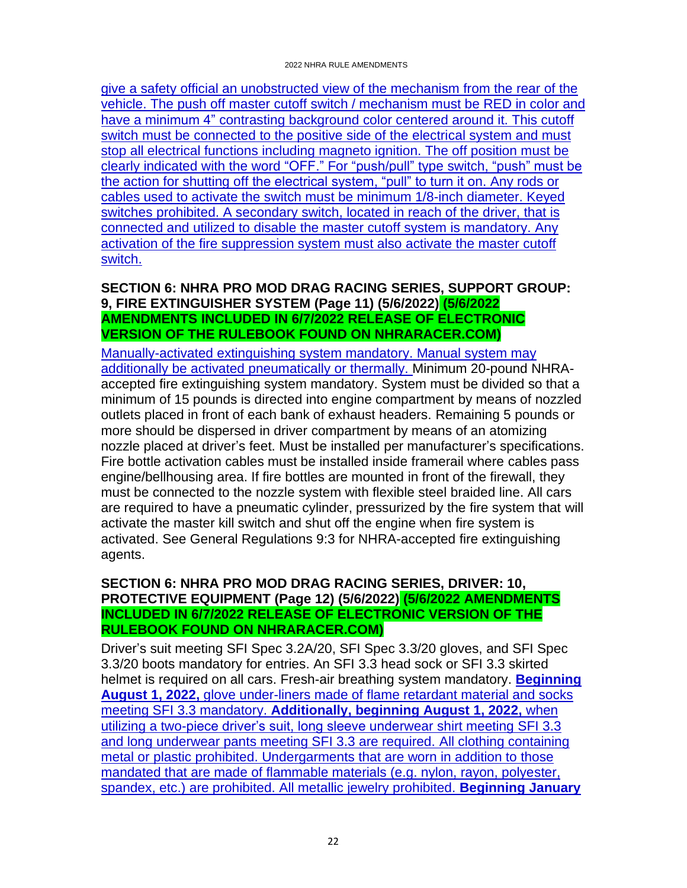give a safety official an unobstructed view of the mechanism from the rear of the vehicle. The push off master cutoff switch / mechanism must be RED in color and have a minimum 4" contrasting background color centered around it. This cutoff switch must be connected to the positive side of the electrical system and must stop all electrical functions including magneto ignition. The off position must be clearly indicated with the word "OFF." For "push/pull" type switch, "push" must be the action for shutting off the electrical system, "pull" to turn it on. Any rods or cables used to activate the switch must be minimum 1/8-inch diameter. Keyed switches prohibited. A secondary switch, located in reach of the driver, that is connected and utilized to disable the master cutoff system is mandatory. Any activation of the fire suppression system must also activate the master cutoff switch.

**SECTION 6: NHRA PRO MOD DRAG RACING SERIES, SUPPORT GROUP: 9, FIRE EXTINGUISHER SYSTEM (Page 11) (5/6/2022) (5/6/2022 AMENDMENTS INCLUDED IN 6/7/2022 RELEASE OF ELECTRONIC VERSION OF THE RULEBOOK FOUND ON NHRARACER.COM)**

Manually-activated extinguishing system mandatory. Manual system may additionally be activated pneumatically or thermally. Minimum 20-pound NHRA-accepted fire extinguishing system mandatory. System must be divided so that a minimum of 15 pounds is directed into engine compartment by means of nozzled outlets placed in front of each bank of exhaust headers. Remaining 5 pounds or more should be dispersed in driver compartment by means of an atomizing nozzle placed at driver's feet. Must be installed per manufacturer's specifications. Fire bottle activation cables must be installed inside framerail where cables pass engine/bellhousing area. If fire bottles are mounted in front of the firewall, they must be connected to the nozzle system with flexible steel braided line. All cars are required to have a pneumatic cylinder, pressurized by the fire system that will activate the master kill switch and shut off the engine when fire system is activated. See General Regulations 9:3 for NHRA-accepted fire extinguishing agents.

**SECTION 6: NHRA PRO MOD DRAG RACING SERIES, DRIVER: 10, PROTECTIVE EQUIPMENT (Page 12) (5/6/2022) (5/6/2022 AMENDMENTS INCLUDED IN 6/7/2022 RELEASE OF ELECTRONIC VERSION OF THE RULEBOOK FOUND ON NHRARACER.COM)**

Driver's suit meeting SFI Spec 3.2A/20, SFI Spec 3.3/20 gloves, and SFI Spec 3.3/20 boots mandatory for entries. An SFI 3.3 head sock or SFI 3.3 skirted helmet is required on all cars. Fresh-air breathing system mandatory. **Beginning August 1, 2022,** glove under-liners made of flame retardant material and socks meeting SFI 3.3 mandatory. **Additionally, beginning August 1, 2022,** when utilizing a two-piece driver's suit, long sleeve underwear shirt meeting SFI 3.3 and long underwear pants meeting SFI 3.3 are required. All clothing containing metal or plastic prohibited. Undergarments that are worn in addition to those mandated that are made of flammable materials (e.g. nylon, rayon, polyester, spandex, etc.) are prohibited. All metallic jewelry prohibited. **Beginning January**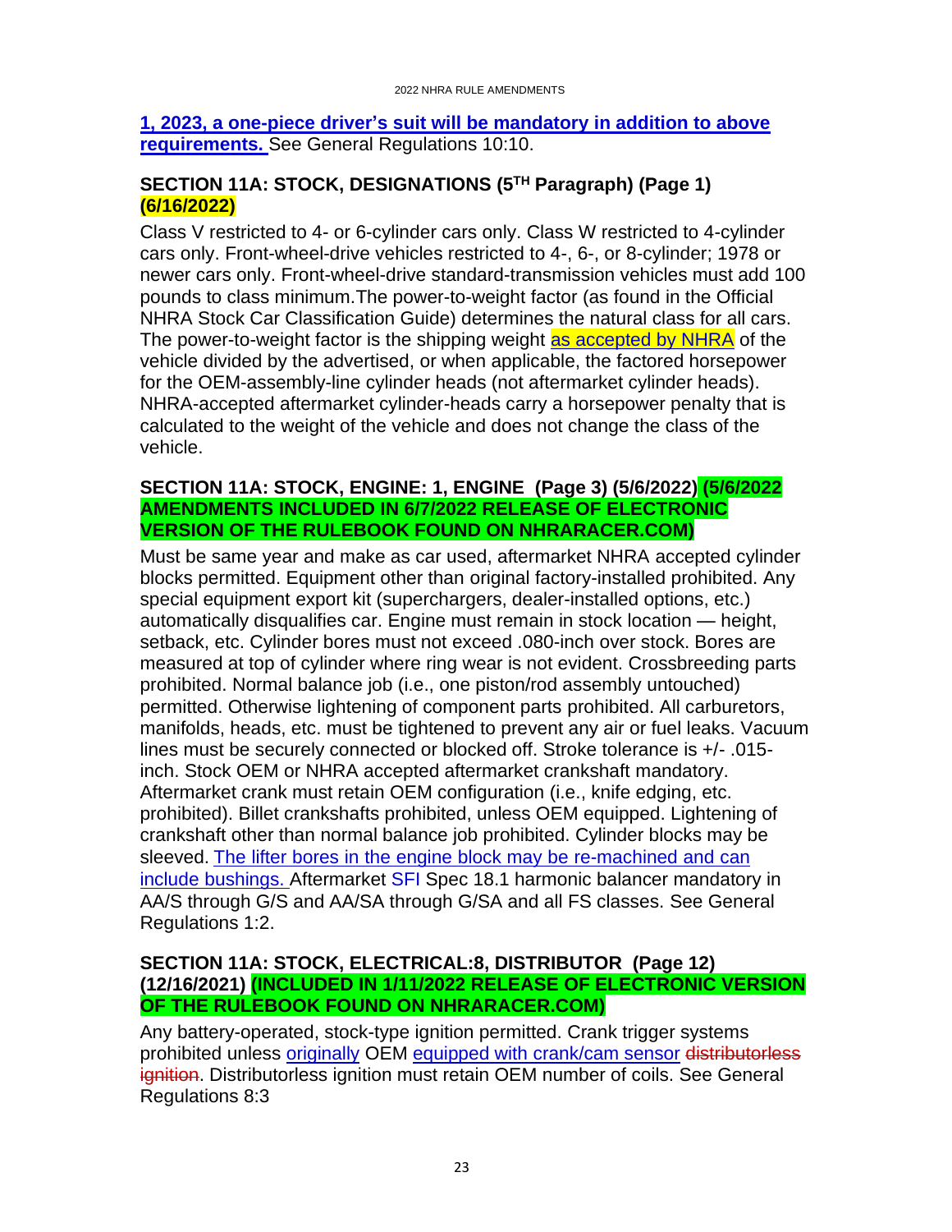**1, 2023, a one-piece driver's suit will be mandatory in addition to above requirements.** See General Regulations 10:10.

### SECTION 11A: STOCK, DESIGNATIONS (5TH Paragraph) (Page 1) (6/16/2022)

Class V restricted to 4- or 6-cylinder cars only. Class W restricted to 4-cylinder cars only. Front-wheel-drive vehicles restricted to 4-, 6-, or 8-cylinder; 1978 or newer cars only. Front-wheel-drive standard-transmission vehicles must add 100 pounds to class minimum.The power-to-weight factor (as found in the Official NHRA Stock Car Classification Guide) determines the natural class for all cars. The power-to-weight factor is the shipping weight as accepted by NHRA of the vehicle divided by the advertised, or when applicable, the factored horsepower for the OEM-assembly-line cylinder heads (not aftermarket cylinder heads). NHRA-accepted aftermarket cylinder-heads carry a horsepower penalty that is calculated to the weight of the vehicle and does not change the class of the vehicle.

### SECTION 11A: STOCK, ENGINE: 1, ENGINE (Page 3) (5/6/2022) (5/6/2022 AMENDMENTS INCLUDED IN 6/7/2022 RELEASE OF ELECTRONIC VERSION OF THE RULEBOOK FOUND ON NHRARACER.COM)

Must be same year and make as car used, aftermarket NHRA accepted cylinder blocks permitted. Equipment other than original factory-installed prohibited. Any special equipment export kit (superchargers, dealer-installed options, etc.) automatically disqualifies car. Engine must remain in stock location — height, setback, etc. Cylinder bores must not exceed .080-inch over stock. Bores are measured at top of cylinder where ring wear is not evident. Crossbreeding parts prohibited. Normal balance job (i.e., one piston/rod assembly untouched) permitted. Otherwise lightening of component parts prohibited. All carburetors, manifolds, heads, etc. must be tightened to prevent any air or fuel leaks. Vacuum lines must be securely connected or blocked off. Stroke tolerance is +/- .015-inch. Stock OEM or NHRA accepted aftermarket crankshaft mandatory. Aftermarket crank must retain OEM configuration (i.e., knife edging, etc. prohibited). Billet crankshafts prohibited, unless OEM equipped. Lightening of crankshaft other than normal balance job prohibited. Cylinder blocks may be sleeved. The lifter bores in the engine block may be re-machined and can include bushings. Aftermarket SFI Spec 18.1 harmonic balancer mandatory in AA/S through G/S and AA/SA through G/SA and all FS classes. See General Regulations 1:2.

### SECTION 11A: STOCK, ELECTRICAL:8, DISTRIBUTOR (Page 12) (12/16/2021) (INCLUDED IN 1/11/2022 RELEASE OF ELECTRONIC VERSION OF THE RULEBOOK FOUND ON NHRARACER.COM)

Any battery-operated, stock-type ignition permitted. Crank trigger systems prohibited unless originally OEM equipped with crank/cam sensor ~~distributorless ignition~~. Distributorless ignition must retain OEM number of coils. See General Regulations 8:3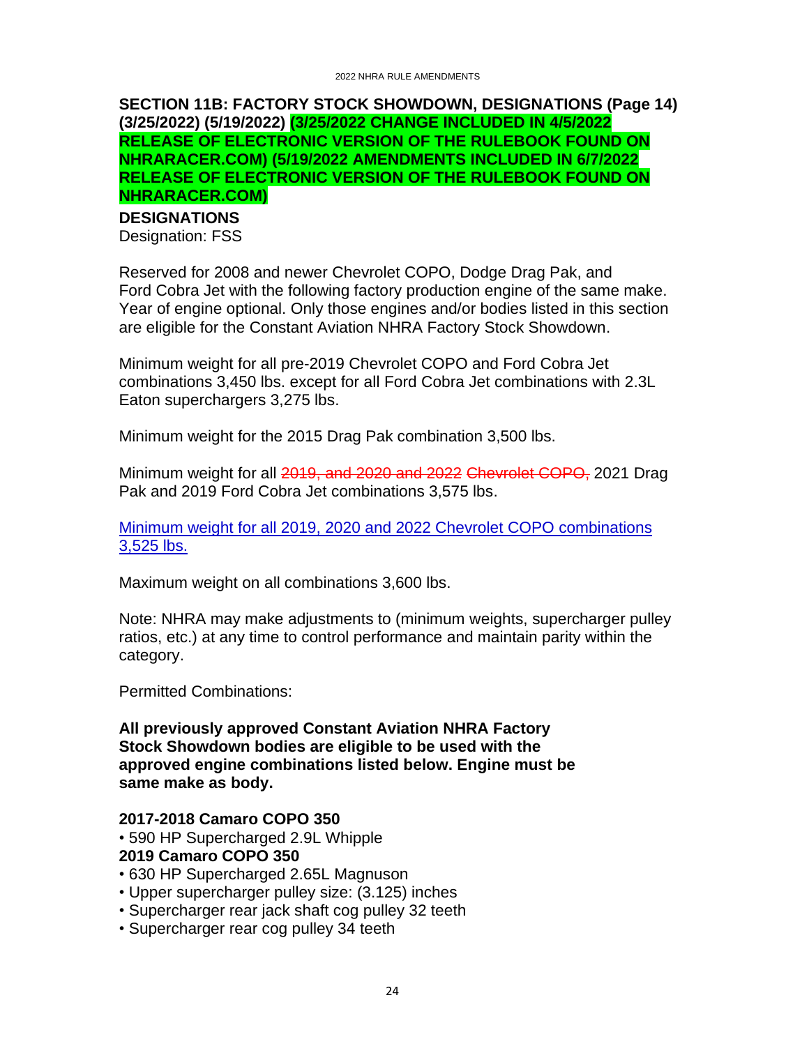## SECTION 11B: FACTORY STOCK SHOWDOWN, DESIGNATIONS (Page 14) (3/25/2022) (5/19/2022) (3/25/2022 CHANGE INCLUDED IN 4/5/2022 RELEASE OF ELECTRONIC VERSION OF THE RULEBOOK FOUND ON NHRARACER.COM) (5/19/2022 AMENDMENTS INCLUDED IN 6/7/2022 RELEASE OF ELECTRONIC VERSION OF THE RULEBOOK FOUND ON NHRARACER.COM)

**DESIGNATIONS**

Designation: FSS

Reserved for 2008 and newer Chevrolet COPO, Dodge Drag Pak, and Ford Cobra Jet with the following factory production engine of the same make. Year of engine optional. Only those engines and/or bodies listed in this section are eligible for the Constant Aviation NHRA Factory Stock Showdown.

Minimum weight for all pre-2019 Chevrolet COPO and Ford Cobra Jet combinations 3,450 lbs. except for all Ford Cobra Jet combinations with 2.3L Eaton superchargers 3,275 lbs.

Minimum weight for the 2015 Drag Pak combination 3,500 lbs.

Minimum weight for all ~~2019, and 2020 and 2022~~ ~~Chevrolet COPO,~~ 2021 Drag Pak and 2019 Ford Cobra Jet combinations 3,575 lbs.

Minimum weight for all 2019, 2020 and 2022 Chevrolet COPO combinations 3,525 lbs.

Maximum weight on all combinations 3,600 lbs.

Note: NHRA may make adjustments to (minimum weights, supercharger pulley ratios, etc.) at any time to control performance and maintain parity within the category.

Permitted Combinations:

**All previously approved Constant Aviation NHRA Factory Stock Showdown bodies are eligible to be used with the approved engine combinations listed below. Engine must be same make as body.**

**2017-2018 Camaro COPO 350**

- 590 HP Supercharged 2.9L Whipple

**2019 Camaro COPO 350**

- 630 HP Supercharged 2.65L Magnuson
- Upper supercharger pulley size: (3.125) inches
- Supercharger rear jack shaft cog pulley 32 teeth
- Supercharger rear cog pulley 34 teeth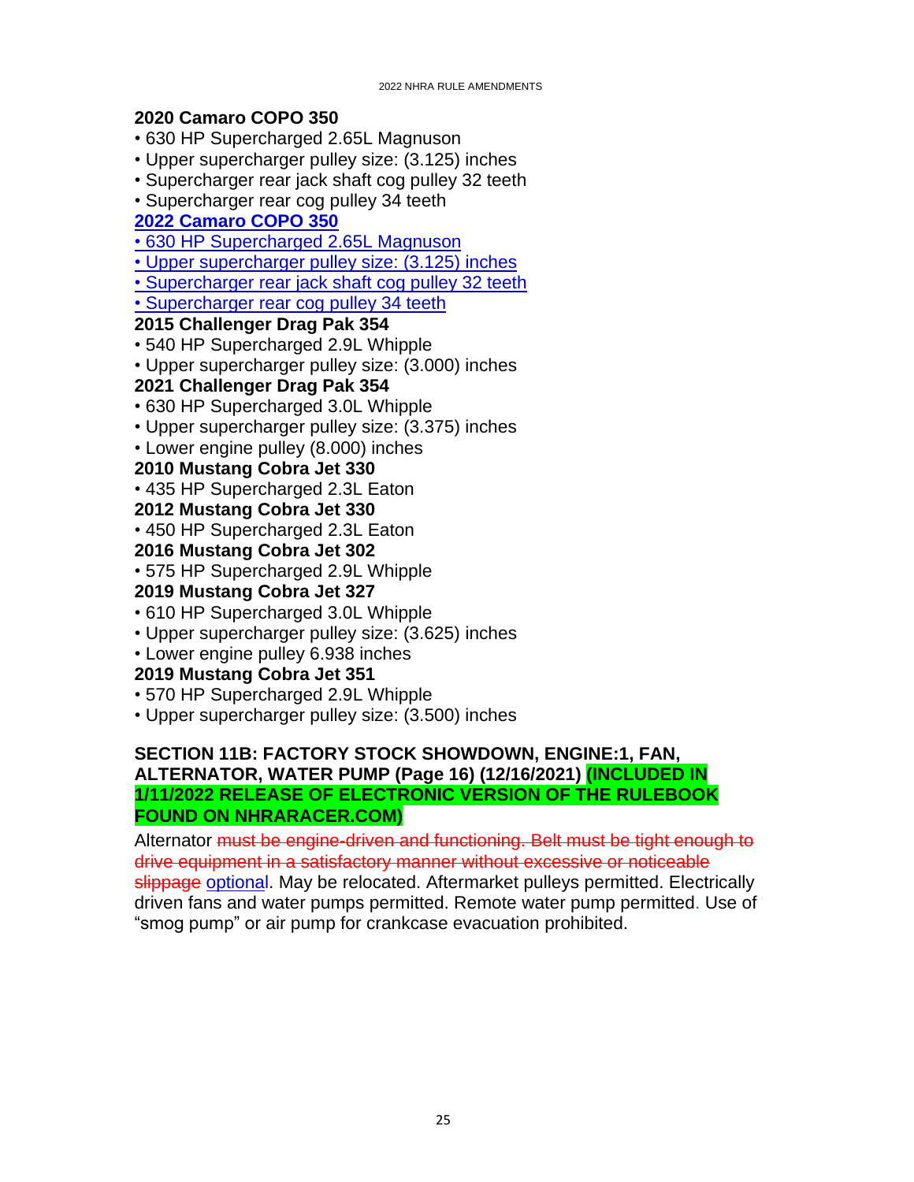**2020 Camaro COPO 350**

- 630 HP Supercharged 2.65L Magnuson
- Upper supercharger pulley size: (3.125) inches
- Supercharger rear jack shaft cog pulley 32 teeth
- Supercharger rear cog pulley 34 teeth

**2022 Camaro COPO 350**

- 630 HP Supercharged 2.65L Magnuson
- Upper supercharger pulley size: (3.125) inches
- Supercharger rear jack shaft cog pulley 32 teeth
- Supercharger rear cog pulley 34 teeth

**2015 Challenger Drag Pak 354**

- 540 HP Supercharged 2.9L Whipple
- Upper supercharger pulley size: (3.000) inches

**2021 Challenger Drag Pak 354**

- 630 HP Supercharged 3.0L Whipple
- Upper supercharger pulley size: (3.375) inches
- Lower engine pulley (8.000) inches

**2010 Mustang Cobra Jet 330**

- 435 HP Supercharged 2.3L Eaton

**2012 Mustang Cobra Jet 330**

- 450 HP Supercharged 2.3L Eaton

**2016 Mustang Cobra Jet 302**

- 575 HP Supercharged 2.9L Whipple

**2019 Mustang Cobra Jet 327**

- 610 HP Supercharged 3.0L Whipple
- Upper supercharger pulley size: (3.625) inches
- Lower engine pulley 6.938 inches

**2019 Mustang Cobra Jet 351**

- 570 HP Supercharged 2.9L Whipple
- Upper supercharger pulley size: (3.500) inches

**SECTION 11B: FACTORY STOCK SHOWDOWN, ENGINE:1, FAN, ALTERNATOR, WATER PUMP (Page 16) (12/16/2021) (INCLUDED IN 1/11/2022 RELEASE OF ELECTRONIC VERSION OF THE RULEBOOK FOUND ON NHRARACER.COM)**

Alternator ~~must be engine-driven and functioning. Belt must be tight enough to drive equipment in a satisfactory manner without excessive or noticeable slippage~~ optional. May be relocated. Aftermarket pulleys permitted. Electrically driven fans and water pumps permitted. Remote water pump permitted. Use of "smog pump" or air pump for crankcase evacuation prohibited.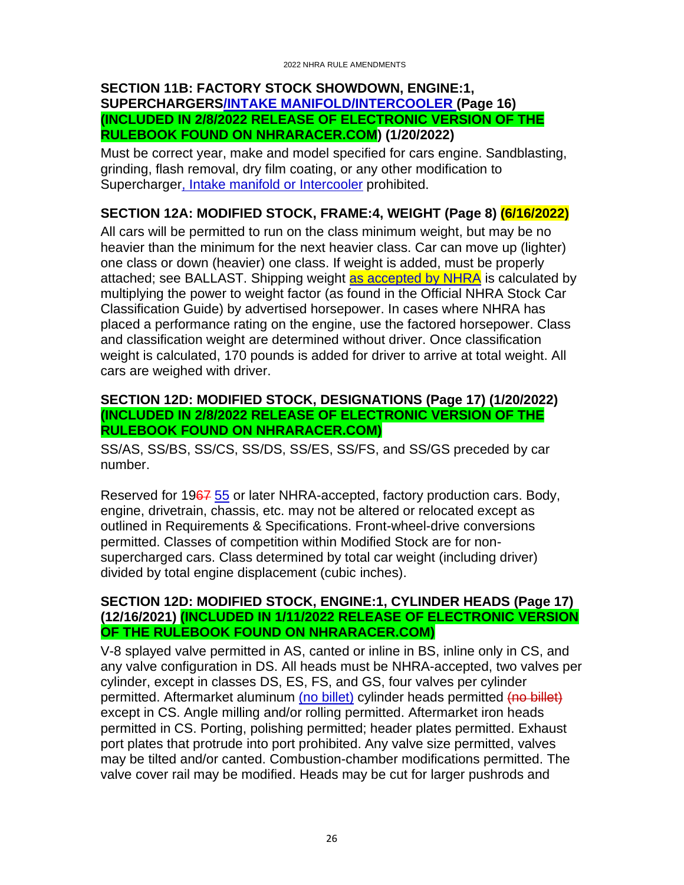### SECTION 11B: FACTORY STOCK SHOWDOWN, ENGINE:1, SUPERCHARGERS/INTAKE MANIFOLD/INTERCOOLER (Page 16) (INCLUDED IN 2/8/2022 RELEASE OF ELECTRONIC VERSION OF THE RULEBOOK FOUND ON NHRARACER.COM) (1/20/2022)

Must be correct year, make and model specified for cars engine. Sandblasting, grinding, flash removal, dry film coating, or any other modification to Supercharger, Intake manifold or Intercooler prohibited.

### SECTION 12A: MODIFIED STOCK, FRAME:4, WEIGHT (Page 8) (6/16/2022)

All cars will be permitted to run on the class minimum weight, but may be no heavier than the minimum for the next heavier class. Car can move up (lighter) one class or down (heavier) one class. If weight is added, must be properly attached; see BALLAST. Shipping weight as accepted by NHRA is calculated by multiplying the power to weight factor (as found in the Official NHRA Stock Car Classification Guide) by advertised horsepower. In cases where NHRA has placed a performance rating on the engine, use the factored horsepower. Class and classification weight are determined without driver. Once classification weight is calculated, 170 pounds is added for driver to arrive at total weight. All cars are weighed with driver.

### SECTION 12D: MODIFIED STOCK, DESIGNATIONS (Page 17) (1/20/2022) (INCLUDED IN 2/8/2022 RELEASE OF ELECTRONIC VERSION OF THE RULEBOOK FOUND ON NHRARACER.COM)

SS/AS, SS/BS, SS/CS, SS/DS, SS/ES, SS/FS, and SS/GS preceded by car number.

Reserved for 19~~67~~ 55 or later NHRA-accepted, factory production cars. Body, engine, drivetrain, chassis, etc. may not be altered or relocated except as outlined in Requirements & Specifications. Front-wheel-drive conversions permitted. Classes of competition within Modified Stock are for non-supercharged cars. Class determined by total car weight (including driver) divided by total engine displacement (cubic inches).

### SECTION 12D: MODIFIED STOCK, ENGINE:1, CYLINDER HEADS (Page 17) (12/16/2021) (INCLUDED IN 1/11/2022 RELEASE OF ELECTRONIC VERSION OF THE RULEBOOK FOUND ON NHRARACER.COM)

V-8 splayed valve permitted in AS, canted or inline in BS, inline only in CS, and any valve configuration in DS. All heads must be NHRA-accepted, two valves per cylinder, except in classes DS, ES, FS, and GS, four valves per cylinder permitted. Aftermarket aluminum (no billet) cylinder heads permitted ~~(no billet)~~ except in CS. Angle milling and/or rolling permitted. Aftermarket iron heads permitted in CS. Porting, polishing permitted; header plates permitted. Exhaust port plates that protrude into port prohibited. Any valve size permitted, valves may be tilted and/or canted. Combustion-chamber modifications permitted. The valve cover rail may be modified. Heads may be cut for larger pushrods and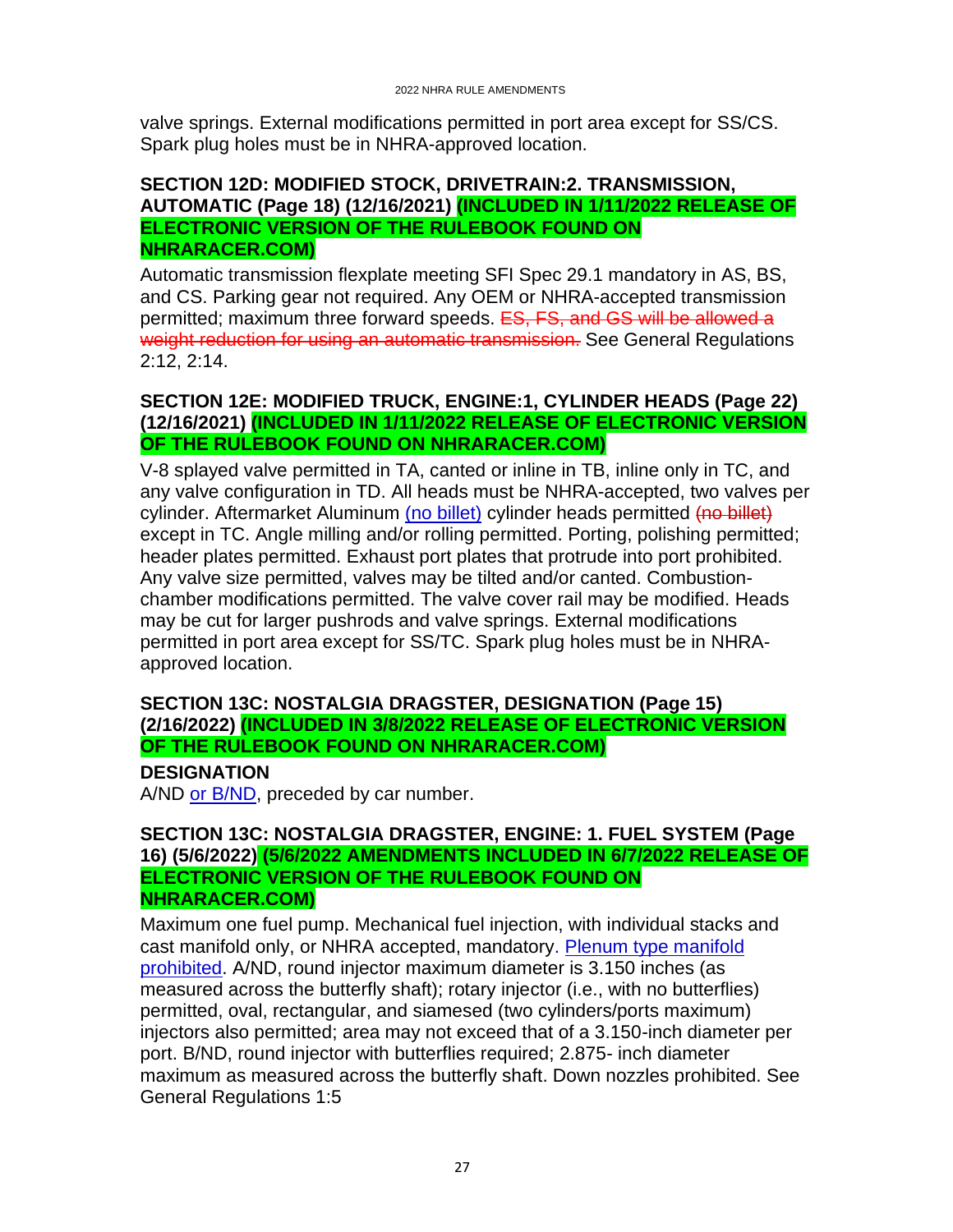valve springs. External modifications permitted in port area except for SS/CS. Spark plug holes must be in NHRA-approved location.

### SECTION 12D: MODIFIED STOCK, DRIVETRAIN:2. TRANSMISSION, AUTOMATIC (Page 18) (12/16/2021) (INCLUDED IN 1/11/2022 RELEASE OF ELECTRONIC VERSION OF THE RULEBOOK FOUND ON NHRARACER.COM)

Automatic transmission flexplate meeting SFI Spec 29.1 mandatory in AS, BS, and CS. Parking gear not required. Any OEM or NHRA-accepted transmission permitted; maximum three forward speeds. ~~ES, FS, and GS will be allowed a weight reduction for using an automatic transmission.~~ See General Regulations 2:12, 2:14.

### SECTION 12E: MODIFIED TRUCK, ENGINE:1, CYLINDER HEADS (Page 22) (12/16/2021) (INCLUDED IN 1/11/2022 RELEASE OF ELECTRONIC VERSION OF THE RULEBOOK FOUND ON NHRARACER.COM)

V-8 splayed valve permitted in TA, canted or inline in TB, inline only in TC, and any valve configuration in TD. All heads must be NHRA-accepted, two valves per cylinder. Aftermarket Aluminum (no billet) cylinder heads permitted ~~(no billet)~~ except in TC. Angle milling and/or rolling permitted. Porting, polishing permitted; header plates permitted. Exhaust port plates that protrude into port prohibited. Any valve size permitted, valves may be tilted and/or canted. Combustion-chamber modifications permitted. The valve cover rail may be modified. Heads may be cut for larger pushrods and valve springs. External modifications permitted in port area except for SS/TC. Spark plug holes must be in NHRA-approved location.

### SECTION 13C: NOSTALGIA DRAGSTER, DESIGNATION (Page 15) (2/16/2022) (INCLUDED IN 3/8/2022 RELEASE OF ELECTRONIC VERSION OF THE RULEBOOK FOUND ON NHRARACER.COM)

**DESIGNATION**

A/ND or B/ND, preceded by car number.

### SECTION 13C: NOSTALGIA DRAGSTER, ENGINE: 1. FUEL SYSTEM (Page 16) (5/6/2022) (5/6/2022 AMENDMENTS INCLUDED IN 6/7/2022 RELEASE OF ELECTRONIC VERSION OF THE RULEBOOK FOUND ON NHRARACER.COM)

Maximum one fuel pump. Mechanical fuel injection, with individual stacks and cast manifold only, or NHRA accepted, mandatory. Plenum type manifold prohibited. A/ND, round injector maximum diameter is 3.150 inches (as measured across the butterfly shaft); rotary injector (i.e., with no butterflies) permitted, oval, rectangular, and siamesed (two cylinders/ports maximum) injectors also permitted; area may not exceed that of a 3.150-inch diameter per port. B/ND, round injector with butterflies required; 2.875- inch diameter maximum as measured across the butterfly shaft. Down nozzles prohibited. See General Regulations 1:5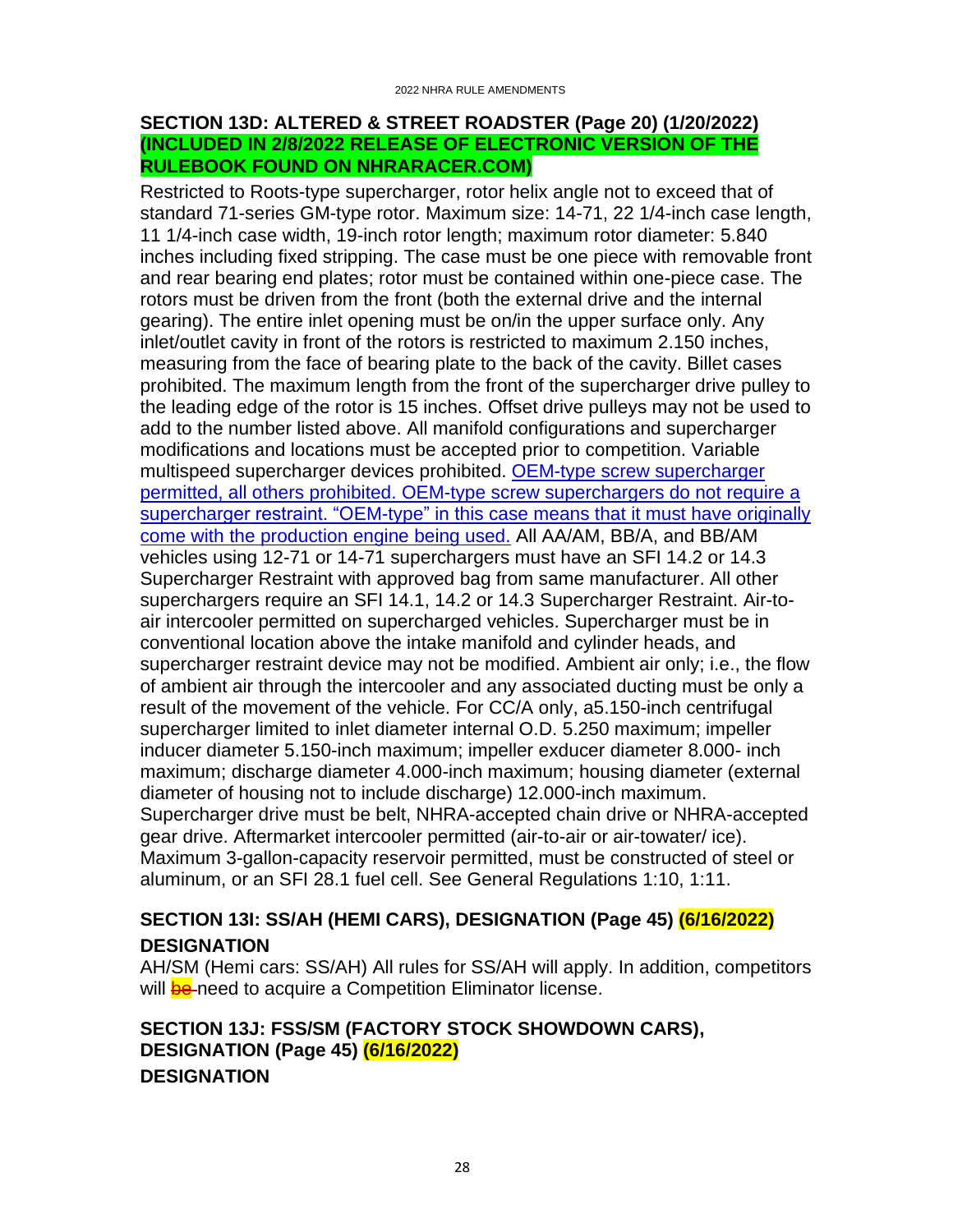## SECTION 13D: ALTERED & STREET ROADSTER (Page 20) (1/20/2022) (INCLUDED IN 2/8/2022 RELEASE OF ELECTRONIC VERSION OF THE RULEBOOK FOUND ON NHRARACER.COM)

Restricted to Roots-type supercharger, rotor helix angle not to exceed that of standard 71-series GM-type rotor. Maximum size: 14-71, 22 1/4-inch case length, 11 1/4-inch case width, 19-inch rotor length; maximum rotor diameter: 5.840 inches including fixed stripping. The case must be one piece with removable front and rear bearing end plates; rotor must be contained within one-piece case. The rotors must be driven from the front (both the external drive and the internal gearing). The entire inlet opening must be on/in the upper surface only. Any inlet/outlet cavity in front of the rotors is restricted to maximum 2.150 inches, measuring from the face of bearing plate to the back of the cavity. Billet cases prohibited. The maximum length from the front of the supercharger drive pulley to the leading edge of the rotor is 15 inches. Offset drive pulleys may not be used to add to the number listed above. All manifold configurations and supercharger modifications and locations must be accepted prior to competition. Variable multispeed supercharger devices prohibited. OEM-type screw supercharger permitted, all others prohibited. OEM-type screw superchargers do not require a supercharger restraint. "OEM-type" in this case means that it must have originally come with the production engine being used. All AA/AM, BB/A, and BB/AM vehicles using 12-71 or 14-71 superchargers must have an SFI 14.2 or 14.3 Supercharger Restraint with approved bag from same manufacturer. All other superchargers require an SFI 14.1, 14.2 or 14.3 Supercharger Restraint. Air-to-air intercooler permitted on supercharged vehicles. Supercharger must be in conventional location above the intake manifold and cylinder heads, and supercharger restraint device may not be modified. Ambient air only; i.e., the flow of ambient air through the intercooler and any associated ducting must be only a result of the movement of the vehicle. For CC/A only, a5.150-inch centrifugal supercharger limited to inlet diameter internal O.D. 5.250 maximum; impeller inducer diameter 5.150-inch maximum; impeller exducer diameter 8.000- inch maximum; discharge diameter 4.000-inch maximum; housing diameter (external diameter of housing not to include discharge) 12.000-inch maximum. Supercharger drive must be belt, NHRA-accepted chain drive or NHRA-accepted gear drive. Aftermarket intercooler permitted (air-to-air or air-towater/ ice). Maximum 3-gallon-capacity reservoir permitted, must be constructed of steel or aluminum, or an SFI 28.1 fuel cell. See General Regulations 1:10, 1:11.

## SECTION 13I: SS/AH (HEMI CARS), DESIGNATION (Page 45) (6/16/2022)

### DESIGNATION

AH/SM (Hemi cars: SS/AH) All rules for SS/AH will apply. In addition, competitors will ~~be~~ need to acquire a Competition Eliminator license.

## SECTION 13J: FSS/SM (FACTORY STOCK SHOWDOWN CARS), DESIGNATION (Page 45) (6/16/2022)

### DESIGNATION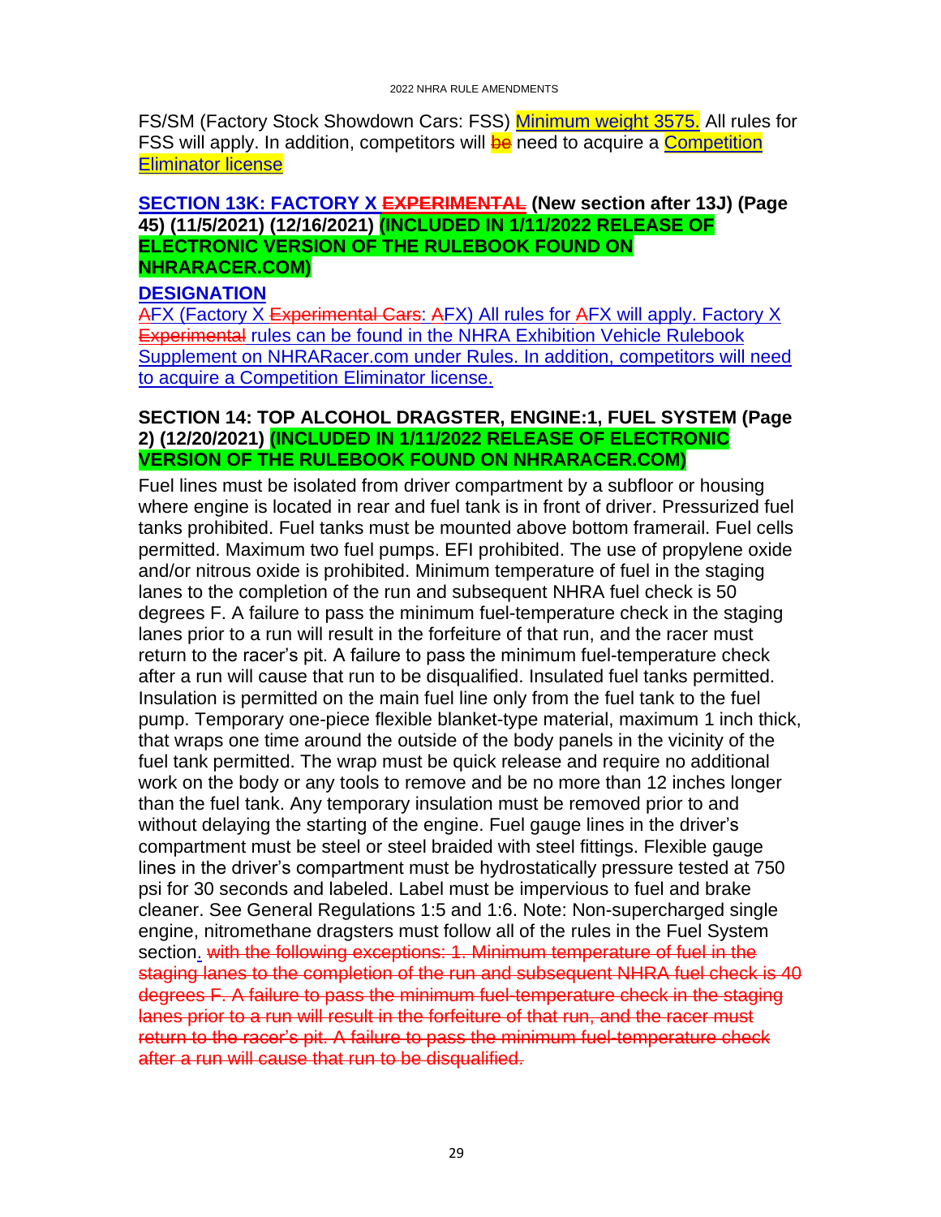FS/SM (Factory Stock Showdown Cars: FSS) Minimum weight 3575. All rules for FSS will apply. In addition, competitors will ~~be~~ need to acquire a Competition Eliminator license

### SECTION 13K: FACTORY X ~~EXPERIMENTAL~~ (New section after 13J) (Page 45) (11/5/2021) (12/16/2021) (INCLUDED IN 1/11/2022 RELEASE OF ELECTRONIC VERSION OF THE RULEBOOK FOUND ON NHRARACER.COM)

#### DESIGNATION

~~A~~FX (Factory X ~~Experimental Cars~~: ~~A~~FX) All rules for ~~A~~FX will apply. Factory X ~~Experimental~~ rules can be found in the NHRA Exhibition Vehicle Rulebook Supplement on NHRARacer.com under Rules. In addition, competitors will need to acquire a Competition Eliminator license.

### SECTION 14: TOP ALCOHOL DRAGSTER, ENGINE:1, FUEL SYSTEM (Page 2) (12/20/2021) (INCLUDED IN 1/11/2022 RELEASE OF ELECTRONIC VERSION OF THE RULEBOOK FOUND ON NHRARACER.COM)

Fuel lines must be isolated from driver compartment by a subfloor or housing where engine is located in rear and fuel tank is in front of driver. Pressurized fuel tanks prohibited. Fuel tanks must be mounted above bottom framerail. Fuel cells permitted. Maximum two fuel pumps. EFI prohibited. The use of propylene oxide and/or nitrous oxide is prohibited. Minimum temperature of fuel in the staging lanes to the completion of the run and subsequent NHRA fuel check is 50 degrees F. A failure to pass the minimum fuel-temperature check in the staging lanes prior to a run will result in the forfeiture of that run, and the racer must return to the racer's pit. A failure to pass the minimum fuel-temperature check after a run will cause that run to be disqualified. Insulated fuel tanks permitted. Insulation is permitted on the main fuel line only from the fuel tank to the fuel pump. Temporary one-piece flexible blanket-type material, maximum 1 inch thick, that wraps one time around the outside of the body panels in the vicinity of the fuel tank permitted. The wrap must be quick release and require no additional work on the body or any tools to remove and be no more than 12 inches longer than the fuel tank. Any temporary insulation must be removed prior to and without delaying the starting of the engine. Fuel gauge lines in the driver's compartment must be steel or steel braided with steel fittings. Flexible gauge lines in the driver's compartment must be hydrostatically pressure tested at 750 psi for 30 seconds and labeled. Label must be impervious to fuel and brake cleaner. See General Regulations 1:5 and 1:6. Note: Non-supercharged single engine, nitromethane dragsters must follow all of the rules in the Fuel System section. ~~with the following exceptions: 1. Minimum temperature of fuel in the staging lanes to the completion of the run and subsequent NHRA fuel check is 40 degrees F. A failure to pass the minimum fuel-temperature check in the staging lanes prior to a run will result in the forfeiture of that run, and the racer must return to the racer's pit. A failure to pass the minimum fuel-temperature check after a run will cause that run to be disqualified.~~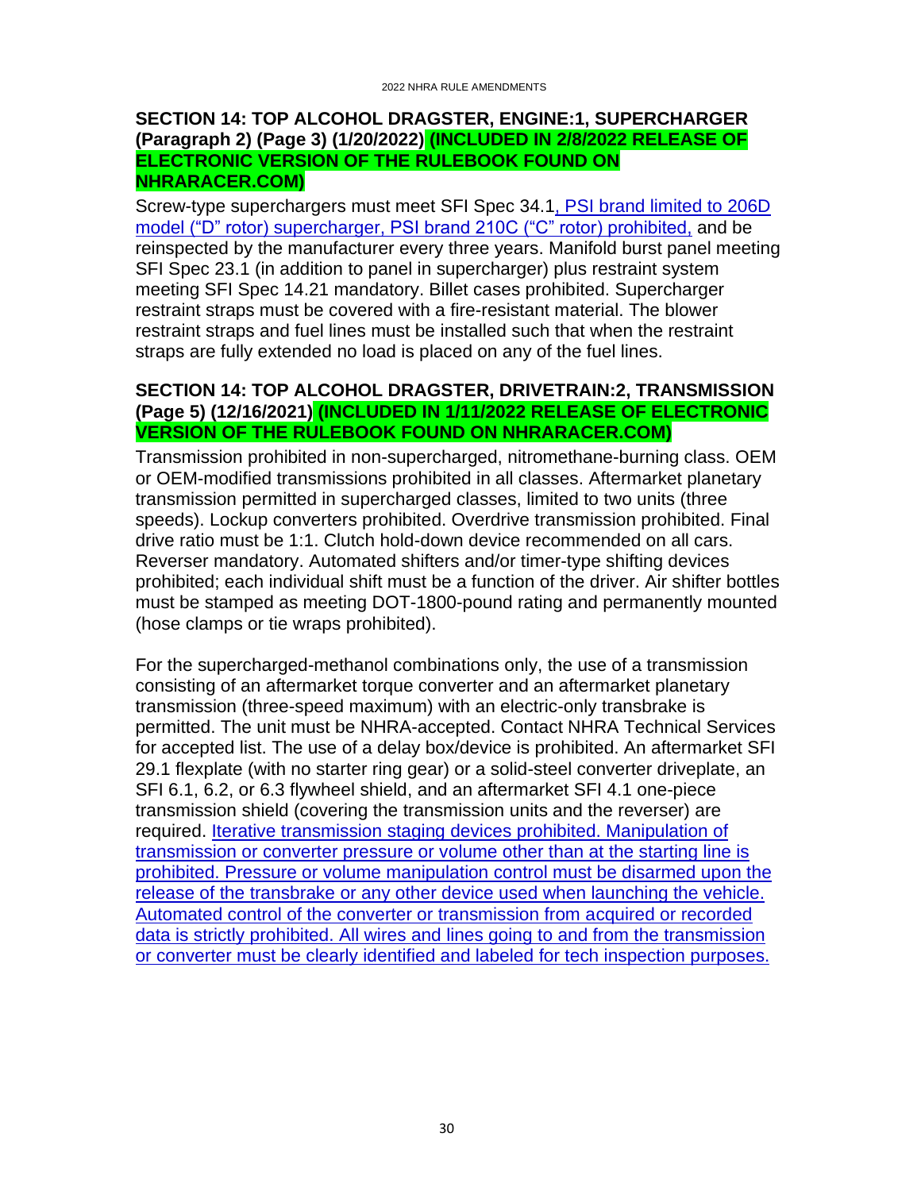## SECTION 14: TOP ALCOHOL DRAGSTER, ENGINE:1, SUPERCHARGER (Paragraph 2) (Page 3) (1/20/2022) (INCLUDED IN 2/8/2022 RELEASE OF ELECTRONIC VERSION OF THE RULEBOOK FOUND ON NHRARACER.COM)

Screw-type superchargers must meet SFI Spec 34.1, PSI brand limited to 206D model ("D" rotor) supercharger, PSI brand 210C ("C" rotor) prohibited, and be reinspected by the manufacturer every three years. Manifold burst panel meeting SFI Spec 23.1 (in addition to panel in supercharger) plus restraint system meeting SFI Spec 14.21 mandatory. Billet cases prohibited. Supercharger restraint straps must be covered with a fire-resistant material. The blower restraint straps and fuel lines must be installed such that when the restraint straps are fully extended no load is placed on any of the fuel lines.

## SECTION 14: TOP ALCOHOL DRAGSTER, DRIVETRAIN:2, TRANSMISSION (Page 5) (12/16/2021) (INCLUDED IN 1/11/2022 RELEASE OF ELECTRONIC VERSION OF THE RULEBOOK FOUND ON NHRARACER.COM)

Transmission prohibited in non-supercharged, nitromethane-burning class. OEM or OEM-modified transmissions prohibited in all classes. Aftermarket planetary transmission permitted in supercharged classes, limited to two units (three speeds). Lockup converters prohibited. Overdrive transmission prohibited. Final drive ratio must be 1:1. Clutch hold-down device recommended on all cars. Reverser mandatory. Automated shifters and/or timer-type shifting devices prohibited; each individual shift must be a function of the driver. Air shifter bottles must be stamped as meeting DOT-1800-pound rating and permanently mounted (hose clamps or tie wraps prohibited).

For the supercharged-methanol combinations only, the use of a transmission consisting of an aftermarket torque converter and an aftermarket planetary transmission (three-speed maximum) with an electric-only transbrake is permitted. The unit must be NHRA-accepted. Contact NHRA Technical Services for accepted list. The use of a delay box/device is prohibited. An aftermarket SFI 29.1 flexplate (with no starter ring gear) or a solid-steel converter driveplate, an SFI 6.1, 6.2, or 6.3 flywheel shield, and an aftermarket SFI 4.1 one-piece transmission shield (covering the transmission units and the reverser) are required. Iterative transmission staging devices prohibited. Manipulation of transmission or converter pressure or volume other than at the starting line is prohibited. Pressure or volume manipulation control must be disarmed upon the release of the transbrake or any other device used when launching the vehicle. Automated control of the converter or transmission from acquired or recorded data is strictly prohibited. All wires and lines going to and from the transmission or converter must be clearly identified and labeled for tech inspection purposes.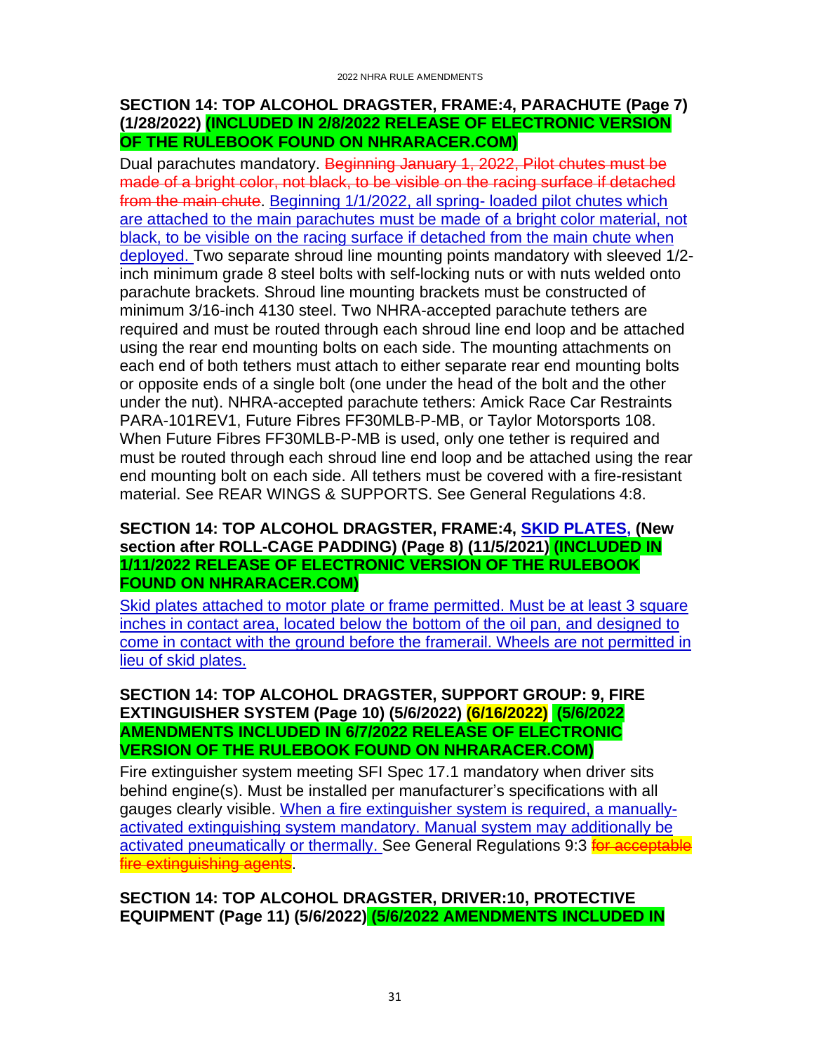## SECTION 14: TOP ALCOHOL DRAGSTER, FRAME:4, PARACHUTE (Page 7) (1/28/2022) (INCLUDED IN 2/8/2022 RELEASE OF ELECTRONIC VERSION OF THE RULEBOOK FOUND ON NHRARACER.COM)

Dual parachutes mandatory. ~~Beginning January 1, 2022, Pilot chutes must be made of a bright color, not black, to be visible on the racing surface if detached from the main chute~~. <u>Beginning 1/1/2022, all spring- loaded pilot chutes which are attached to the main parachutes must be made of a bright color material, not black, to be visible on the racing surface if detached from the main chute when deployed.</u> Two separate shroud line mounting points mandatory with sleeved 1/2-inch minimum grade 8 steel bolts with self-locking nuts or with nuts welded onto parachute brackets. Shroud line mounting brackets must be constructed of minimum 3/16-inch 4130 steel. Two NHRA-accepted parachute tethers are required and must be routed through each shroud line end loop and be attached using the rear end mounting bolts on each side. The mounting attachments on each end of both tethers must attach to either separate rear end mounting bolts or opposite ends of a single bolt (one under the head of the bolt and the other under the nut). NHRA-accepted parachute tethers: Amick Race Car Restraints PARA-101REV1, Future Fibres FF30MLB-P-MB, or Taylor Motorsports 108. When Future Fibres FF30MLB-P-MB is used, only one tether is required and must be routed through each shroud line end loop and be attached using the rear end mounting bolt on each side. All tethers must be covered with a fire-resistant material. See REAR WINGS & SUPPORTS. See General Regulations 4:8.

## SECTION 14: TOP ALCOHOL DRAGSTER, FRAME:4, <u>SKID PLATES</u>, (New section after ROLL-CAGE PADDING) (Page 8) (11/5/2021) (INCLUDED IN 1/11/2022 RELEASE OF ELECTRONIC VERSION OF THE RULEBOOK FOUND ON NHRARACER.COM)

<u>Skid plates attached to motor plate or frame permitted. Must be at least 3 square inches in contact area, located below the bottom of the oil pan, and designed to come in contact with the ground before the framerail. Wheels are not permitted in lieu of skid plates.</u>

## SECTION 14: TOP ALCOHOL DRAGSTER, SUPPORT GROUP: 9, FIRE EXTINGUISHER SYSTEM (Page 10) (5/6/2022) (6/16/2022) (5/6/2022 AMENDMENTS INCLUDED IN 6/7/2022 RELEASE OF ELECTRONIC VERSION OF THE RULEBOOK FOUND ON NHRARACER.COM)

Fire extinguisher system meeting SFI Spec 17.1 mandatory when driver sits behind engine(s). Must be installed per manufacturer's specifications with all gauges clearly visible. <u>When a fire extinguisher system is required, a manually-activated extinguishing system mandatory. Manual system may additionally be activated pneumatically or thermally.</u> See General Regulations 9:3 ~~for acceptable fire extinguishing agents~~.

## SECTION 14: TOP ALCOHOL DRAGSTER, DRIVER:10, PROTECTIVE EQUIPMENT (Page 11) (5/6/2022) (5/6/2022 AMENDMENTS INCLUDED IN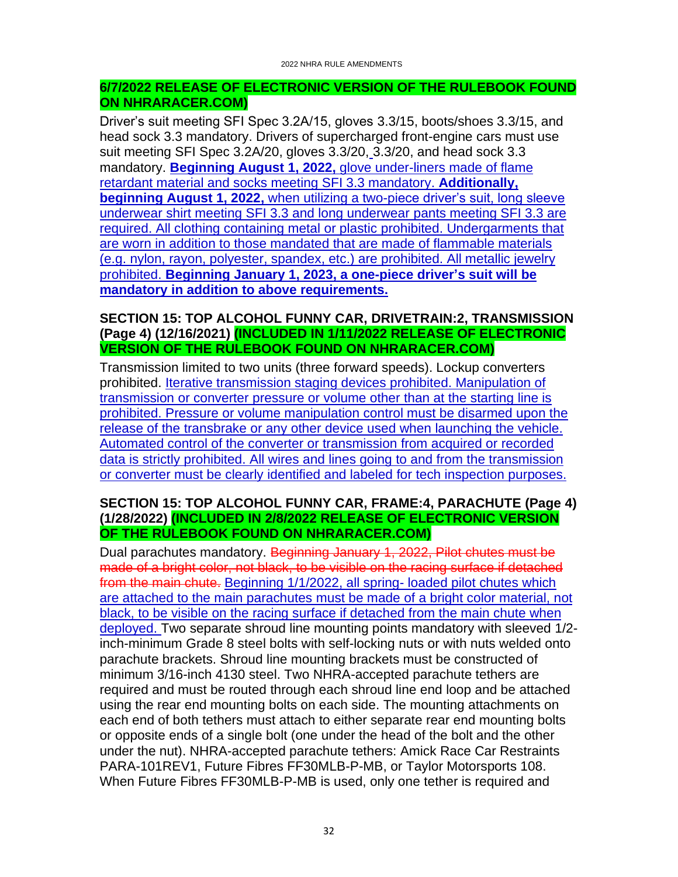**6/7/2022 RELEASE OF ELECTRONIC VERSION OF THE RULEBOOK FOUND ON NHRARACER.COM)**

Driver's suit meeting SFI Spec 3.2A/15, gloves 3.3/15, boots/shoes 3.3/15, and head sock 3.3 mandatory. Drivers of supercharged front-engine cars must use suit meeting SFI Spec 3.2A/20, gloves 3.3/20, 3.3/20, and head sock 3.3 mandatory. **Beginning August 1, 2022,** glove under-liners made of flame retardant material and socks meeting SFI 3.3 mandatory. **Additionally, beginning August 1, 2022,** when utilizing a two-piece driver's suit, long sleeve underwear shirt meeting SFI 3.3 and long underwear pants meeting SFI 3.3 are required. All clothing containing metal or plastic prohibited. Undergarments that are worn in addition to those mandated that are made of flammable materials (e.g. nylon, rayon, polyester, spandex, etc.) are prohibited. All metallic jewelry prohibited. **Beginning January 1, 2023, a one-piece driver's suit will be mandatory in addition to above requirements.**

## SECTION 15: TOP ALCOHOL FUNNY CAR, DRIVETRAIN:2, TRANSMISSION (Page 4) (12/16/2021) (INCLUDED IN 1/11/2022 RELEASE OF ELECTRONIC VERSION OF THE RULEBOOK FOUND ON NHRARACER.COM)

Transmission limited to two units (three forward speeds). Lockup converters prohibited. Iterative transmission staging devices prohibited. Manipulation of transmission or converter pressure or volume other than at the starting line is prohibited. Pressure or volume manipulation control must be disarmed upon the release of the transbrake or any other device used when launching the vehicle. Automated control of the converter or transmission from acquired or recorded data is strictly prohibited. All wires and lines going to and from the transmission or converter must be clearly identified and labeled for tech inspection purposes.

## SECTION 15: TOP ALCOHOL FUNNY CAR, FRAME:4, PARACHUTE (Page 4) (1/28/2022) (INCLUDED IN 2/8/2022 RELEASE OF ELECTRONIC VERSION OF THE RULEBOOK FOUND ON NHRARACER.COM)

Dual parachutes mandatory. ~~Beginning January 1, 2022, Pilot chutes must be made of a bright color, not black, to be visible on the racing surface if detached from the main chute.~~ Beginning 1/1/2022, all spring- loaded pilot chutes which are attached to the main parachutes must be made of a bright color material, not black, to be visible on the racing surface if detached from the main chute when deployed. Two separate shroud line mounting points mandatory with sleeved 1/2-inch-minimum Grade 8 steel bolts with self-locking nuts or with nuts welded onto parachute brackets. Shroud line mounting brackets must be constructed of minimum 3/16-inch 4130 steel. Two NHRA-accepted parachute tethers are required and must be routed through each shroud line end loop and be attached using the rear end mounting bolts on each side. The mounting attachments on each end of both tethers must attach to either separate rear end mounting bolts or opposite ends of a single bolt (one under the head of the bolt and the other under the nut). NHRA-accepted parachute tethers: Amick Race Car Restraints PARA-101REV1, Future Fibres FF30MLB-P-MB, or Taylor Motorsports 108. When Future Fibres FF30MLB-P-MB is used, only one tether is required and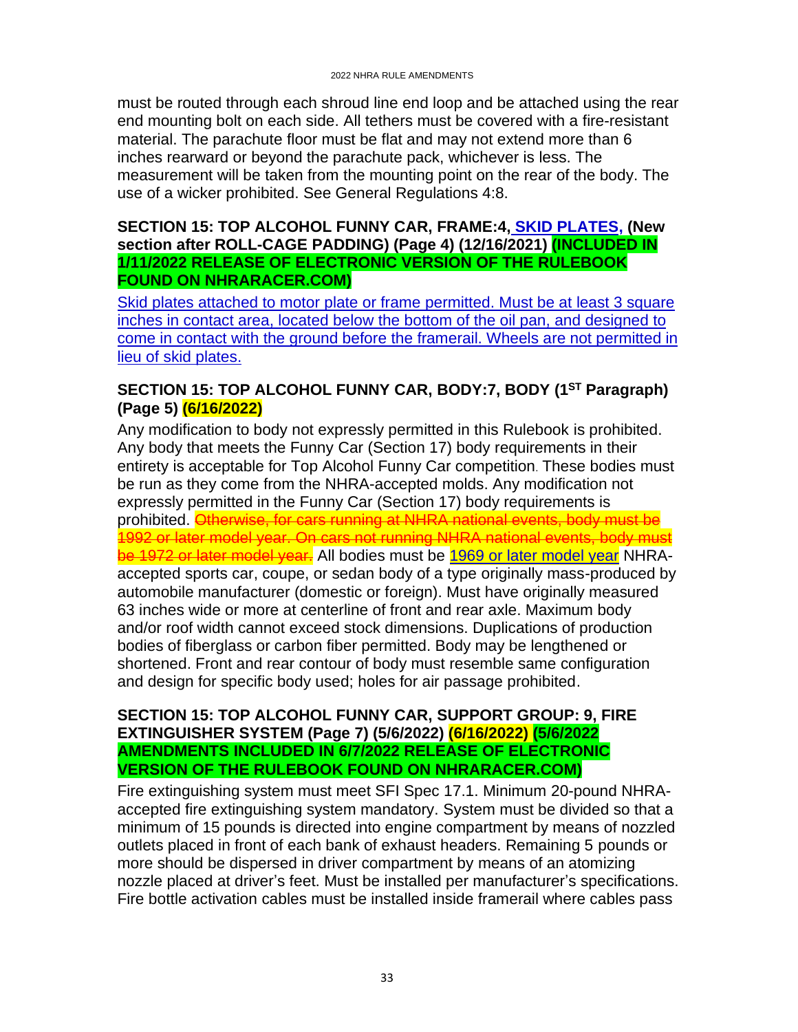must be routed through each shroud line end loop and be attached using the rear end mounting bolt on each side. All tethers must be covered with a fire-resistant material. The parachute floor must be flat and may not extend more than 6 inches rearward or beyond the parachute pack, whichever is less. The measurement will be taken from the mounting point on the rear of the body. The use of a wicker prohibited. See General Regulations 4:8.

**SECTION 15: TOP ALCOHOL FUNNY CAR, FRAME:4, SKID PLATES, (New section after ROLL-CAGE PADDING) (Page 4) (12/16/2021) (INCLUDED IN 1/11/2022 RELEASE OF ELECTRONIC VERSION OF THE RULEBOOK FOUND ON NHRARACER.COM)**

Skid plates attached to motor plate or frame permitted. Must be at least 3 square inches in contact area, located below the bottom of the oil pan, and designed to come in contact with the ground before the framerail. Wheels are not permitted in lieu of skid plates.

**SECTION 15: TOP ALCOHOL FUNNY CAR, BODY:7, BODY (1ST Paragraph) (Page 5) (6/16/2022)**

Any modification to body not expressly permitted in this Rulebook is prohibited. Any body that meets the Funny Car (Section 17) body requirements in their entirety is acceptable for Top Alcohol Funny Car competition. These bodies must be run as they come from the NHRA-accepted molds. Any modification not expressly permitted in the Funny Car (Section 17) body requirements is prohibited. ~~Otherwise, for cars running at NHRA national events, body must be 1992 or later model year. On cars not running NHRA national events, body must be 1972 or later model year.~~ All bodies must be 1969 or later model year NHRA-accepted sports car, coupe, or sedan body of a type originally mass-produced by automobile manufacturer (domestic or foreign). Must have originally measured 63 inches wide or more at centerline of front and rear axle. Maximum body and/or roof width cannot exceed stock dimensions. Duplications of production bodies of fiberglass or carbon fiber permitted. Body may be lengthened or shortened. Front and rear contour of body must resemble same configuration and design for specific body used; holes for air passage prohibited.

**SECTION 15: TOP ALCOHOL FUNNY CAR, SUPPORT GROUP: 9, FIRE EXTINGUISHER SYSTEM (Page 7) (5/6/2022) (6/16/2022) (5/6/2022 AMENDMENTS INCLUDED IN 6/7/2022 RELEASE OF ELECTRONIC VERSION OF THE RULEBOOK FOUND ON NHRARACER.COM)**

Fire extinguishing system must meet SFI Spec 17.1. Minimum 20-pound NHRA-accepted fire extinguishing system mandatory. System must be divided so that a minimum of 15 pounds is directed into engine compartment by means of nozzled outlets placed in front of each bank of exhaust headers. Remaining 5 pounds or more should be dispersed in driver compartment by means of an atomizing nozzle placed at driver's feet. Must be installed per manufacturer's specifications. Fire bottle activation cables must be installed inside framerail where cables pass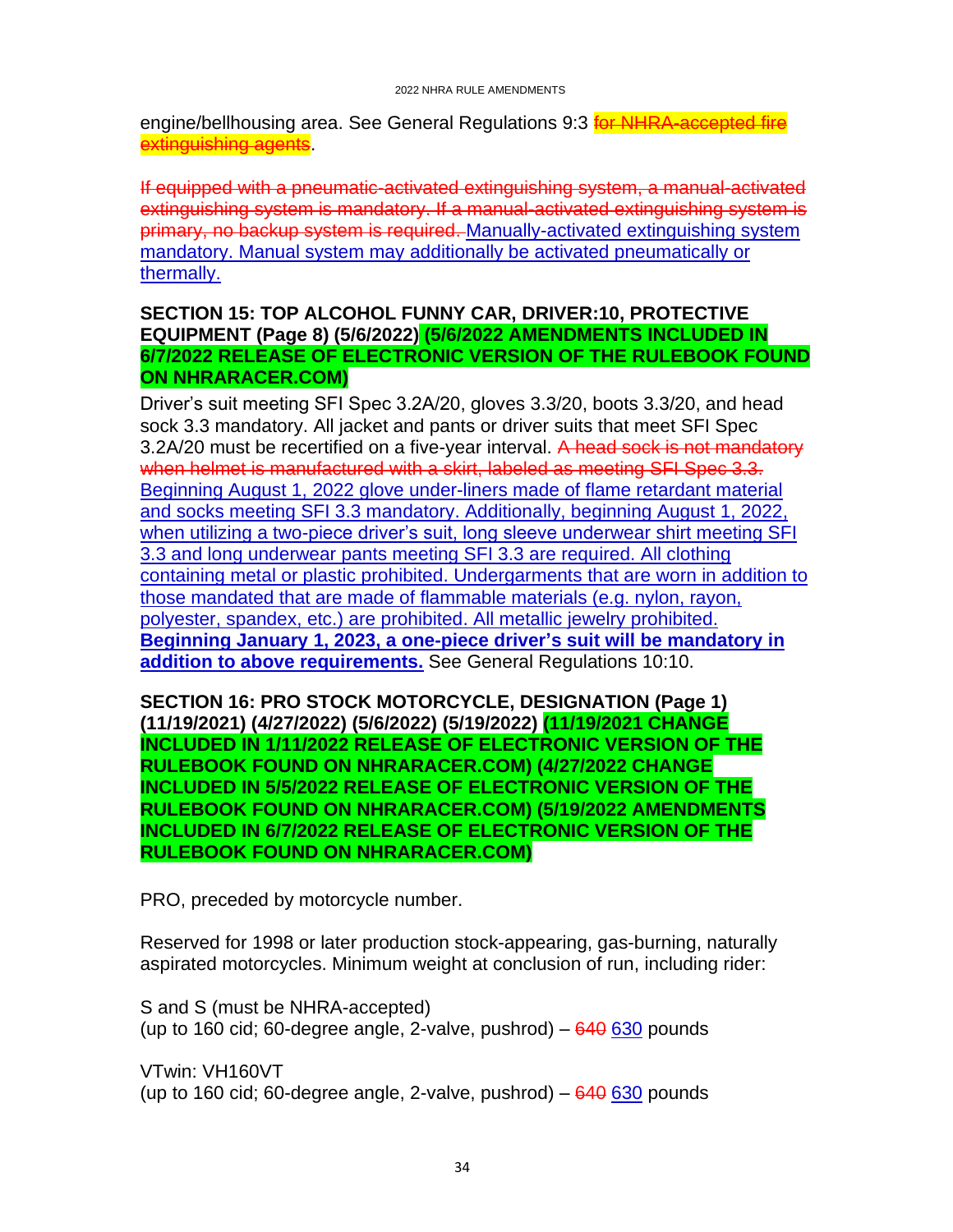engine/bellhousing area. See General Regulations 9:3 ~~for NHRA-accepted fire extinguishing agents~~.

~~If equipped with a pneumatic-activated extinguishing system, a manual-activated extinguishing system is mandatory. If a manual-activated extinguishing system is primary, no backup system is required.~~ Manually-activated extinguishing system mandatory. Manual system may additionally be activated pneumatically or thermally.

**SECTION 15: TOP ALCOHOL FUNNY CAR, DRIVER:10, PROTECTIVE EQUIPMENT (Page 8) (5/6/2022) (5/6/2022 AMENDMENTS INCLUDED IN 6/7/2022 RELEASE OF ELECTRONIC VERSION OF THE RULEBOOK FOUND ON NHRARACER.COM)**

Driver's suit meeting SFI Spec 3.2A/20, gloves 3.3/20, boots 3.3/20, and head sock 3.3 mandatory. All jacket and pants or driver suits that meet SFI Spec 3.2A/20 must be recertified on a five-year interval. ~~A head sock is not mandatory when helmet is manufactured with a skirt, labeled as meeting SFI Spec 3.3.~~ Beginning August 1, 2022 glove under-liners made of flame retardant material and socks meeting SFI 3.3 mandatory. Additionally, beginning August 1, 2022, when utilizing a two-piece driver's suit, long sleeve underwear shirt meeting SFI 3.3 and long underwear pants meeting SFI 3.3 are required. All clothing containing metal or plastic prohibited. Undergarments that are worn in addition to those mandated that are made of flammable materials (e.g. nylon, rayon, polyester, spandex, etc.) are prohibited. All metallic jewelry prohibited. **Beginning January 1, 2023, a one-piece driver's suit will be mandatory in addition to above requirements.** See General Regulations 10:10.

**SECTION 16: PRO STOCK MOTORCYCLE, DESIGNATION (Page 1) (11/19/2021) (4/27/2022) (5/6/2022) (5/19/2022) (11/19/2021 CHANGE INCLUDED IN 1/11/2022 RELEASE OF ELECTRONIC VERSION OF THE RULEBOOK FOUND ON NHRARACER.COM) (4/27/2022 CHANGE INCLUDED IN 5/5/2022 RELEASE OF ELECTRONIC VERSION OF THE RULEBOOK FOUND ON NHRARACER.COM) (5/19/2022 AMENDMENTS INCLUDED IN 6/7/2022 RELEASE OF ELECTRONIC VERSION OF THE RULEBOOK FOUND ON NHRARACER.COM)**

PRO, preceded by motorcycle number.

Reserved for 1998 or later production stock-appearing, gas-burning, naturally aspirated motorcycles. Minimum weight at conclusion of run, including rider:

S and S (must be NHRA-accepted)
(up to 160 cid; 60-degree angle, 2-valve, pushrod) – ~~640~~ 630 pounds

VTwin: VH160VT
(up to 160 cid; 60-degree angle, 2-valve, pushrod) – ~~640~~ 630 pounds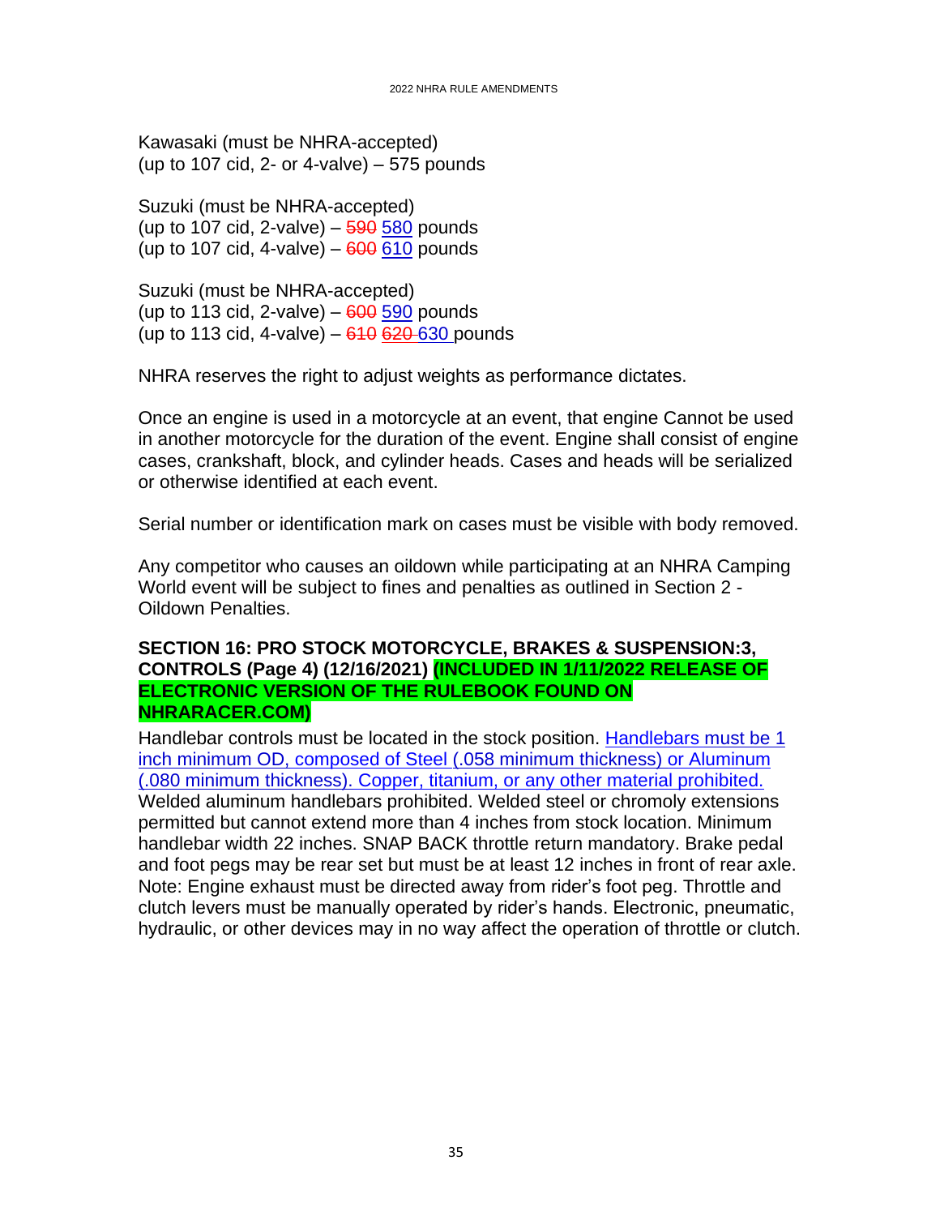Kawasaki (must be NHRA-accepted)
(up to 107 cid, 2- or 4-valve) – 575 pounds

Suzuki (must be NHRA-accepted)
(up to 107 cid, 2-valve) – ~~590~~ 580 pounds
(up to 107 cid, 4-valve) – ~~600~~ 610 pounds

Suzuki (must be NHRA-accepted)
(up to 113 cid, 2-valve) – ~~600~~ 590 pounds
(up to 113 cid, 4-valve) – ~~610~~ ~~620~~ 630 pounds

NHRA reserves the right to adjust weights as performance dictates.

Once an engine is used in a motorcycle at an event, that engine Cannot be used in another motorcycle for the duration of the event. Engine shall consist of engine cases, crankshaft, block, and cylinder heads. Cases and heads will be serialized or otherwise identified at each event.

Serial number or identification mark on cases must be visible with body removed.

Any competitor who causes an oildown while participating at an NHRA Camping World event will be subject to fines and penalties as outlined in Section 2 - Oildown Penalties.

**SECTION 16: PRO STOCK MOTORCYCLE, BRAKES & SUSPENSION:3, CONTROLS (Page 4) (12/16/2021) (INCLUDED IN 1/11/2022 RELEASE OF ELECTRONIC VERSION OF THE RULEBOOK FOUND ON NHRARACER.COM)**

Handlebar controls must be located in the stock position. Handlebars must be 1 inch minimum OD, composed of Steel (.058 minimum thickness) or Aluminum (.080 minimum thickness). Copper, titanium, or any other material prohibited. Welded aluminum handlebars prohibited. Welded steel or chromoly extensions permitted but cannot extend more than 4 inches from stock location. Minimum handlebar width 22 inches. SNAP BACK throttle return mandatory. Brake pedal and foot pegs may be rear set but must be at least 12 inches in front of rear axle. Note: Engine exhaust must be directed away from rider's foot peg. Throttle and clutch levers must be manually operated by rider's hands. Electronic, pneumatic, hydraulic, or other devices may in no way affect the operation of throttle or clutch.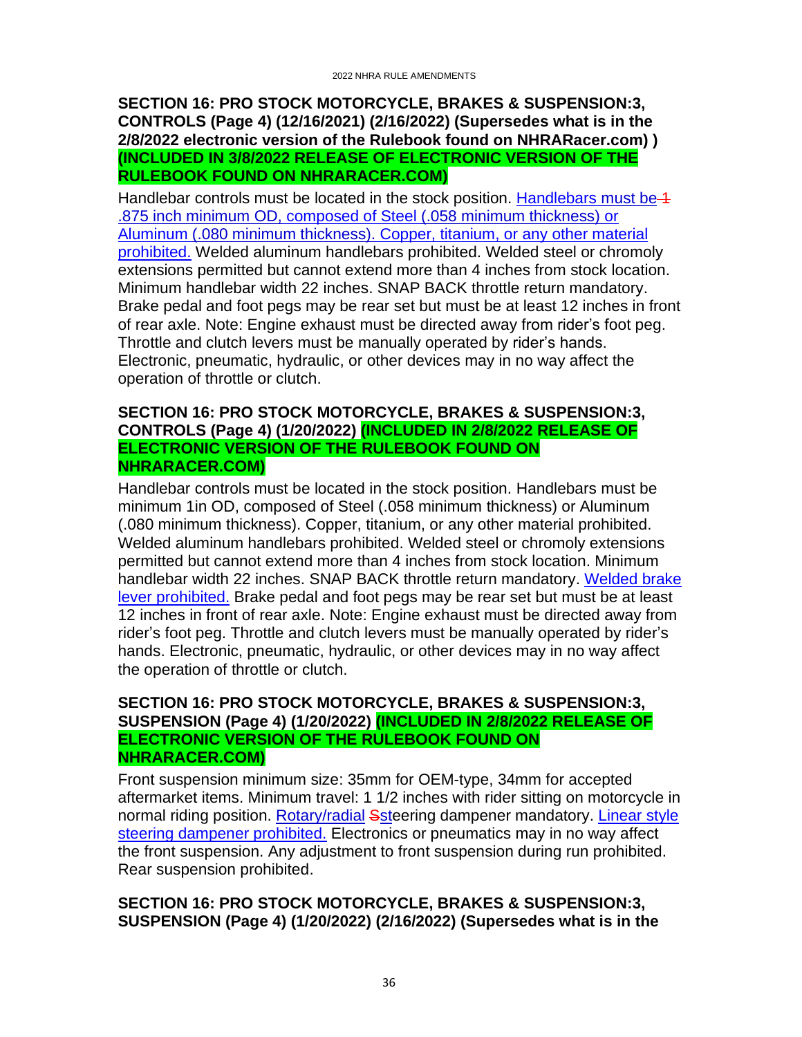**SECTION 16: PRO STOCK MOTORCYCLE, BRAKES & SUSPENSION:3, CONTROLS (Page 4) (12/16/2021) (2/16/2022) (Supersedes what is in the 2/8/2022 electronic version of the Rulebook found on NHRARacer.com) ) (INCLUDED IN 3/8/2022 RELEASE OF ELECTRONIC VERSION OF THE RULEBOOK FOUND ON NHRARACER.COM)**

Handlebar controls must be located in the stock position. Handlebars must be ~~1~~ .875 inch minimum OD, composed of Steel (.058 minimum thickness) or Aluminum (.080 minimum thickness). Copper, titanium, or any other material prohibited. Welded aluminum handlebars prohibited. Welded steel or chromoly extensions permitted but cannot extend more than 4 inches from stock location. Minimum handlebar width 22 inches. SNAP BACK throttle return mandatory. Brake pedal and foot pegs may be rear set but must be at least 12 inches in front of rear axle. Note: Engine exhaust must be directed away from rider's foot peg. Throttle and clutch levers must be manually operated by rider's hands. Electronic, pneumatic, hydraulic, or other devices may in no way affect the operation of throttle or clutch.

**SECTION 16: PRO STOCK MOTORCYCLE, BRAKES & SUSPENSION:3, CONTROLS (Page 4) (1/20/2022) (INCLUDED IN 2/8/2022 RELEASE OF ELECTRONIC VERSION OF THE RULEBOOK FOUND ON NHRARACER.COM)**

Handlebar controls must be located in the stock position. Handlebars must be minimum 1in OD, composed of Steel (.058 minimum thickness) or Aluminum (.080 minimum thickness). Copper, titanium, or any other material prohibited. Welded aluminum handlebars prohibited. Welded steel or chromoly extensions permitted but cannot extend more than 4 inches from stock location. Minimum handlebar width 22 inches. SNAP BACK throttle return mandatory. Welded brake lever prohibited. Brake pedal and foot pegs may be rear set but must be at least 12 inches in front of rear axle. Note: Engine exhaust must be directed away from rider's foot peg. Throttle and clutch levers must be manually operated by rider's hands. Electronic, pneumatic, hydraulic, or other devices may in no way affect the operation of throttle or clutch.

**SECTION 16: PRO STOCK MOTORCYCLE, BRAKES & SUSPENSION:3, SUSPENSION (Page 4) (1/20/2022) (INCLUDED IN 2/8/2022 RELEASE OF ELECTRONIC VERSION OF THE RULEBOOK FOUND ON NHRARACER.COM)**

Front suspension minimum size: 35mm for OEM-type, 34mm for accepted aftermarket items. Minimum travel: 1 1/2 inches with rider sitting on motorcycle in normal riding position. Rotary/radial ~~S~~steering dampener mandatory. Linear style steering dampener prohibited. Electronics or pneumatics may in no way affect the front suspension. Any adjustment to front suspension during run prohibited. Rear suspension prohibited.

**SECTION 16: PRO STOCK MOTORCYCLE, BRAKES & SUSPENSION:3, SUSPENSION (Page 4) (1/20/2022) (2/16/2022) (Supersedes what is in the**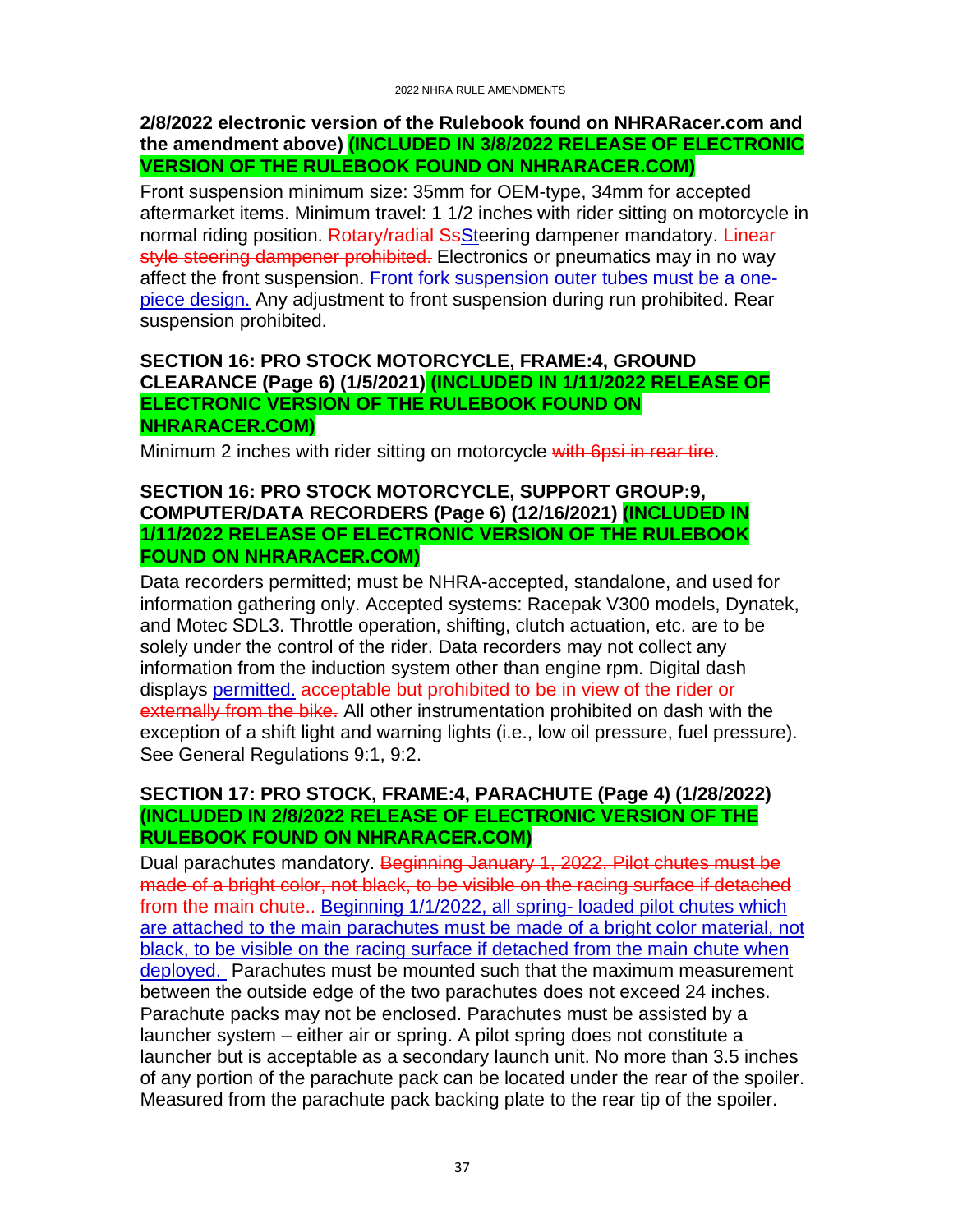**2/8/2022 electronic version of the Rulebook found on NHRARacer.com and the amendment above) (INCLUDED IN 3/8/2022 RELEASE OF ELECTRONIC VERSION OF THE RULEBOOK FOUND ON NHRARACER.COM)**

Front suspension minimum size: 35mm for OEM-type, 34mm for accepted aftermarket items. Minimum travel: 1 1/2 inches with rider sitting on motorcycle in normal riding position. ~~Rotary/radial Ss~~St eering dampener mandatory. ~~Linear style steering dampener prohibited.~~ Electronics or pneumatics may in no way affect the front suspension. Front fork suspension outer tubes must be a one-piece design. Any adjustment to front suspension during run prohibited. Rear suspension prohibited.

### SECTION 16: PRO STOCK MOTORCYCLE, FRAME:4, GROUND CLEARANCE (Page 6) (1/5/2021) (INCLUDED IN 1/11/2022 RELEASE OF ELECTRONIC VERSION OF THE RULEBOOK FOUND ON NHRARACER.COM)

Minimum 2 inches with rider sitting on motorcycle ~~with 6psi in rear tire~~.

### SECTION 16: PRO STOCK MOTORCYCLE, SUPPORT GROUP:9, COMPUTER/DATA RECORDERS (Page 6) (12/16/2021) (INCLUDED IN 1/11/2022 RELEASE OF ELECTRONIC VERSION OF THE RULEBOOK FOUND ON NHRARACER.COM)

Data recorders permitted; must be NHRA-accepted, standalone, and used for information gathering only. Accepted systems: Racepak V300 models, Dynatek, and Motec SDL3. Throttle operation, shifting, clutch actuation, etc. are to be solely under the control of the rider. Data recorders may not collect any information from the induction system other than engine rpm. Digital dash displays permitted. ~~acceptable but prohibited to be in view of the rider or externally from the bike.~~ All other instrumentation prohibited on dash with the exception of a shift light and warning lights (i.e., low oil pressure, fuel pressure). See General Regulations 9:1, 9:2.

### SECTION 17: PRO STOCK, FRAME:4, PARACHUTE (Page 4) (1/28/2022) (INCLUDED IN 2/8/2022 RELEASE OF ELECTRONIC VERSION OF THE RULEBOOK FOUND ON NHRARACER.COM)

Dual parachutes mandatory. ~~Beginning January 1, 2022, Pilot chutes must be made of a bright color, not black, to be visible on the racing surface if detached from the main chute..~~ Beginning 1/1/2022, all spring- loaded pilot chutes which are attached to the main parachutes must be made of a bright color material, not black, to be visible on the racing surface if detached from the main chute when deployed. Parachutes must be mounted such that the maximum measurement between the outside edge of the two parachutes does not exceed 24 inches. Parachute packs may not be enclosed. Parachutes must be assisted by a launcher system – either air or spring. A pilot spring does not constitute a launcher but is acceptable as a secondary launch unit. No more than 3.5 inches of any portion of the parachute pack can be located under the rear of the spoiler. Measured from the parachute pack backing plate to the rear tip of the spoiler.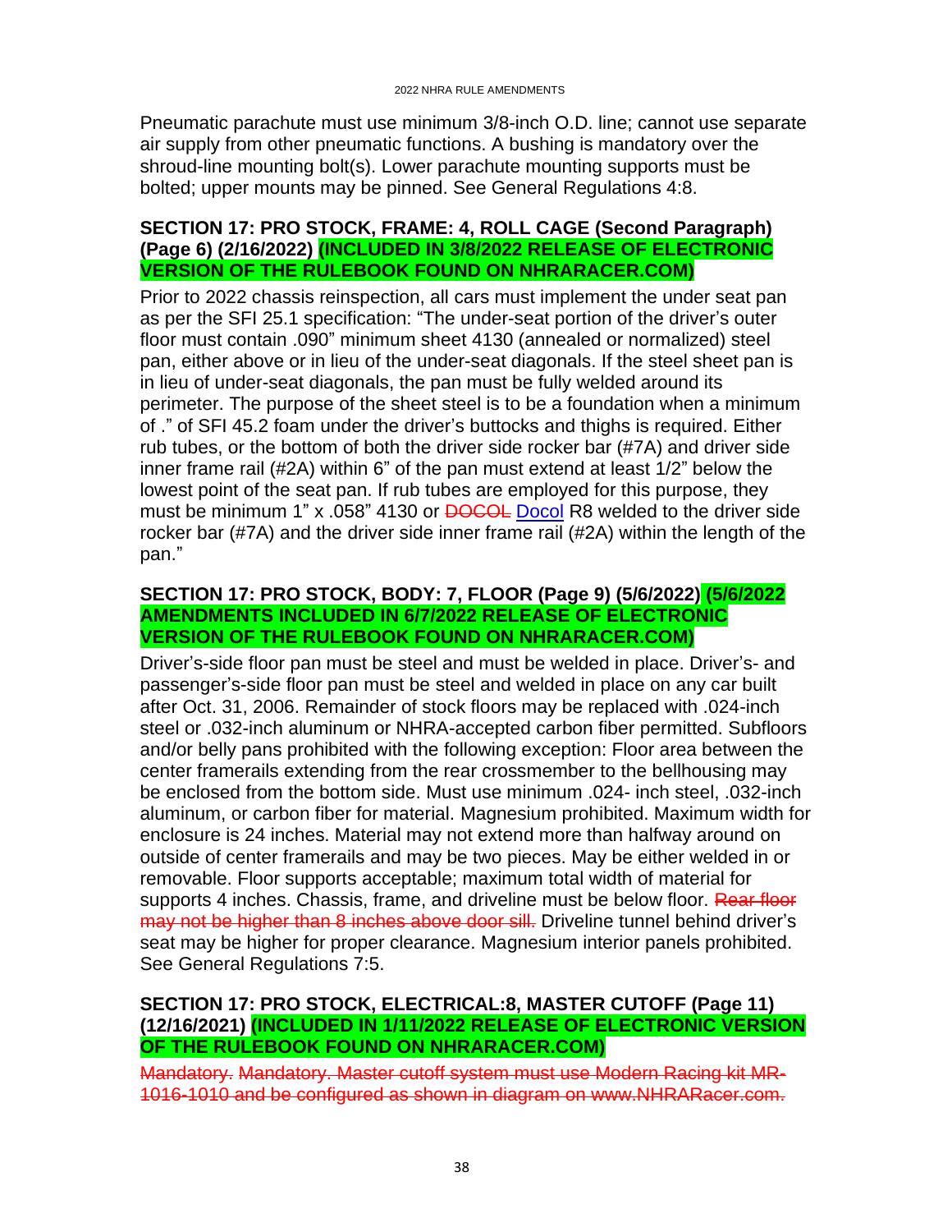Pneumatic parachute must use minimum 3/8-inch O.D. line; cannot use separate air supply from other pneumatic functions. A bushing is mandatory over the shroud-line mounting bolt(s). Lower parachute mounting supports must be bolted; upper mounts may be pinned. See General Regulations 4:8.

### SECTION 17: PRO STOCK, FRAME: 4, ROLL CAGE (Second Paragraph) (Page 6) (2/16/2022) (INCLUDED IN 3/8/2022 RELEASE OF ELECTRONIC VERSION OF THE RULEBOOK FOUND ON NHRARACER.COM)

Prior to 2022 chassis reinspection, all cars must implement the under seat pan as per the SFI 25.1 specification: "The under-seat portion of the driver's outer floor must contain .090" minimum sheet 4130 (annealed or normalized) steel pan, either above or in lieu of the under-seat diagonals. If the steel sheet pan is in lieu of under-seat diagonals, the pan must be fully welded around its perimeter. The purpose of the sheet steel is to be a foundation when a minimum of ." of SFI 45.2 foam under the driver's buttocks and thighs is required. Either rub tubes, or the bottom of both the driver side rocker bar (#7A) and driver side inner frame rail (#2A) within 6" of the pan must extend at least 1/2" below the lowest point of the seat pan. If rub tubes are employed for this purpose, they must be minimum 1" x .058" 4130 or ~~DOCOL~~ Docol R8 welded to the driver side rocker bar (#7A) and the driver side inner frame rail (#2A) within the length of the pan."

### SECTION 17: PRO STOCK, BODY: 7, FLOOR (Page 9) (5/6/2022) (5/6/2022 AMENDMENTS INCLUDED IN 6/7/2022 RELEASE OF ELECTRONIC VERSION OF THE RULEBOOK FOUND ON NHRARACER.COM)

Driver's-side floor pan must be steel and must be welded in place. Driver's- and passenger's-side floor pan must be steel and welded in place on any car built after Oct. 31, 2006. Remainder of stock floors may be replaced with .024-inch steel or .032-inch aluminum or NHRA-accepted carbon fiber permitted. Subfloors and/or belly pans prohibited with the following exception: Floor area between the center framerails extending from the rear crossmember to the bellhousing may be enclosed from the bottom side. Must use minimum .024- inch steel, .032-inch aluminum, or carbon fiber for material. Magnesium prohibited. Maximum width for enclosure is 24 inches. Material may not extend more than halfway around on outside of center framerails and may be two pieces. May be either welded in or removable. Floor supports acceptable; maximum total width of material for supports 4 inches. Chassis, frame, and driveline must be below floor. ~~Rear floor may not be higher than 8 inches above door sill.~~ Driveline tunnel behind driver's seat may be higher for proper clearance. Magnesium interior panels prohibited. See General Regulations 7:5.

### SECTION 17: PRO STOCK, ELECTRICAL:8, MASTER CUTOFF (Page 11) (12/16/2021) (INCLUDED IN 1/11/2022 RELEASE OF ELECTRONIC VERSION OF THE RULEBOOK FOUND ON NHRARACER.COM)

~~Mandatory. Mandatory. Master cutoff system must use Modern Racing kit MR-1016-1010 and be configured as shown in diagram on www.NHRARacer.com.~~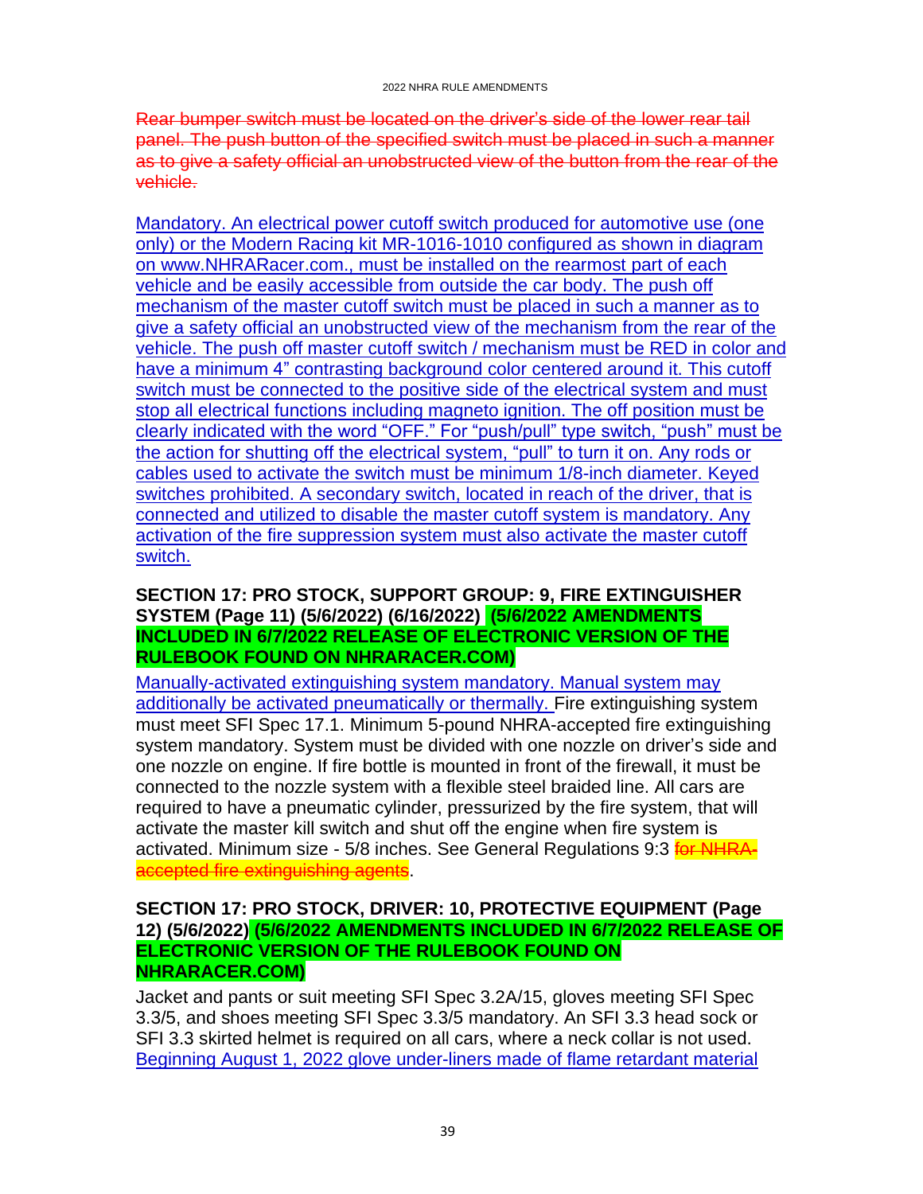~~Rear bumper switch must be located on the driver's side of the lower rear tail panel. The push button of the specified switch must be placed in such a manner as to give a safety official an unobstructed view of the button from the rear of the vehicle.~~

<u>Mandatory. An electrical power cutoff switch produced for automotive use (one only) or the Modern Racing kit MR-1016-1010 configured as shown in diagram on www.NHRARacer.com., must be installed on the rearmost part of each vehicle and be easily accessible from outside the car body. The push off mechanism of the master cutoff switch must be placed in such a manner as to give a safety official an unobstructed view of the mechanism from the rear of the vehicle. The push off master cutoff switch / mechanism must be RED in color and have a minimum 4" contrasting background color centered around it. This cutoff switch must be connected to the positive side of the electrical system and must stop all electrical functions including magneto ignition. The off position must be clearly indicated with the word "OFF." For "push/pull" type switch, "push" must be the action for shutting off the electrical system, "pull" to turn it on. Any rods or cables used to activate the switch must be minimum 1/8-inch diameter. Keyed switches prohibited. A secondary switch, located in reach of the driver, that is connected and utilized to disable the master cutoff system is mandatory. Any activation of the fire suppression system must also activate the master cutoff switch.</u>

### SECTION 17: PRO STOCK, SUPPORT GROUP: 9, FIRE EXTINGUISHER SYSTEM (Page 11) (5/6/2022) (6/16/2022) (5/6/2022 AMENDMENTS INCLUDED IN 6/7/2022 RELEASE OF ELECTRONIC VERSION OF THE RULEBOOK FOUND ON NHRARACER.COM)

<u>Manually-activated extinguishing system mandatory. Manual system may additionally be activated pneumatically or thermally.</u> Fire extinguishing system must meet SFI Spec 17.1. Minimum 5-pound NHRA-accepted fire extinguishing system mandatory. System must be divided with one nozzle on driver's side and one nozzle on engine. If fire bottle is mounted in front of the firewall, it must be connected to the nozzle system with a flexible steel braided line. All cars are required to have a pneumatic cylinder, pressurized by the fire system, that will activate the master kill switch and shut off the engine when fire system is activated. Minimum size - 5/8 inches. See General Regulations 9:3 ~~for NHRA-accepted fire extinguishing agents~~.

### SECTION 17: PRO STOCK, DRIVER: 10, PROTECTIVE EQUIPMENT (Page 12) (5/6/2022) (5/6/2022 AMENDMENTS INCLUDED IN 6/7/2022 RELEASE OF ELECTRONIC VERSION OF THE RULEBOOK FOUND ON NHRARACER.COM)

Jacket and pants or suit meeting SFI Spec 3.2A/15, gloves meeting SFI Spec 3.3/5, and shoes meeting SFI Spec 3.3/5 mandatory. An SFI 3.3 head sock or SFI 3.3 skirted helmet is required on all cars, where a neck collar is not used. <u>Beginning August 1, 2022 glove under-liners made of flame retardant material</u>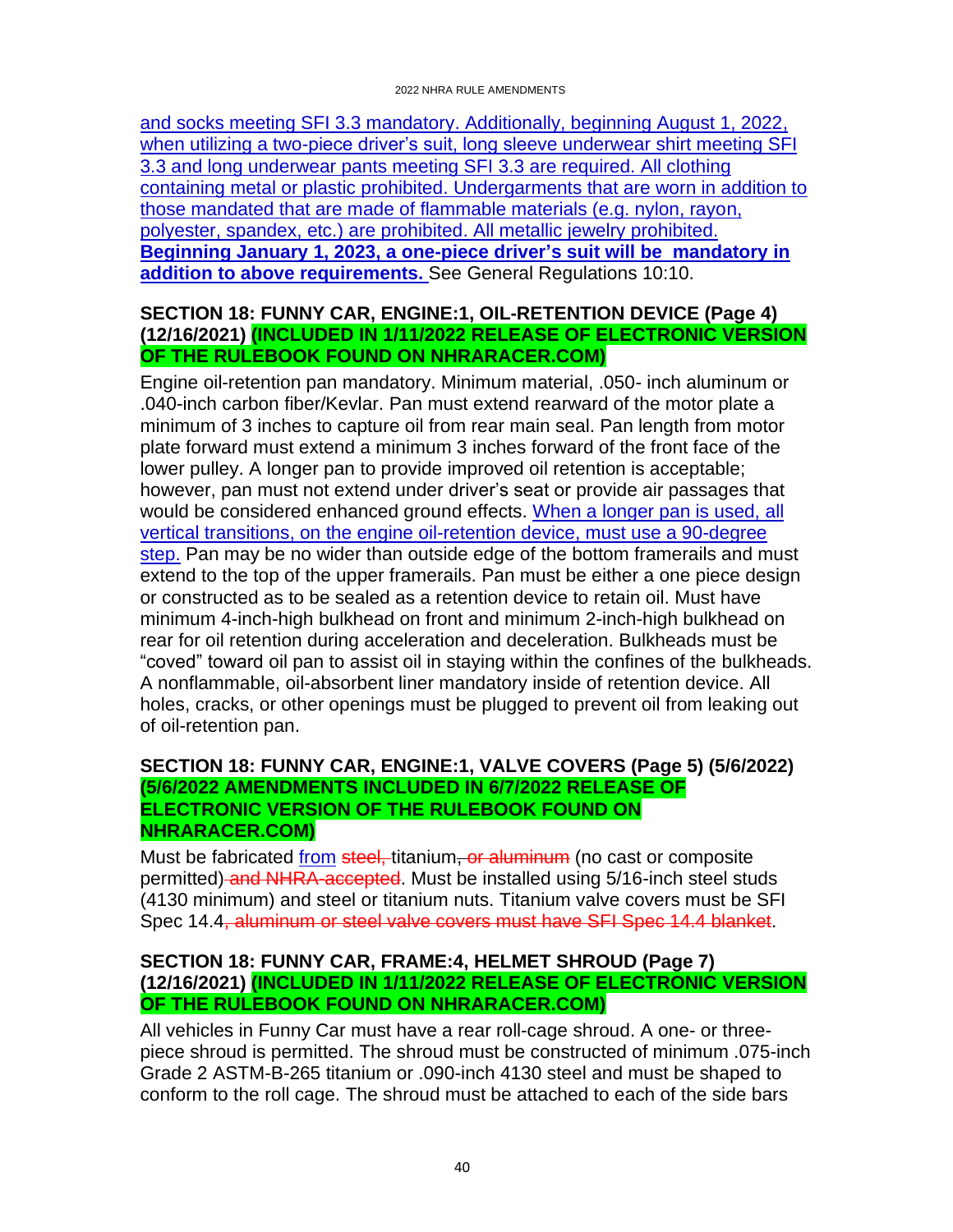and socks meeting SFI 3.3 mandatory. Additionally, beginning August 1, 2022, when utilizing a two-piece driver's suit, long sleeve underwear shirt meeting SFI 3.3 and long underwear pants meeting SFI 3.3 are required. All clothing containing metal or plastic prohibited. Undergarments that are worn in addition to those mandated that are made of flammable materials (e.g. nylon, rayon, polyester, spandex, etc.) are prohibited. All metallic jewelry prohibited. **Beginning January 1, 2023, a one-piece driver's suit will be mandatory in addition to above requirements.** See General Regulations 10:10.

### SECTION 18: FUNNY CAR, ENGINE:1, OIL-RETENTION DEVICE (Page 4) (12/16/2021) (INCLUDED IN 1/11/2022 RELEASE OF ELECTRONIC VERSION OF THE RULEBOOK FOUND ON NHRARACER.COM)

Engine oil-retention pan mandatory. Minimum material, .050- inch aluminum or .040-inch carbon fiber/Kevlar. Pan must extend rearward of the motor plate a minimum of 3 inches to capture oil from rear main seal. Pan length from motor plate forward must extend a minimum 3 inches forward of the front face of the lower pulley. A longer pan to provide improved oil retention is acceptable; however, pan must not extend under driver's seat or provide air passages that would be considered enhanced ground effects. When a longer pan is used, all vertical transitions, on the engine oil-retention device, must use a 90-degree step. Pan may be no wider than outside edge of the bottom framerails and must extend to the top of the upper framerails. Pan must be either a one piece design or constructed as to be sealed as a retention device to retain oil. Must have minimum 4-inch-high bulkhead on front and minimum 2-inch-high bulkhead on rear for oil retention during acceleration and deceleration. Bulkheads must be "coved" toward oil pan to assist oil in staying within the confines of the bulkheads. A nonflammable, oil-absorbent liner mandatory inside of retention device. All holes, cracks, or other openings must be plugged to prevent oil from leaking out of oil-retention pan.

### SECTION 18: FUNNY CAR, ENGINE:1, VALVE COVERS (Page 5) (5/6/2022) (5/6/2022 AMENDMENTS INCLUDED IN 6/7/2022 RELEASE OF ELECTRONIC VERSION OF THE RULEBOOK FOUND ON NHRARACER.COM)

Must be fabricated from ~~steel,~~ titanium~~, or aluminum~~ (no cast or composite permitted) ~~and NHRA-accepted~~. Must be installed using 5/16-inch steel studs (4130 minimum) and steel or titanium nuts. Titanium valve covers must be SFI Spec 14.4~~, aluminum or steel valve covers must have SFI Spec 14.4 blanket~~.

### SECTION 18: FUNNY CAR, FRAME:4, HELMET SHROUD (Page 7) (12/16/2021) (INCLUDED IN 1/11/2022 RELEASE OF ELECTRONIC VERSION OF THE RULEBOOK FOUND ON NHRARACER.COM)

All vehicles in Funny Car must have a rear roll-cage shroud. A one- or three-piece shroud is permitted. The shroud must be constructed of minimum .075-inch Grade 2 ASTM-B-265 titanium or .090-inch 4130 steel and must be shaped to conform to the roll cage. The shroud must be attached to each of the side bars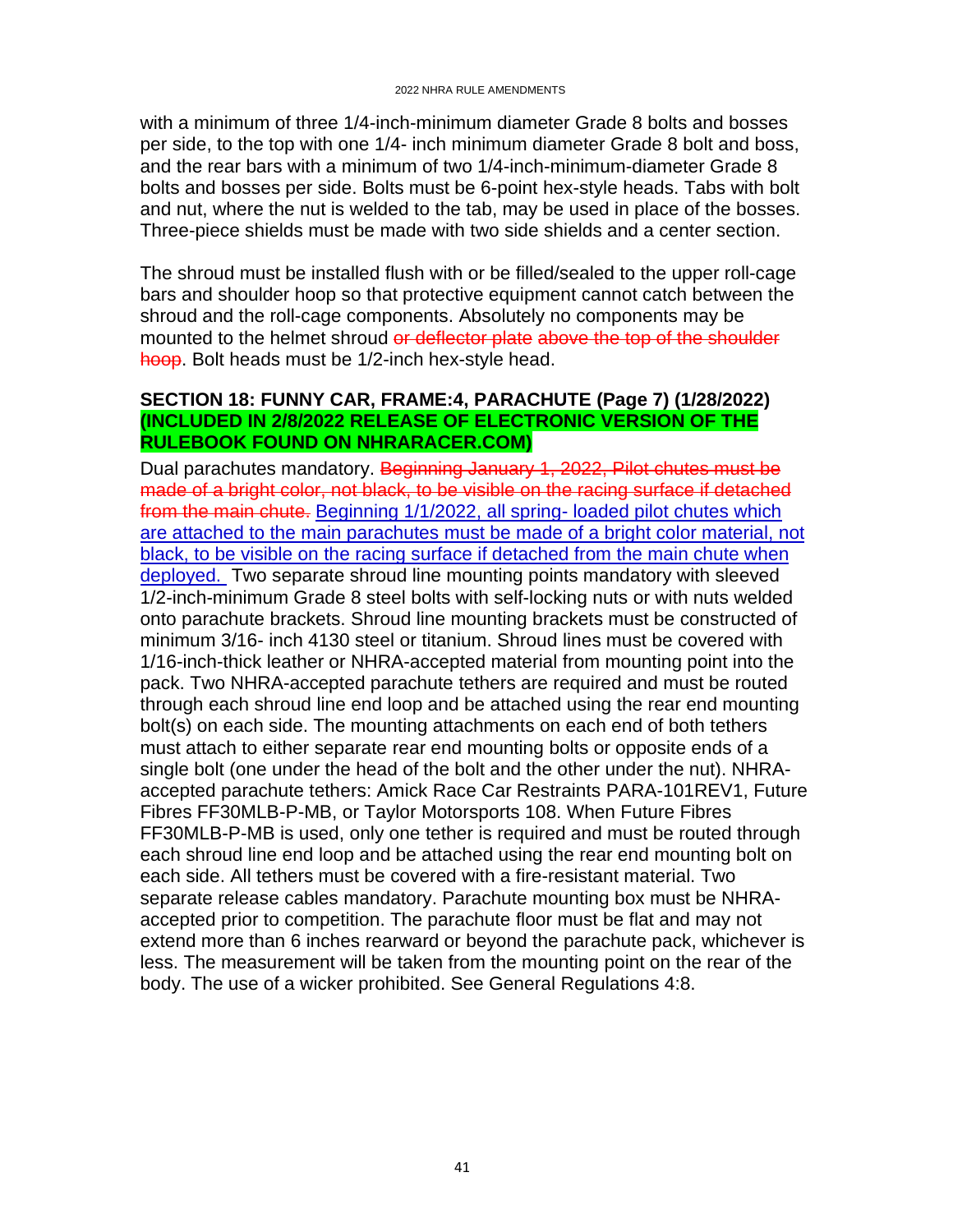with a minimum of three 1/4-inch-minimum diameter Grade 8 bolts and bosses per side, to the top with one 1/4- inch minimum diameter Grade 8 bolt and boss, and the rear bars with a minimum of two 1/4-inch-minimum-diameter Grade 8 bolts and bosses per side. Bolts must be 6-point hex-style heads. Tabs with bolt and nut, where the nut is welded to the tab, may be used in place of the bosses. Three-piece shields must be made with two side shields and a center section.

The shroud must be installed flush with or be filled/sealed to the upper roll-cage bars and shoulder hoop so that protective equipment cannot catch between the shroud and the roll-cage components. Absolutely no components may be mounted to the helmet shroud ~~or deflector plate above the top of the shoulder hoop~~. Bolt heads must be 1/2-inch hex-style head.

### SECTION 18: FUNNY CAR, FRAME:4, PARACHUTE (Page 7) (1/28/2022) (INCLUDED IN 2/8/2022 RELEASE OF ELECTRONIC VERSION OF THE RULEBOOK FOUND ON NHRARACER.COM)

Dual parachutes mandatory. ~~Beginning January 1, 2022, Pilot chutes must be made of a bright color, not black, to be visible on the racing surface if detached from the main chute.~~ <u>Beginning 1/1/2022, all spring- loaded pilot chutes which are attached to the main parachutes must be made of a bright color material, not black, to be visible on the racing surface if detached from the main chute when deployed.</u> Two separate shroud line mounting points mandatory with sleeved 1/2-inch-minimum Grade 8 steel bolts with self-locking nuts or with nuts welded onto parachute brackets. Shroud line mounting brackets must be constructed of minimum 3/16- inch 4130 steel or titanium. Shroud lines must be covered with 1/16-inch-thick leather or NHRA-accepted material from mounting point into the pack. Two NHRA-accepted parachute tethers are required and must be routed through each shroud line end loop and be attached using the rear end mounting bolt(s) on each side. The mounting attachments on each end of both tethers must attach to either separate rear end mounting bolts or opposite ends of a single bolt (one under the head of the bolt and the other under the nut). NHRA-accepted parachute tethers: Amick Race Car Restraints PARA-101REV1, Future Fibres FF30MLB-P-MB, or Taylor Motorsports 108. When Future Fibres FF30MLB-P-MB is used, only one tether is required and must be routed through each shroud line end loop and be attached using the rear end mounting bolt on each side. All tethers must be covered with a fire-resistant material. Two separate release cables mandatory. Parachute mounting box must be NHRA-accepted prior to competition. The parachute floor must be flat and may not extend more than 6 inches rearward or beyond the parachute pack, whichever is less. The measurement will be taken from the mounting point on the rear of the body. The use of a wicker prohibited. See General Regulations 4:8.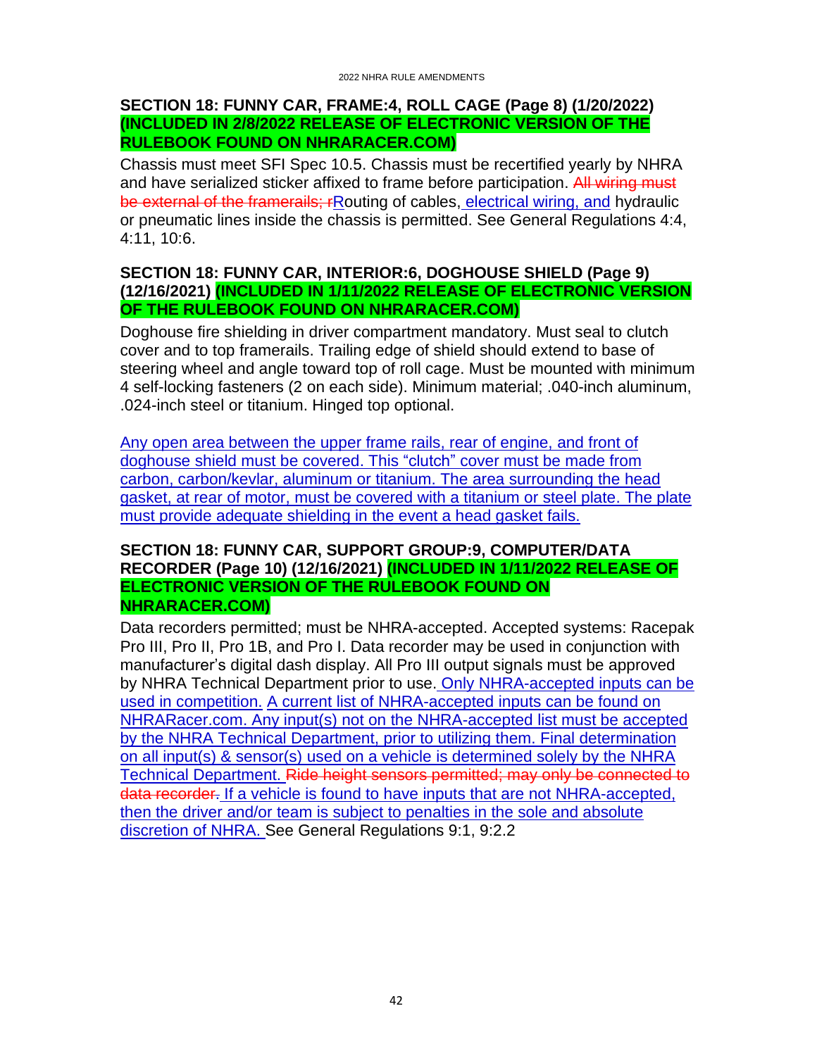### SECTION 18: FUNNY CAR, FRAME:4, ROLL CAGE (Page 8) (1/20/2022) (INCLUDED IN 2/8/2022 RELEASE OF ELECTRONIC VERSION OF THE RULEBOOK FOUND ON NHRARACER.COM)

Chassis must meet SFI Spec 10.5. Chassis must be recertified yearly by NHRA and have serialized sticker affixed to frame before participation. ~~All wiring must be external of the framerails; r~~Routing of cables, electrical wiring, and hydraulic or pneumatic lines inside the chassis is permitted. See General Regulations 4:4, 4:11, 10:6.

### SECTION 18: FUNNY CAR, INTERIOR:6, DOGHOUSE SHIELD (Page 9) (12/16/2021) (INCLUDED IN 1/11/2022 RELEASE OF ELECTRONIC VERSION OF THE RULEBOOK FOUND ON NHRARACER.COM)

Doghouse fire shielding in driver compartment mandatory. Must seal to clutch cover and to top framerails. Trailing edge of shield should extend to base of steering wheel and angle toward top of roll cage. Must be mounted with minimum 4 self-locking fasteners (2 on each side). Minimum material; .040-inch aluminum, .024-inch steel or titanium. Hinged top optional.

Any open area between the upper frame rails, rear of engine, and front of doghouse shield must be covered. This "clutch" cover must be made from carbon, carbon/kevlar, aluminum or titanium. The area surrounding the head gasket, at rear of motor, must be covered with a titanium or steel plate. The plate must provide adequate shielding in the event a head gasket fails.

### SECTION 18: FUNNY CAR, SUPPORT GROUP:9, COMPUTER/DATA RECORDER (Page 10) (12/16/2021) (INCLUDED IN 1/11/2022 RELEASE OF ELECTRONIC VERSION OF THE RULEBOOK FOUND ON NHRARACER.COM)

Data recorders permitted; must be NHRA-accepted. Accepted systems: Racepak Pro III, Pro II, Pro 1B, and Pro I. Data recorder may be used in conjunction with manufacturer's digital dash display. All Pro III output signals must be approved by NHRA Technical Department prior to use. Only NHRA-accepted inputs can be used in competition. A current list of NHRA-accepted inputs can be found on NHRARacer.com. Any input(s) not on the NHRA-accepted list must be accepted by the NHRA Technical Department, prior to utilizing them. Final determination on all input(s) & sensor(s) used on a vehicle is determined solely by the NHRA Technical Department. ~~Ride height sensors permitted; may only be connected to data recorder.~~ If a vehicle is found to have inputs that are not NHRA-accepted, then the driver and/or team is subject to penalties in the sole and absolute discretion of NHRA. See General Regulations 9:1, 9:2.2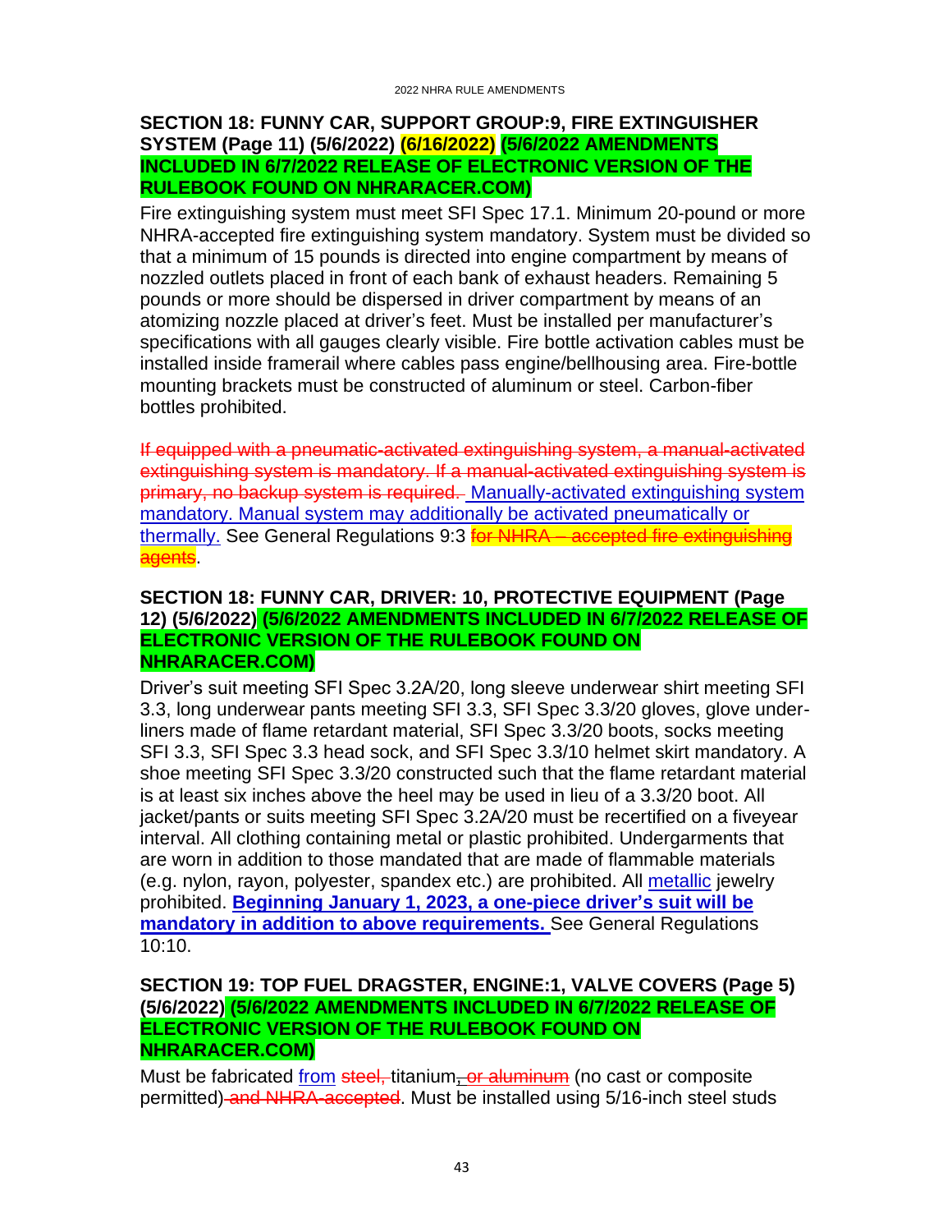## SECTION 18: FUNNY CAR, SUPPORT GROUP:9, FIRE EXTINGUISHER SYSTEM (Page 11) (5/6/2022) (6/16/2022) (5/6/2022 AMENDMENTS INCLUDED IN 6/7/2022 RELEASE OF ELECTRONIC VERSION OF THE RULEBOOK FOUND ON NHRARACER.COM)

Fire extinguishing system must meet SFI Spec 17.1. Minimum 20-pound or more NHRA-accepted fire extinguishing system mandatory. System must be divided so that a minimum of 15 pounds is directed into engine compartment by means of nozzled outlets placed in front of each bank of exhaust headers. Remaining 5 pounds or more should be dispersed in driver compartment by means of an atomizing nozzle placed at driver's feet. Must be installed per manufacturer's specifications with all gauges clearly visible. Fire bottle activation cables must be installed inside framerail where cables pass engine/bellhousing area. Fire-bottle mounting brackets must be constructed of aluminum or steel. Carbon-fiber bottles prohibited.

~~If equipped with a pneumatic-activated extinguishing system, a manual-activated extinguishing system is mandatory. If a manual-activated extinguishing system is primary, no backup system is required.~~ Manually-activated extinguishing system mandatory. Manual system may additionally be activated pneumatically or thermally. See General Regulations 9:3 ~~for NHRA – accepted fire extinguishing agents~~.

## SECTION 18: FUNNY CAR, DRIVER: 10, PROTECTIVE EQUIPMENT (Page 12) (5/6/2022) (5/6/2022 AMENDMENTS INCLUDED IN 6/7/2022 RELEASE OF ELECTRONIC VERSION OF THE RULEBOOK FOUND ON NHRARACER.COM)

Driver's suit meeting SFI Spec 3.2A/20, long sleeve underwear shirt meeting SFI 3.3, long underwear pants meeting SFI 3.3, SFI Spec 3.3/20 gloves, glove under-liners made of flame retardant material, SFI Spec 3.3/20 boots, socks meeting SFI 3.3, SFI Spec 3.3 head sock, and SFI Spec 3.3/10 helmet skirt mandatory. A shoe meeting SFI Spec 3.3/20 constructed such that the flame retardant material is at least six inches above the heel may be used in lieu of a 3.3/20 boot. All jacket/pants or suits meeting SFI Spec 3.2A/20 must be recertified on a fiveyear interval. All clothing containing metal or plastic prohibited. Undergarments that are worn in addition to those mandated that are made of flammable materials (e.g. nylon, rayon, polyester, spandex etc.) are prohibited. All metallic jewelry prohibited. **Beginning January 1, 2023, a one-piece driver's suit will be mandatory in addition to above requirements.** See General Regulations 10:10.

## SECTION 19: TOP FUEL DRAGSTER, ENGINE:1, VALVE COVERS (Page 5) (5/6/2022) (5/6/2022 AMENDMENTS INCLUDED IN 6/7/2022 RELEASE OF ELECTRONIC VERSION OF THE RULEBOOK FOUND ON NHRARACER.COM)

Must be fabricated from ~~steel,~~ titanium~~, or aluminum~~ (no cast or composite permitted)~~ and NHRA-accepted~~. Must be installed using 5/16-inch steel studs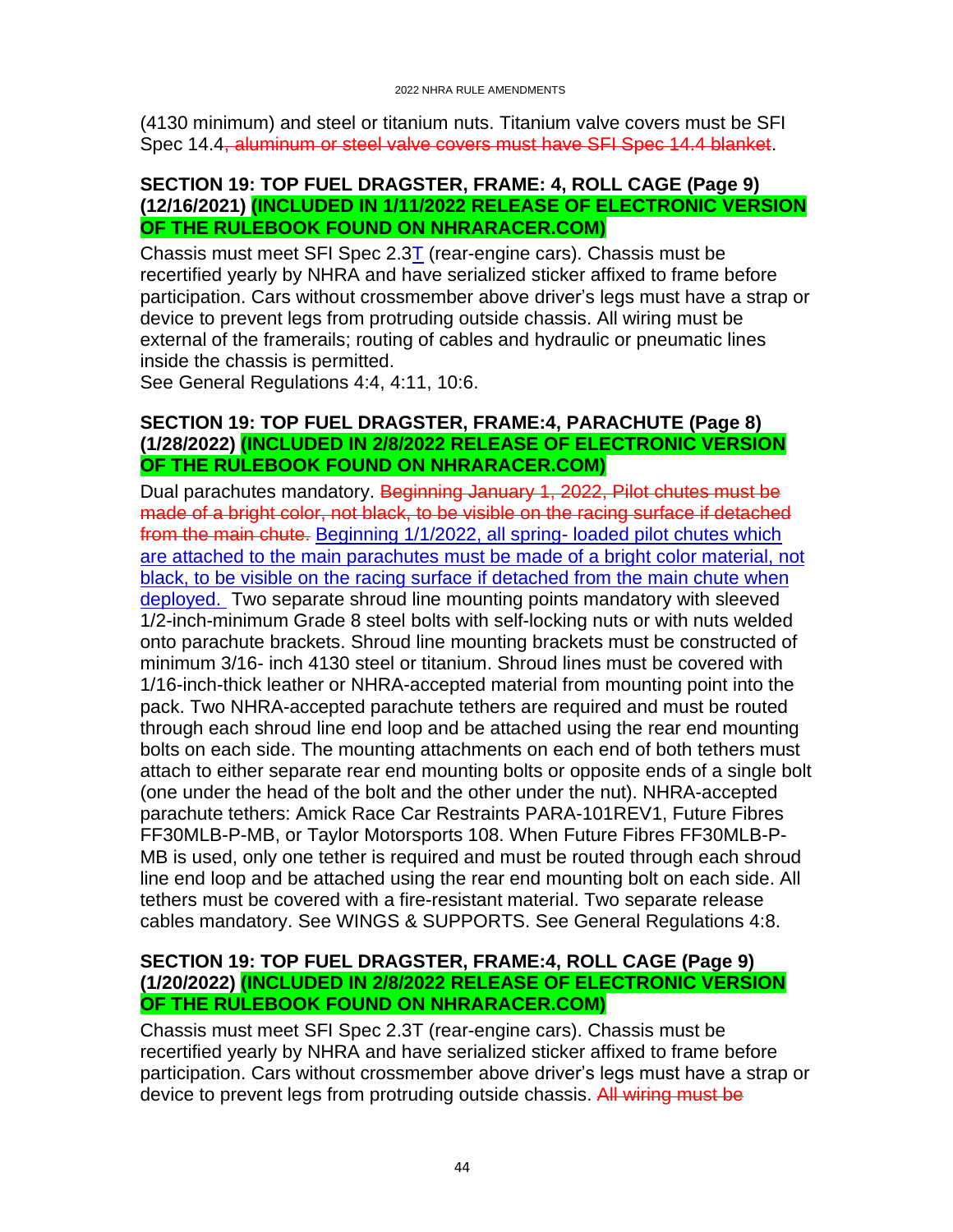(4130 minimum) and steel or titanium nuts. Titanium valve covers must be SFI Spec 14.4~~, aluminum or steel valve covers must have SFI Spec 14.4 blanket~~.

**SECTION 19: TOP FUEL DRAGSTER, FRAME: 4, ROLL CAGE (Page 9) (12/16/2021) (INCLUDED IN 1/11/2022 RELEASE OF ELECTRONIC VERSION OF THE RULEBOOK FOUND ON NHRARACER.COM)**

Chassis must meet SFI Spec 2.3<u>T</u> (rear-engine cars). Chassis must be recertified yearly by NHRA and have serialized sticker affixed to frame before participation. Cars without crossmember above driver's legs must have a strap or device to prevent legs from protruding outside chassis. All wiring must be external of the framerails; routing of cables and hydraulic or pneumatic lines inside the chassis is permitted.
See General Regulations 4:4, 4:11, 10:6.

**SECTION 19: TOP FUEL DRAGSTER, FRAME:4, PARACHUTE (Page 8) (1/28/2022) (INCLUDED IN 2/8/2022 RELEASE OF ELECTRONIC VERSION OF THE RULEBOOK FOUND ON NHRARACER.COM)**

Dual parachutes mandatory. ~~Beginning January 1, 2022, Pilot chutes must be made of a bright color, not black, to be visible on the racing surface if detached from the main chute.~~ <u>Beginning 1/1/2022, all spring- loaded pilot chutes which are attached to the main parachutes must be made of a bright color material, not black, to be visible on the racing surface if detached from the main chute when deployed.</u> Two separate shroud line mounting points mandatory with sleeved 1/2-inch-minimum Grade 8 steel bolts with self-locking nuts or with nuts welded onto parachute brackets. Shroud line mounting brackets must be constructed of minimum 3/16- inch 4130 steel or titanium. Shroud lines must be covered with 1/16-inch-thick leather or NHRA-accepted material from mounting point into the pack. Two NHRA-accepted parachute tethers are required and must be routed through each shroud line end loop and be attached using the rear end mounting bolts on each side. The mounting attachments on each end of both tethers must attach to either separate rear end mounting bolts or opposite ends of a single bolt (one under the head of the bolt and the other under the nut). NHRA-accepted parachute tethers: Amick Race Car Restraints PARA-101REV1, Future Fibres FF30MLB-P-MB, or Taylor Motorsports 108. When Future Fibres FF30MLB-P-MB is used, only one tether is required and must be routed through each shroud line end loop and be attached using the rear end mounting bolt on each side. All tethers must be covered with a fire-resistant material. Two separate release cables mandatory. See WINGS & SUPPORTS. See General Regulations 4:8.

**SECTION 19: TOP FUEL DRAGSTER, FRAME:4, ROLL CAGE (Page 9) (1/20/2022) (INCLUDED IN 2/8/2022 RELEASE OF ELECTRONIC VERSION OF THE RULEBOOK FOUND ON NHRARACER.COM)**

Chassis must meet SFI Spec 2.3T (rear-engine cars). Chassis must be recertified yearly by NHRA and have serialized sticker affixed to frame before participation. Cars without crossmember above driver's legs must have a strap or device to prevent legs from protruding outside chassis. ~~All wiring must be~~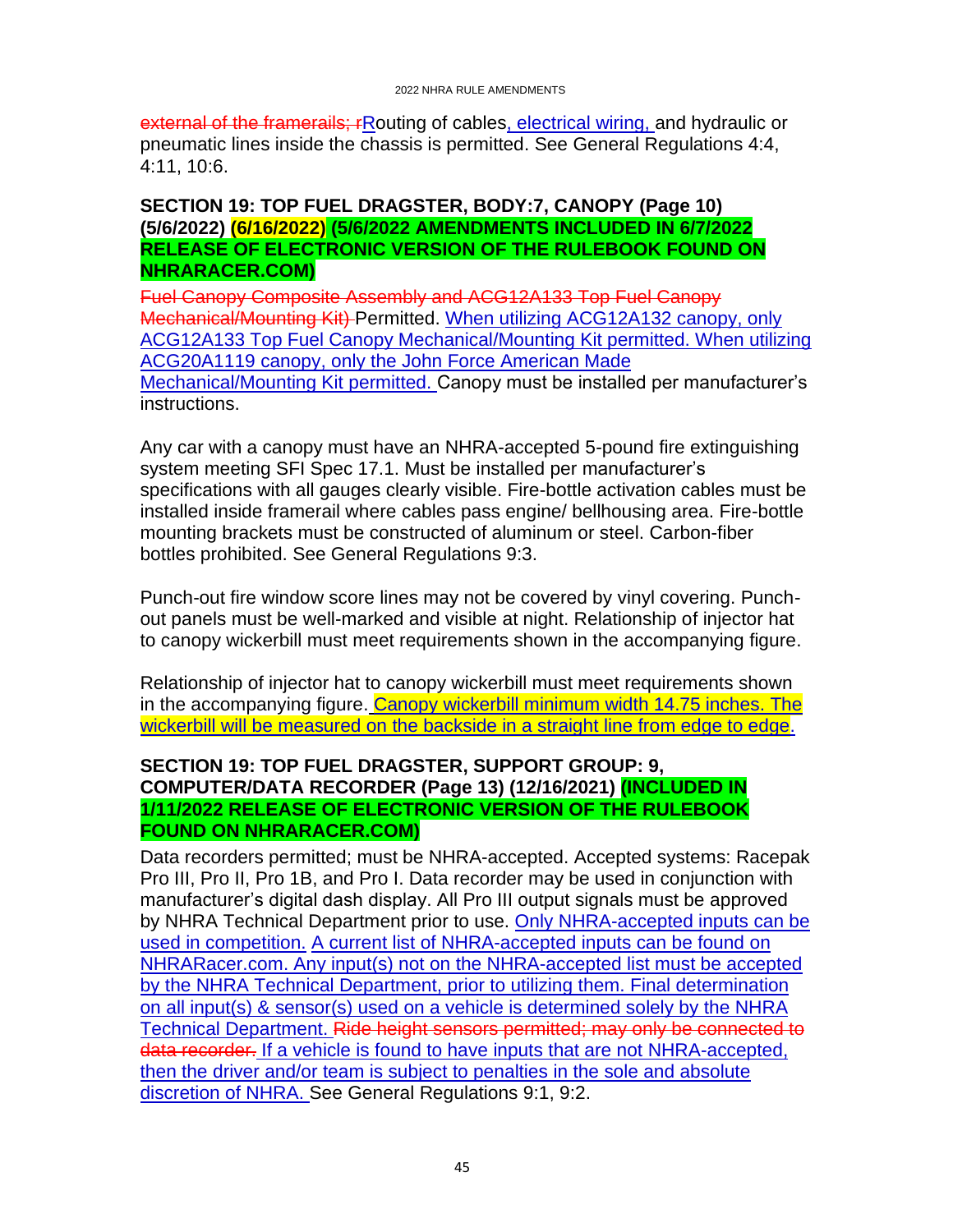~~external of the framerails; r~~Routing of cables, electrical wiring, and hydraulic or pneumatic lines inside the chassis is permitted. See General Regulations 4:4, 4:11, 10:6.

**SECTION 19: TOP FUEL DRAGSTER, BODY:7, CANOPY (Page 10) (5/6/2022) (6/16/2022) (5/6/2022 AMENDMENTS INCLUDED IN 6/7/2022 RELEASE OF ELECTRONIC VERSION OF THE RULEBOOK FOUND ON NHRARACER.COM)**

~~Fuel Canopy Composite Assembly and ACG12A133 Top Fuel Canopy Mechanical/Mounting Kit)~~ Permitted. When utilizing ACG12A132 canopy, only ACG12A133 Top Fuel Canopy Mechanical/Mounting Kit permitted. When utilizing ACG20A1119 canopy, only the John Force American Made Mechanical/Mounting Kit permitted. Canopy must be installed per manufacturer's instructions.

Any car with a canopy must have an NHRA-accepted 5-pound fire extinguishing system meeting SFI Spec 17.1. Must be installed per manufacturer's specifications with all gauges clearly visible. Fire-bottle activation cables must be installed inside framerail where cables pass engine/ bellhousing area. Fire-bottle mounting brackets must be constructed of aluminum or steel. Carbon-fiber bottles prohibited. See General Regulations 9:3.

Punch-out fire window score lines may not be covered by vinyl covering. Punch-out panels must be well-marked and visible at night. Relationship of injector hat to canopy wickerbill must meet requirements shown in the accompanying figure.

Relationship of injector hat to canopy wickerbill must meet requirements shown in the accompanying figure. Canopy wickerbill minimum width 14.75 inches. The wickerbill will be measured on the backside in a straight line from edge to edge.

**SECTION 19: TOP FUEL DRAGSTER, SUPPORT GROUP: 9, COMPUTER/DATA RECORDER (Page 13) (12/16/2021) (INCLUDED IN 1/11/2022 RELEASE OF ELECTRONIC VERSION OF THE RULEBOOK FOUND ON NHRARACER.COM)**

Data recorders permitted; must be NHRA-accepted. Accepted systems: Racepak Pro III, Pro II, Pro 1B, and Pro I. Data recorder may be used in conjunction with manufacturer's digital dash display. All Pro III output signals must be approved by NHRA Technical Department prior to use. Only NHRA-accepted inputs can be used in competition. A current list of NHRA-accepted inputs can be found on NHRARacer.com. Any input(s) not on the NHRA-accepted list must be accepted by the NHRA Technical Department, prior to utilizing them. Final determination on all input(s) & sensor(s) used on a vehicle is determined solely by the NHRA Technical Department. ~~Ride height sensors permitted; may only be connected to data recorder.~~ If a vehicle is found to have inputs that are not NHRA-accepted, then the driver and/or team is subject to penalties in the sole and absolute discretion of NHRA. See General Regulations 9:1, 9:2.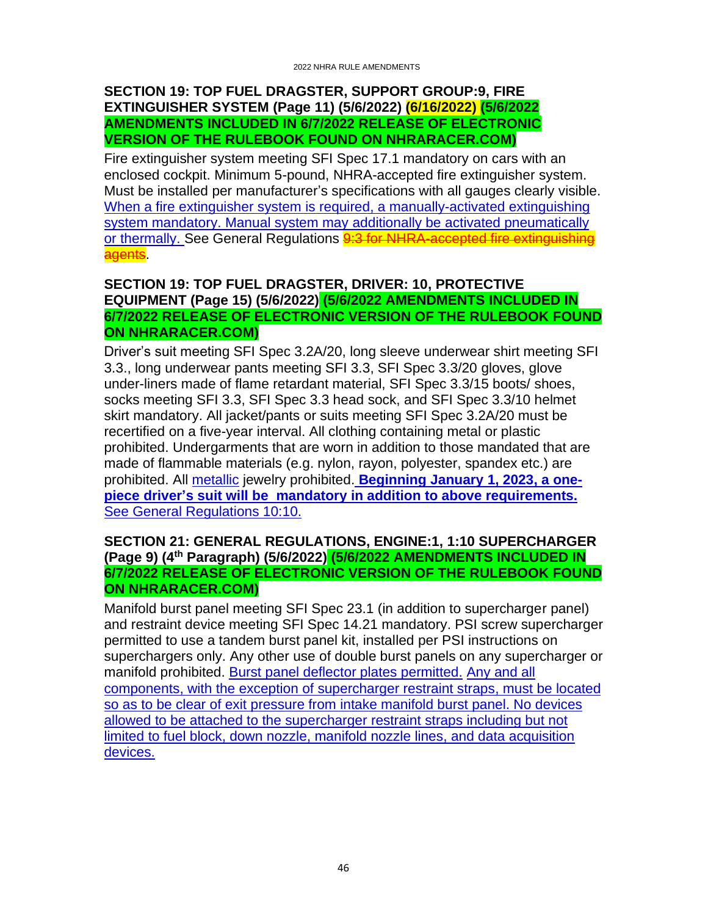## SECTION 19: TOP FUEL DRAGSTER, SUPPORT GROUP:9, FIRE EXTINGUISHER SYSTEM (Page 11) (5/6/2022) (6/16/2022) (5/6/2022 AMENDMENTS INCLUDED IN 6/7/2022 RELEASE OF ELECTRONIC VERSION OF THE RULEBOOK FOUND ON NHRARACER.COM)

Fire extinguisher system meeting SFI Spec 17.1 mandatory on cars with an enclosed cockpit. Minimum 5-pound, NHRA-accepted fire extinguisher system. Must be installed per manufacturer's specifications with all gauges clearly visible. When a fire extinguisher system is required, a manually-activated extinguishing system mandatory. Manual system may additionally be activated pneumatically or thermally. See General Regulations ~~9:3 for NHRA-accepted fire extinguishing agents~~.

## SECTION 19: TOP FUEL DRAGSTER, DRIVER: 10, PROTECTIVE EQUIPMENT (Page 15) (5/6/2022) (5/6/2022 AMENDMENTS INCLUDED IN 6/7/2022 RELEASE OF ELECTRONIC VERSION OF THE RULEBOOK FOUND ON NHRARACER.COM)

Driver's suit meeting SFI Spec 3.2A/20, long sleeve underwear shirt meeting SFI 3.3., long underwear pants meeting SFI 3.3, SFI Spec 3.3/20 gloves, glove under-liners made of flame retardant material, SFI Spec 3.3/15 boots/ shoes, socks meeting SFI 3.3, SFI Spec 3.3 head sock, and SFI Spec 3.3/10 helmet skirt mandatory. All jacket/pants or suits meeting SFI Spec 3.2A/20 must be recertified on a five-year interval. All clothing containing metal or plastic prohibited. Undergarments that are worn in addition to those mandated that are made of flammable materials (e.g. nylon, rayon, polyester, spandex etc.) are prohibited. All metallic jewelry prohibited. **Beginning January 1, 2023, a one-piece driver's suit will be mandatory in addition to above requirements.** See General Regulations 10:10.

## SECTION 21: GENERAL REGULATIONS, ENGINE:1, 1:10 SUPERCHARGER (Page 9) (4th Paragraph) (5/6/2022) (5/6/2022 AMENDMENTS INCLUDED IN 6/7/2022 RELEASE OF ELECTRONIC VERSION OF THE RULEBOOK FOUND ON NHRARACER.COM)

Manifold burst panel meeting SFI Spec 23.1 (in addition to supercharger panel) and restraint device meeting SFI Spec 14.21 mandatory. PSI screw supercharger permitted to use a tandem burst panel kit, installed per PSI instructions on superchargers only. Any other use of double burst panels on any supercharger or manifold prohibited. Burst panel deflector plates permitted. Any and all components, with the exception of supercharger restraint straps, must be located so as to be clear of exit pressure from intake manifold burst panel. No devices allowed to be attached to the supercharger restraint straps including but not limited to fuel block, down nozzle, manifold nozzle lines, and data acquisition devices.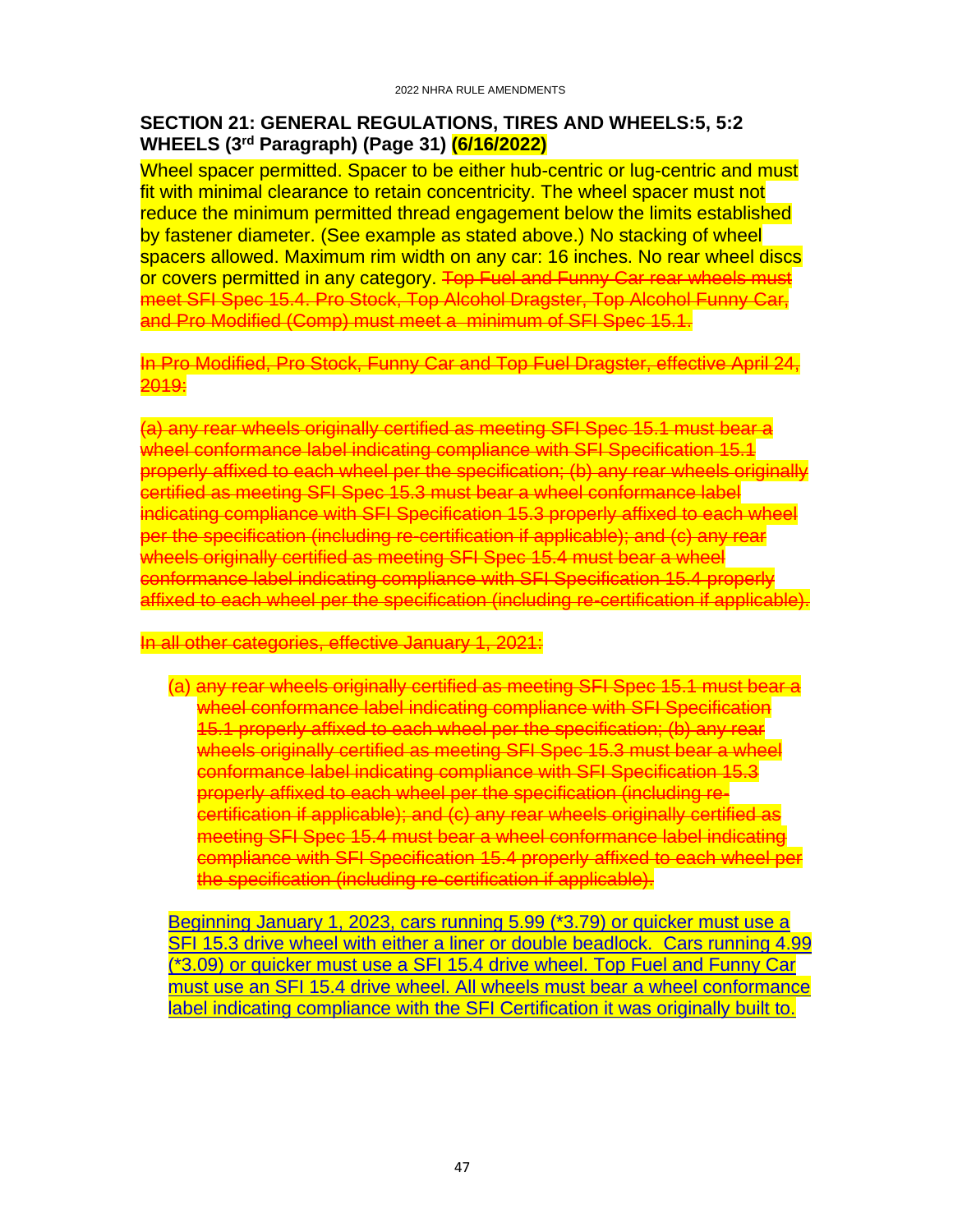## SECTION 21: GENERAL REGULATIONS, TIRES AND WHEELS:5, 5:2 WHEELS (3rd Paragraph) (Page 31) (6/16/2022)

Wheel spacer permitted. Spacer to be either hub-centric or lug-centric and must fit with minimal clearance to retain concentricity. The wheel spacer must not reduce the minimum permitted thread engagement below the limits established by fastener diameter. (See example as stated above.) No stacking of wheel spacers allowed. Maximum rim width on any car: 16 inches. No rear wheel discs or covers permitted in any category. ~~Top Fuel and Funny Car rear wheels must meet SFI Spec 15.4. Pro Stock, Top Alcohol Dragster, Top Alcohol Funny Car, and Pro Modified (Comp) must meet a minimum of SFI Spec 15.1.~~

~~In Pro Modified, Pro Stock, Funny Car and Top Fuel Dragster, effective April 24, 2019:~~

~~(a) any rear wheels originally certified as meeting SFI Spec 15.1 must bear a wheel conformance label indicating compliance with SFI Specification 15.1 properly affixed to each wheel per the specification; (b) any rear wheels originally certified as meeting SFI Spec 15.3 must bear a wheel conformance label indicating compliance with SFI Specification 15.3 properly affixed to each wheel per the specification (including re-certification if applicable); and (c) any rear wheels originally certified as meeting SFI Spec 15.4 must bear a wheel conformance label indicating compliance with SFI Specification 15.4 properly affixed to each wheel per the specification (including re-certification if applicable).~~

~~In all other categories, effective January 1, 2021:~~

(a) ~~any rear wheels originally certified as meeting SFI Spec 15.1 must bear a wheel conformance label indicating compliance with SFI Specification 15.1 properly affixed to each wheel per the specification; (b) any rear wheels originally certified as meeting SFI Spec 15.3 must bear a wheel conformance label indicating compliance with SFI Specification 15.3 properly affixed to each wheel per the specification (including re-certification if applicable); and (c) any rear wheels originally certified as meeting SFI Spec 15.4 must bear a wheel conformance label indicating compliance with SFI Specification 15.4 properly affixed to each wheel per the specification (including re-certification if applicable).~~

Beginning January 1, 2023, cars running 5.99 (*3.79) or quicker must use a SFI 15.3 drive wheel with either a liner or double beadlock. Cars running 4.99 (*3.09) or quicker must use a SFI 15.4 drive wheel. Top Fuel and Funny Car must use an SFI 15.4 drive wheel. All wheels must bear a wheel conformance label indicating compliance with the SFI Certification it was originally built to.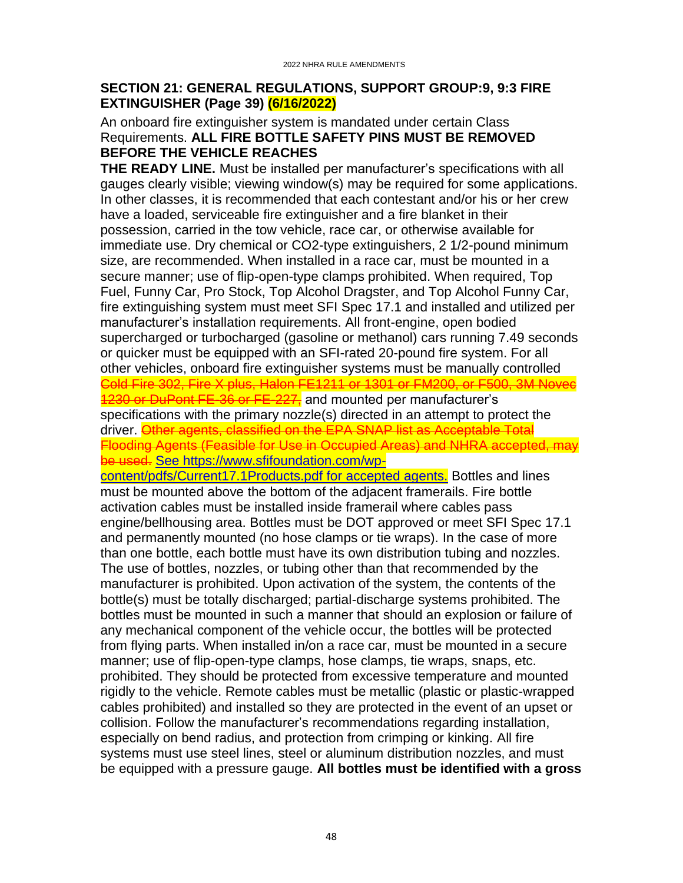## SECTION 21: GENERAL REGULATIONS, SUPPORT GROUP:9, 9:3 FIRE EXTINGUISHER (Page 39) (6/16/2022)

An onboard fire extinguisher system is mandated under certain Class Requirements. **ALL FIRE BOTTLE SAFETY PINS MUST BE REMOVED BEFORE THE VEHICLE REACHES THE READY LINE.** Must be installed per manufacturer's specifications with all gauges clearly visible; viewing window(s) may be required for some applications. In other classes, it is recommended that each contestant and/or his or her crew have a loaded, serviceable fire extinguisher and a fire blanket in their possession, carried in the tow vehicle, race car, or otherwise available for immediate use. Dry chemical or CO2-type extinguishers, 2 1/2-pound minimum size, are recommended. When installed in a race car, must be mounted in a secure manner; use of flip-open-type clamps prohibited. When required, Top Fuel, Funny Car, Pro Stock, Top Alcohol Dragster, and Top Alcohol Funny Car, fire extinguishing system must meet SFI Spec 17.1 and installed and utilized per manufacturer's installation requirements. All front-engine, open bodied supercharged or turbocharged (gasoline or methanol) cars running 7.49 seconds or quicker must be equipped with an SFI-rated 20-pound fire system. For all other vehicles, onboard fire extinguisher systems must be manually controlled ~~Cold Fire 302, Fire X plus, Halon FE1211 or 1301 or FM200, or F500, 3M Novec 1230 or DuPont FE-36 or FE-227,~~ and mounted per manufacturer's specifications with the primary nozzle(s) directed in an attempt to protect the driver. ~~Other agents, classified on the EPA SNAP list as Acceptable Total Flooding Agents (Feasible for Use in Occupied Areas) and NHRA accepted, may be used.~~ See https://www.sfifoundation.com/wp-content/pdfs/Current17.1Products.pdf for accepted agents. Bottles and lines must be mounted above the bottom of the adjacent framerails. Fire bottle activation cables must be installed inside framerail where cables pass engine/bellhousing area. Bottles must be DOT approved or meet SFI Spec 17.1 and permanently mounted (no hose clamps or tie wraps). In the case of more than one bottle, each bottle must have its own distribution tubing and nozzles. The use of bottles, nozzles, or tubing other than that recommended by the manufacturer is prohibited. Upon activation of the system, the contents of the bottle(s) must be totally discharged; partial-discharge systems prohibited. The bottles must be mounted in such a manner that should an explosion or failure of any mechanical component of the vehicle occur, the bottles will be protected from flying parts. When installed in/on a race car, must be mounted in a secure manner; use of flip-open-type clamps, hose clamps, tie wraps, snaps, etc. prohibited. They should be protected from excessive temperature and mounted rigidly to the vehicle. Remote cables must be metallic (plastic or plastic-wrapped cables prohibited) and installed so they are protected in the event of an upset or collision. Follow the manufacturer's recommendations regarding installation, especially on bend radius, and protection from crimping or kinking. All fire systems must use steel lines, steel or aluminum distribution nozzles, and must be equipped with a pressure gauge. **All bottles must be identified with a gross**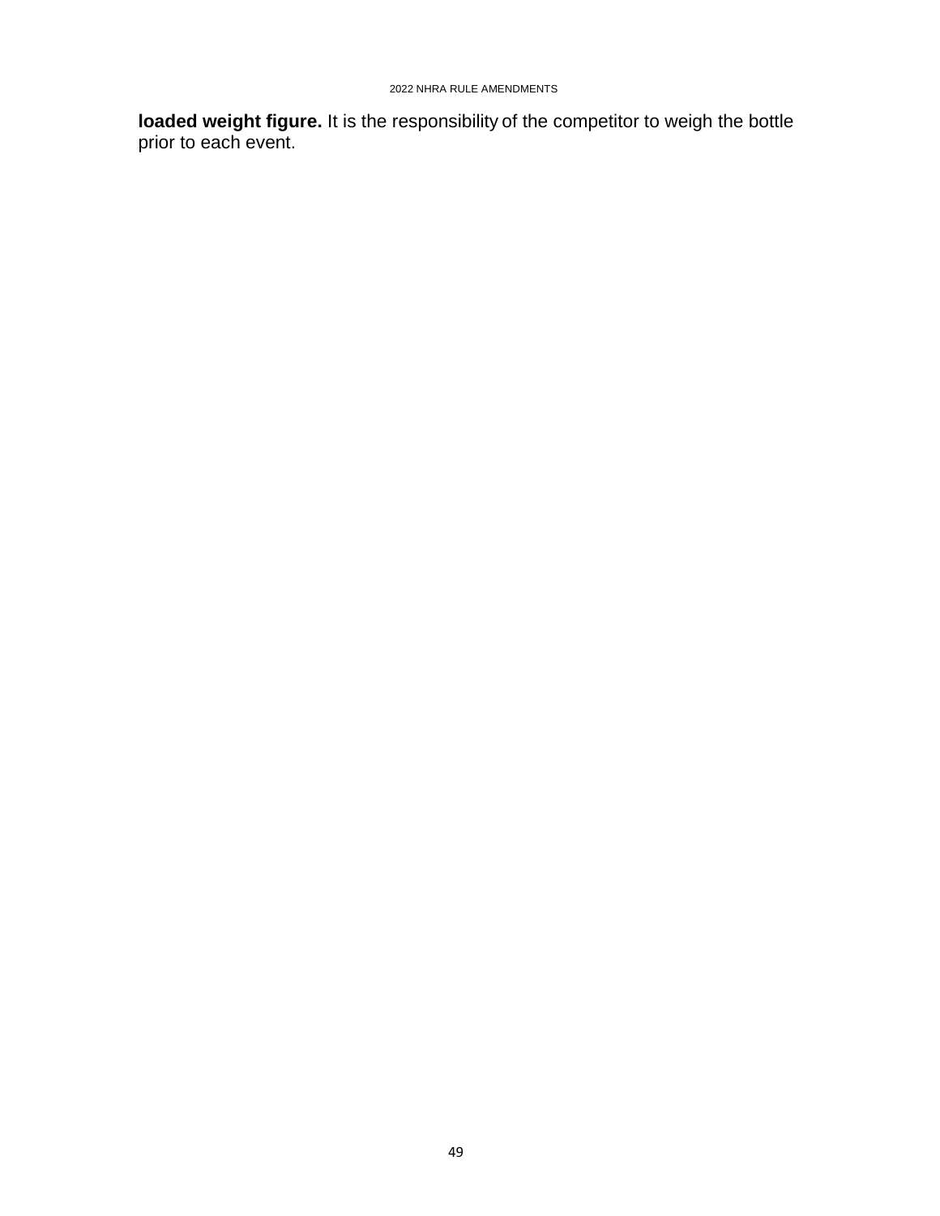**loaded weight figure.** It is the responsibility of the competitor to weigh the bottle prior to each event.